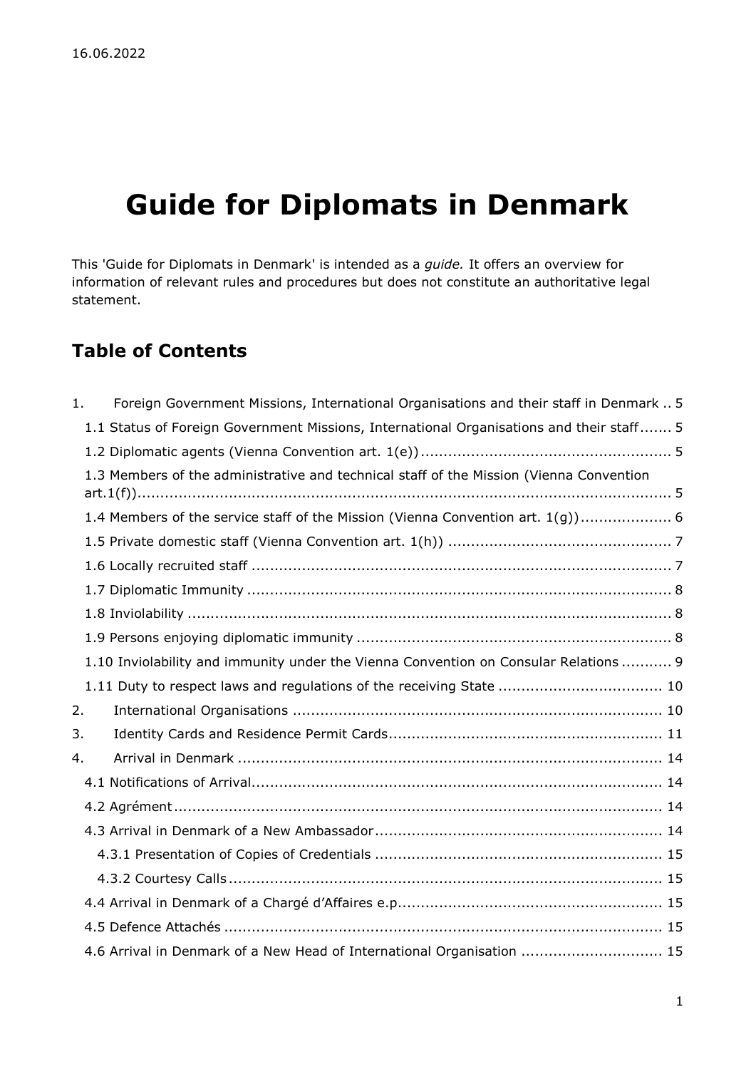16.06.2022

# Guide for Diplomats in Denmark

This 'Guide for Diplomats in Denmark' is intended as a *guide.* It offers an overview for information of relevant rules and procedures but does not constitute an authoritative legal statement.

## Table of Contents

1. Foreign Government Missions, International Organisations and their staff in Denmark .. 5
   - 1.1 Status of Foreign Government Missions, International Organisations and their staff....... 5
   - 1.2 Diplomatic agents (Vienna Convention art. 1(e)) ....................................................... 5
   - 1.3 Members of the administrative and technical staff of the Mission (Vienna Convention art.1(f))....................................................................................................................... 5
   - 1.4 Members of the service staff of the Mission (Vienna Convention art. 1(g))................... 6
   - 1.5 Private domestic staff (Vienna Convention art. 1(h)) ................................................ 7
   - 1.6 Locally recruited staff ........................................................................................... 7
   - 1.7 Diplomatic Immunity ............................................................................................ 8
   - 1.8 Inviolability .......................................................................................................... 8
   - 1.9 Persons enjoying diplomatic immunity .................................................................... 8
   - 1.10 Inviolability and immunity under the Vienna Convention on Consular Relations ........... 9
   - 1.11 Duty to respect laws and regulations of the receiving State .................................... 10
2. International Organisations ................................................................................ 10
3. Identity Cards and Residence Permit Cards........................................................... 11
4. Arrival in Denmark ............................................................................................. 14
   - 4.1 Notifications of Arrival......................................................................................... 14
   - 4.2 Agrément ........................................................................................................... 14
   - 4.3 Arrival in Denmark of a New Ambassador .............................................................. 14
     - 4.3.1 Presentation of Copies of Credentials .............................................................. 15
     - 4.3.2 Courtesy Calls ............................................................................................... 15
   - 4.4 Arrival in Denmark of a Chargé d'Affaires e.p......................................................... 15
   - 4.5 Defence Attachés ............................................................................................... 15
   - 4.6 Arrival in Denmark of a New Head of International Organisation .............................. 15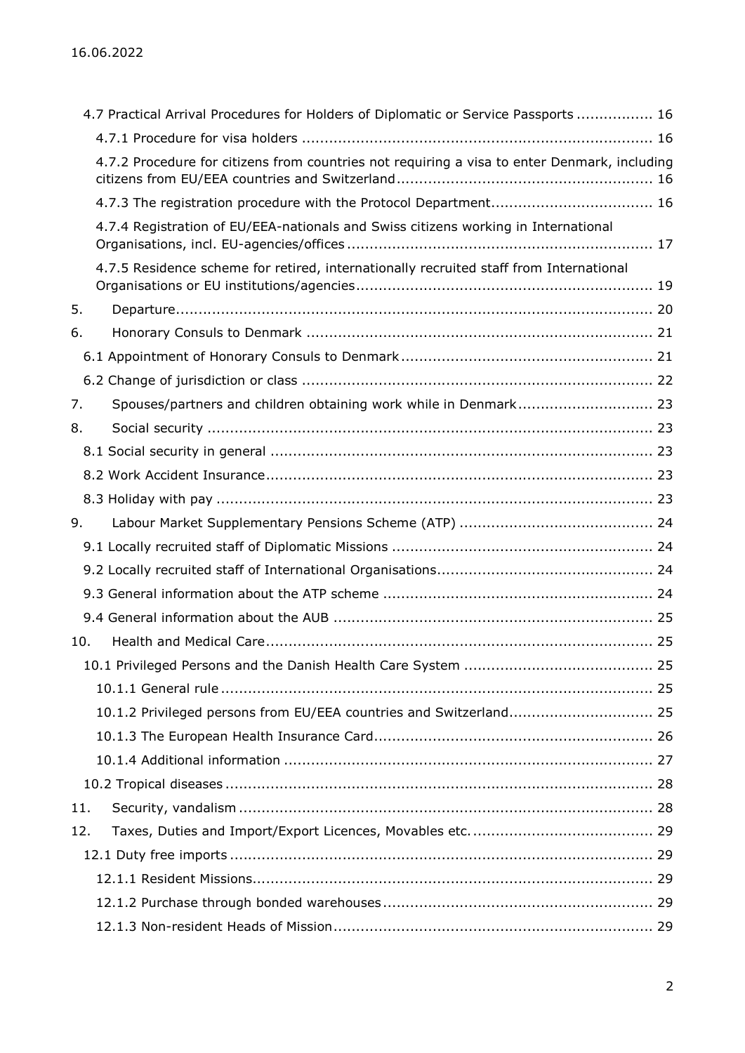4.7 Practical Arrival Procedures for Holders of Diplomatic or Service Passports ................ 16

4.7.1 Procedure for visa holders ............................................................................ 16

4.7.2 Procedure for citizens from countries not requiring a visa to enter Denmark, including citizens from EU/EEA countries and Switzerland........................................................ 16

4.7.3 The registration procedure with the Protocol Department................................... 16

4.7.4 Registration of EU/EEA-nationals and Swiss citizens working in International Organisations, incl. EU-agencies/offices ................................................................... 17

4.7.5 Residence scheme for retired, internationally recruited staff from International Organisations or EU institutions/agencies................................................................. 19

5. Departure......................................................................................................... 20

6. Honorary Consuls to Denmark ............................................................................ 21

6.1 Appointment of Honorary Consuls to Denmark....................................................... 21

6.2 Change of jurisdiction or class ............................................................................. 22

7. Spouses/partners and children obtaining work while in Denmark............................. 23

8. Social security .................................................................................................. 23

8.1 Social security in general .................................................................................... 23

8.2 Work Accident Insurance..................................................................................... 23

8.3 Holiday with pay ................................................................................................ 23

9. Labour Market Supplementary Pensions Scheme (ATP) .......................................... 24

9.1 Locally recruited staff of Diplomatic Missions ......................................................... 24

9.2 Locally recruited staff of International Organisations............................................... 24

9.3 General information about the ATP scheme ........................................................... 24

9.4 General information about the AUB ...................................................................... 25

10. Health and Medical Care..................................................................................... 25

10.1 Privileged Persons and the Danish Health Care System ......................................... 25

10.1.1 General rule ............................................................................................... 25

10.1.2 Privileged persons from EU/EEA countries and Switzerland................................ 25

10.1.3 The European Health Insurance Card............................................................. 26

10.1.4 Additional information ................................................................................. 27

10.2 Tropical diseases .............................................................................................. 28

11. Security, vandalism ........................................................................................... 28

12. Taxes, Duties and Import/Export Licences, Movables etc. ........................................ 29

12.1 Duty free imports ............................................................................................. 29

12.1.1 Resident Missions........................................................................................ 29

12.1.2 Purchase through bonded warehouses ........................................................... 29

12.1.3 Non-resident Heads of Mission...................................................................... 29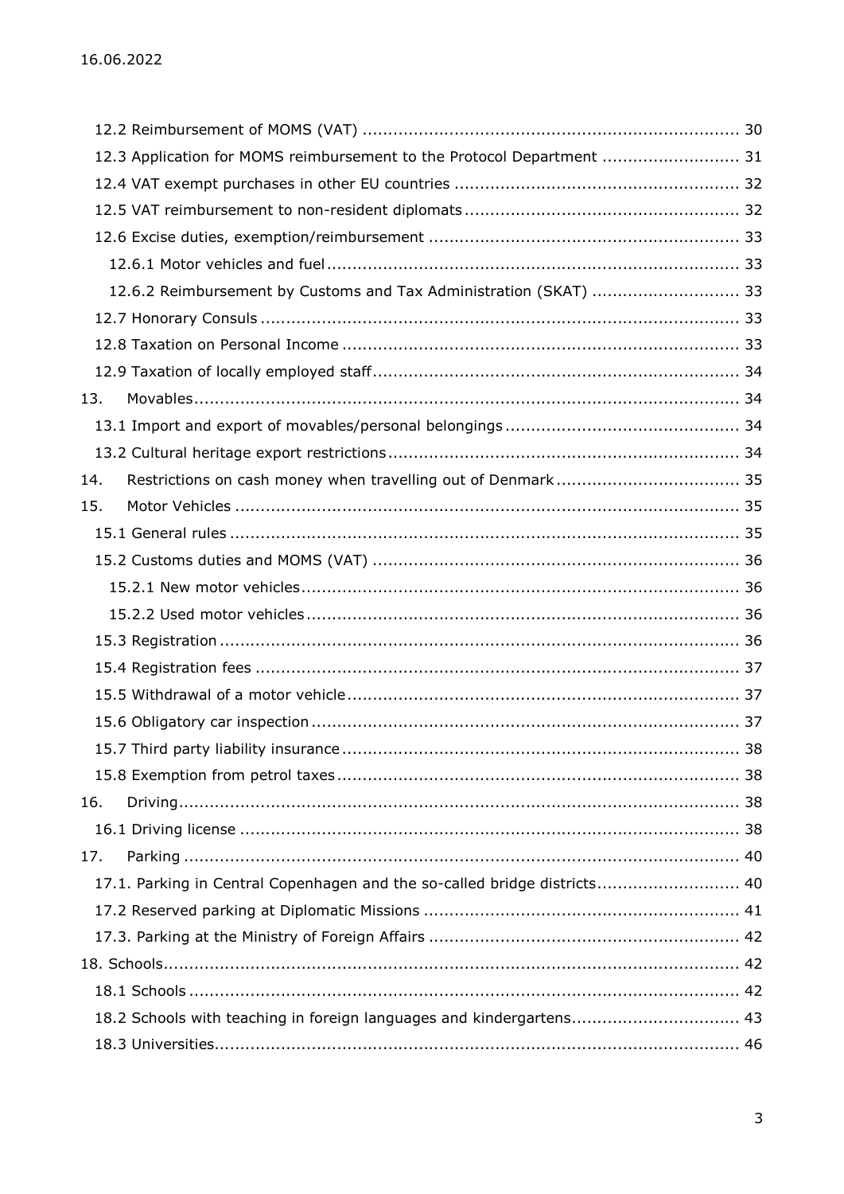12.2 Reimbursement of MOMS (VAT) ........................................................................ 30
12.3 Application for MOMS reimbursement to the Protocol Department .......................... 31
12.4 VAT exempt purchases in other EU countries ....................................................... 32
12.5 VAT reimbursement to non-resident diplomats ..................................................... 32
12.6 Excise duties, exemption/reimbursement ............................................................ 33
12.6.1 Motor vehicles and fuel ................................................................................ 33
12.6.2 Reimbursement by Customs and Tax Administration (SKAT) ............................ 33
12.7 Honorary Consuls ............................................................................................ 33
12.8 Taxation on Personal Income ............................................................................ 33
12.9 Taxation of locally employed staff ...................................................................... 34
13. Movables .......................................................................................................... 34
13.1 Import and export of movables/personal belongings ............................................ 34
13.2 Cultural heritage export restrictions ................................................................... 34
14. Restrictions on cash money when travelling out of Denmark .................................... 35
15. Motor Vehicles .................................................................................................. 35
15.1 General rules .................................................................................................. 35
15.2 Customs duties and MOMS (VAT) ...................................................................... 36
15.2.1 New motor vehicles ..................................................................................... 36
15.2.2 Used motor vehicles .................................................................................... 36
15.3 Registration .................................................................................................... 36
15.4 Registration fees ............................................................................................. 37
15.5 Withdrawal of a motor vehicle ........................................................................... 37
15.6 Obligatory car inspection .................................................................................. 37
15.7 Third party liability insurance ............................................................................ 38
15.8 Exemption from petrol taxes ............................................................................. 38
16. Driving ............................................................................................................. 38
16.1 Driving license ................................................................................................ 38
17. Parking ............................................................................................................ 40
17.1. Parking in Central Copenhagen and the so-called bridge districts ........................... 40
17.2 Reserved parking at Diplomatic Missions ............................................................ 41
17.3. Parking at the Ministry of Foreign Affairs ........................................................... 42
18. Schools ............................................................................................................. 42
18.1 Schools .......................................................................................................... 42
18.2 Schools with teaching in foreign languages and kindergartens ................................ 43
18.3 Universities ..................................................................................................... 46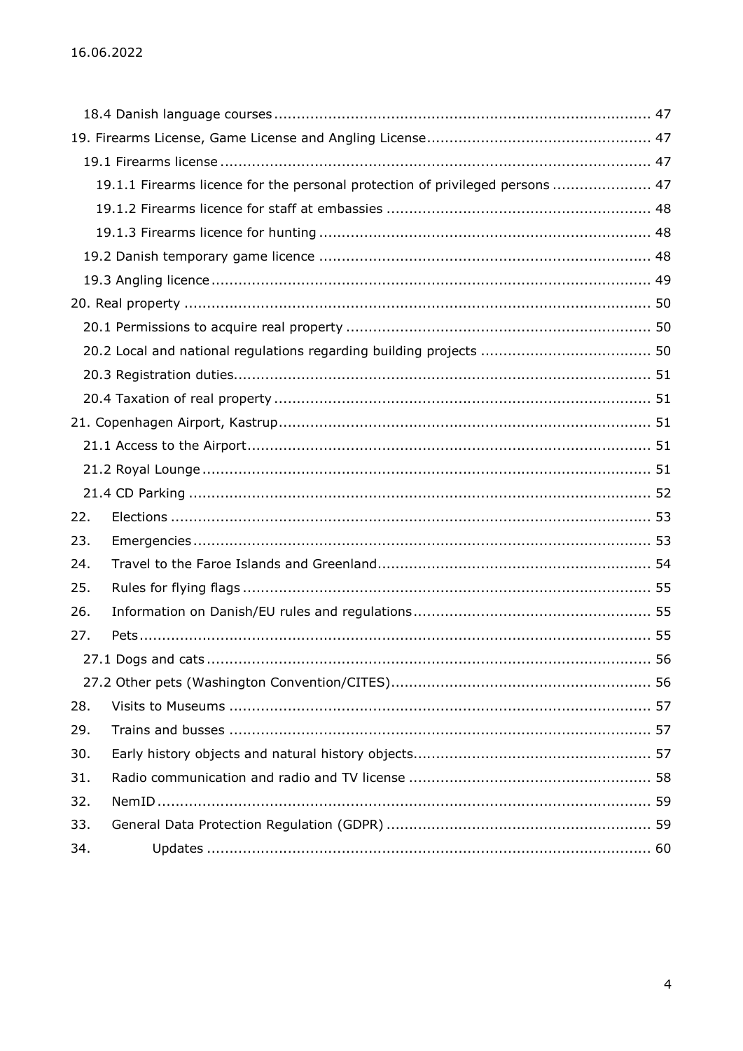18.4 Danish language courses .................................................................................... 47

19. Firearms License, Game License and Angling License ................................................. 47

19.1 Firearms license ............................................................................................... 47

19.1.1 Firearms licence for the personal protection of privileged persons ..................... 47

19.1.2 Firearms licence for staff at embassies .......................................................... 48

19.1.3 Firearms licence for hunting ......................................................................... 48

19.2 Danish temporary game licence ......................................................................... 48

19.3 Angling licence ................................................................................................. 49

20. Real property ....................................................................................................... 50

20.1 Permissions to acquire real property ................................................................... 50

20.2 Local and national regulations regarding building projects ..................................... 50

20.3 Registration duties............................................................................................ 51

20.4 Taxation of real property ................................................................................... 51

21. Copenhagen Airport, Kastrup .................................................................................. 51

21.1 Access to the Airport ......................................................................................... 51

21.2 Royal Lounge ................................................................................................... 51

21.4 CD Parking ...................................................................................................... 52

22. Elections ............................................................................................................. 53

23. Emergencies ........................................................................................................ 53

24. Travel to the Faroe Islands and Greenland ............................................................... 54

25. Rules for flying flags ............................................................................................ 55

26. Information on Danish/EU rules and regulations ....................................................... 55

27. Pets .................................................................................................................... 55

27.1 Dogs and cats ................................................................................................. 56

27.2 Other pets (Washington Convention/CITES) ......................................................... 56

28. Visits to Museums ................................................................................................ 57

29. Trains and busses ................................................................................................ 57

30. Early history objects and natural history objects ..................................................... 57

31. Radio communication and radio and TV license ........................................................ 58

32. NemID ................................................................................................................ 59

33. General Data Protection Regulation (GDPR) ............................................................ 59

34. Updates .............................................................................................................. 60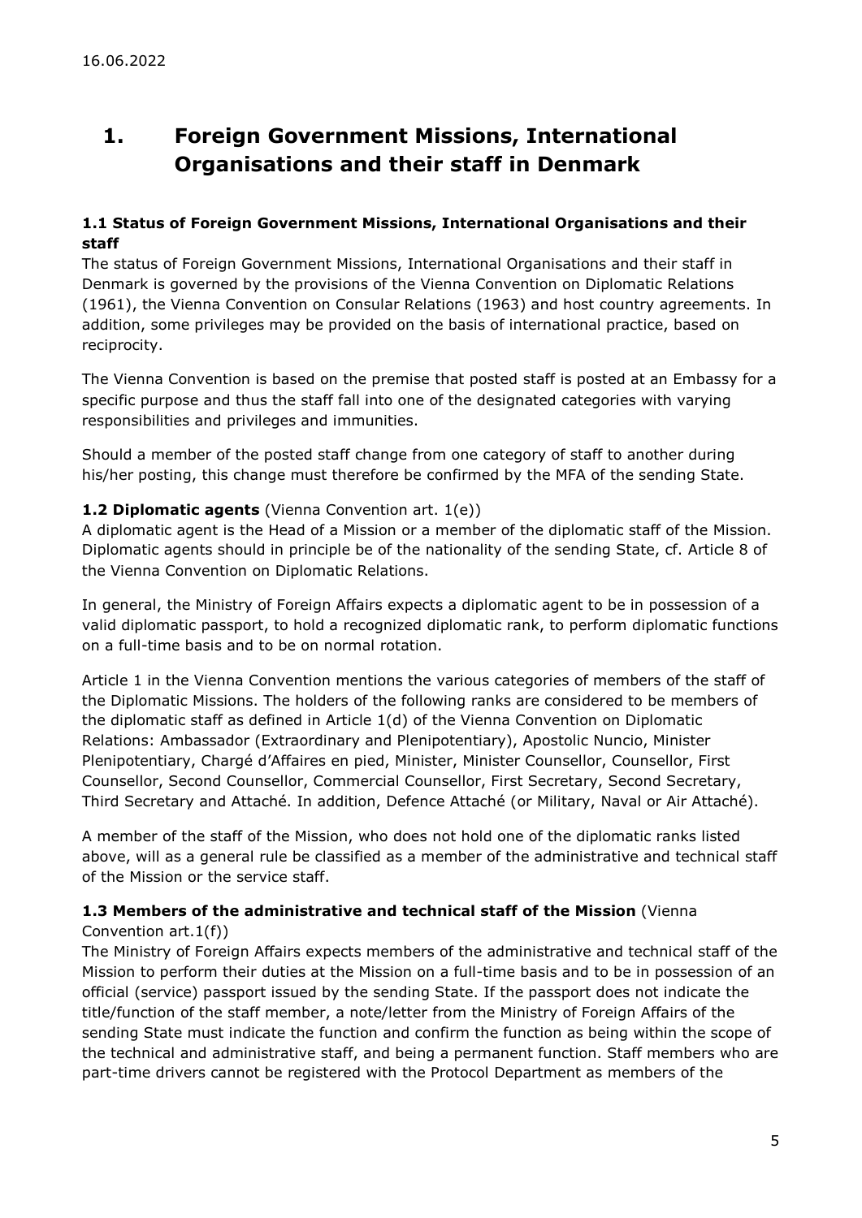16.06.2022

# 1. Foreign Government Missions, International Organisations and their staff in Denmark

### 1.1 Status of Foreign Government Missions, International Organisations and their staff

The status of Foreign Government Missions, International Organisations and their staff in Denmark is governed by the provisions of the Vienna Convention on Diplomatic Relations (1961), the Vienna Convention on Consular Relations (1963) and host country agreements. In addition, some privileges may be provided on the basis of international practice, based on reciprocity.

The Vienna Convention is based on the premise that posted staff is posted at an Embassy for a specific purpose and thus the staff fall into one of the designated categories with varying responsibilities and privileges and immunities.

Should a member of the posted staff change from one category of staff to another during his/her posting, this change must therefore be confirmed by the MFA of the sending State.

### 1.2 Diplomatic agents (Vienna Convention art. 1(e))

A diplomatic agent is the Head of a Mission or a member of the diplomatic staff of the Mission. Diplomatic agents should in principle be of the nationality of the sending State, cf. Article 8 of the Vienna Convention on Diplomatic Relations.

In general, the Ministry of Foreign Affairs expects a diplomatic agent to be in possession of a valid diplomatic passport, to hold a recognized diplomatic rank, to perform diplomatic functions on a full-time basis and to be on normal rotation.

Article 1 in the Vienna Convention mentions the various categories of members of the staff of the Diplomatic Missions. The holders of the following ranks are considered to be members of the diplomatic staff as defined in Article 1(d) of the Vienna Convention on Diplomatic Relations: Ambassador (Extraordinary and Plenipotentiary), Apostolic Nuncio, Minister Plenipotentiary, Chargé d'Affaires en pied, Minister, Minister Counsellor, Counsellor, First Counsellor, Second Counsellor, Commercial Counsellor, First Secretary, Second Secretary, Third Secretary and Attaché. In addition, Defence Attaché (or Military, Naval or Air Attaché).

A member of the staff of the Mission, who does not hold one of the diplomatic ranks listed above, will as a general rule be classified as a member of the administrative and technical staff of the Mission or the service staff.

### 1.3 Members of the administrative and technical staff of the Mission (Vienna Convention art.1(f))

The Ministry of Foreign Affairs expects members of the administrative and technical staff of the Mission to perform their duties at the Mission on a full-time basis and to be in possession of an official (service) passport issued by the sending State. If the passport does not indicate the title/function of the staff member, a note/letter from the Ministry of Foreign Affairs of the sending State must indicate the function and confirm the function as being within the scope of the technical and administrative staff, and being a permanent function. Staff members who are part-time drivers cannot be registered with the Protocol Department as members of the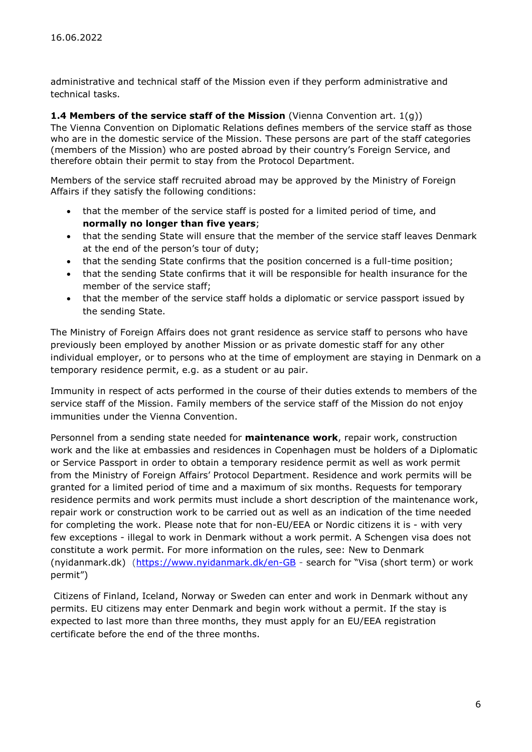administrative and technical staff of the Mission even if they perform administrative and technical tasks.

**1.4 Members of the service staff of the Mission** (Vienna Convention art. 1(g))
The Vienna Convention on Diplomatic Relations defines members of the service staff as those who are in the domestic service of the Mission. These persons are part of the staff categories (members of the Mission) who are posted abroad by their country's Foreign Service, and therefore obtain their permit to stay from the Protocol Department.

Members of the service staff recruited abroad may be approved by the Ministry of Foreign Affairs if they satisfy the following conditions:

- that the member of the service staff is posted for a limited period of time, and **normally no longer than five years**;
- that the sending State will ensure that the member of the service staff leaves Denmark at the end of the person's tour of duty;
- that the sending State confirms that the position concerned is a full-time position;
- that the sending State confirms that it will be responsible for health insurance for the member of the service staff;
- that the member of the service staff holds a diplomatic or service passport issued by the sending State.

The Ministry of Foreign Affairs does not grant residence as service staff to persons who have previously been employed by another Mission or as private domestic staff for any other individual employer, or to persons who at the time of employment are staying in Denmark on a temporary residence permit, e.g. as a student or au pair.

Immunity in respect of acts performed in the course of their duties extends to members of the service staff of the Mission. Family members of the service staff of the Mission do not enjoy immunities under the Vienna Convention.

Personnel from a sending state needed for **maintenance work**, repair work, construction work and the like at embassies and residences in Copenhagen must be holders of a Diplomatic or Service Passport in order to obtain a temporary residence permit as well as work permit from the Ministry of Foreign Affairs' Protocol Department. Residence and work permits will be granted for a limited period of time and a maximum of six months. Requests for temporary residence permits and work permits must include a short description of the maintenance work, repair work or construction work to be carried out as well as an indication of the time needed for completing the work. Please note that for non-EU/EEA or Nordic citizens it is - with very few exceptions - illegal to work in Denmark without a work permit. A Schengen visa does not constitute a work permit. For more information on the rules, see: New to Denmark (nyidanmark.dk) (https://www.nyidanmark.dk/en-GB - search for "Visa (short term) or work permit")

Citizens of Finland, Iceland, Norway or Sweden can enter and work in Denmark without any permits. EU citizens may enter Denmark and begin work without a permit. If the stay is expected to last more than three months, they must apply for an EU/EEA registration certificate before the end of the three months.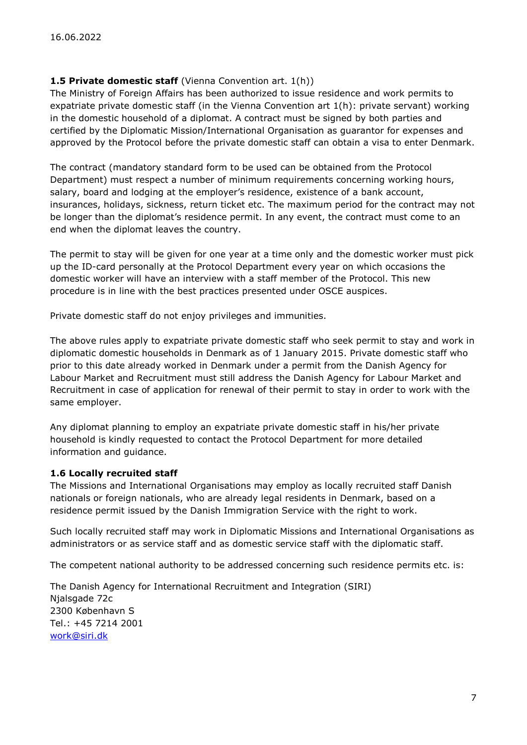16.06.2022

**1.5 Private domestic staff** (Vienna Convention art. 1(h))

The Ministry of Foreign Affairs has been authorized to issue residence and work permits to expatriate private domestic staff (in the Vienna Convention art 1(h): private servant) working in the domestic household of a diplomat. A contract must be signed by both parties and certified by the Diplomatic Mission/International Organisation as guarantor for expenses and approved by the Protocol before the private domestic staff can obtain a visa to enter Denmark.

The contract (mandatory standard form to be used can be obtained from the Protocol Department) must respect a number of minimum requirements concerning working hours, salary, board and lodging at the employer's residence, existence of a bank account, insurances, holidays, sickness, return ticket etc. The maximum period for the contract may not be longer than the diplomat's residence permit. In any event, the contract must come to an end when the diplomat leaves the country.

The permit to stay will be given for one year at a time only and the domestic worker must pick up the ID-card personally at the Protocol Department every year on which occasions the domestic worker will have an interview with a staff member of the Protocol. This new procedure is in line with the best practices presented under OSCE auspices.

Private domestic staff do not enjoy privileges and immunities.

The above rules apply to expatriate private domestic staff who seek permit to stay and work in diplomatic domestic households in Denmark as of 1 January 2015. Private domestic staff who prior to this date already worked in Denmark under a permit from the Danish Agency for Labour Market and Recruitment must still address the Danish Agency for Labour Market and Recruitment in case of application for renewal of their permit to stay in order to work with the same employer.

Any diplomat planning to employ an expatriate private domestic staff in his/her private household is kindly requested to contact the Protocol Department for more detailed information and guidance.

**1.6 Locally recruited staff**

The Missions and International Organisations may employ as locally recruited staff Danish nationals or foreign nationals, who are already legal residents in Denmark, based on a residence permit issued by the Danish Immigration Service with the right to work.

Such locally recruited staff may work in Diplomatic Missions and International Organisations as administrators or as service staff and as domestic service staff with the diplomatic staff.

The competent national authority to be addressed concerning such residence permits etc. is:

The Danish Agency for International Recruitment and Integration (SIRI)
Njalsgade 72c
2300 København S
Tel.: +45 7214 2001
work@siri.dk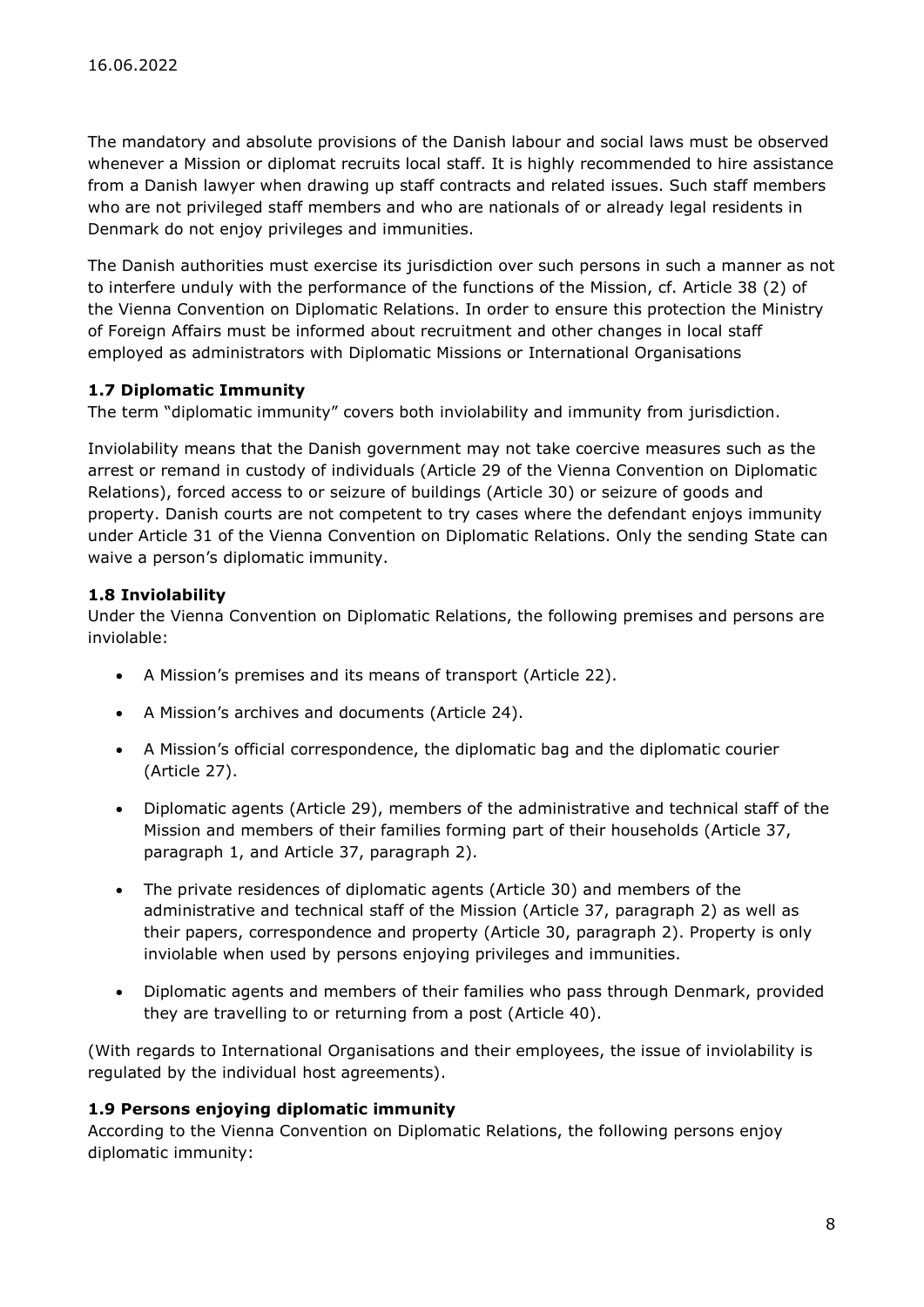The mandatory and absolute provisions of the Danish labour and social laws must be observed whenever a Mission or diplomat recruits local staff. It is highly recommended to hire assistance from a Danish lawyer when drawing up staff contracts and related issues. Such staff members who are not privileged staff members and who are nationals of or already legal residents in Denmark do not enjoy privileges and immunities.

The Danish authorities must exercise its jurisdiction over such persons in such a manner as not to interfere unduly with the performance of the functions of the Mission, cf. Article 38 (2) of the Vienna Convention on Diplomatic Relations. In order to ensure this protection the Ministry of Foreign Affairs must be informed about recruitment and other changes in local staff employed as administrators with Diplomatic Missions or International Organisations

### 1.7 Diplomatic Immunity

The term “diplomatic immunity” covers both inviolability and immunity from jurisdiction.

Inviolability means that the Danish government may not take coercive measures such as the arrest or remand in custody of individuals (Article 29 of the Vienna Convention on Diplomatic Relations), forced access to or seizure of buildings (Article 30) or seizure of goods and property. Danish courts are not competent to try cases where the defendant enjoys immunity under Article 31 of the Vienna Convention on Diplomatic Relations. Only the sending State can waive a person’s diplomatic immunity.

### 1.8 Inviolability

Under the Vienna Convention on Diplomatic Relations, the following premises and persons are inviolable:

- A Mission’s premises and its means of transport (Article 22).
- A Mission’s archives and documents (Article 24).
- A Mission’s official correspondence, the diplomatic bag and the diplomatic courier (Article 27).
- Diplomatic agents (Article 29), members of the administrative and technical staff of the Mission and members of their families forming part of their households (Article 37, paragraph 1, and Article 37, paragraph 2).
- The private residences of diplomatic agents (Article 30) and members of the administrative and technical staff of the Mission (Article 37, paragraph 2) as well as their papers, correspondence and property (Article 30, paragraph 2). Property is only inviolable when used by persons enjoying privileges and immunities.
- Diplomatic agents and members of their families who pass through Denmark, provided they are travelling to or returning from a post (Article 40).

(With regards to International Organisations and their employees, the issue of inviolability is regulated by the individual host agreements).

### 1.9 Persons enjoying diplomatic immunity

According to the Vienna Convention on Diplomatic Relations, the following persons enjoy diplomatic immunity: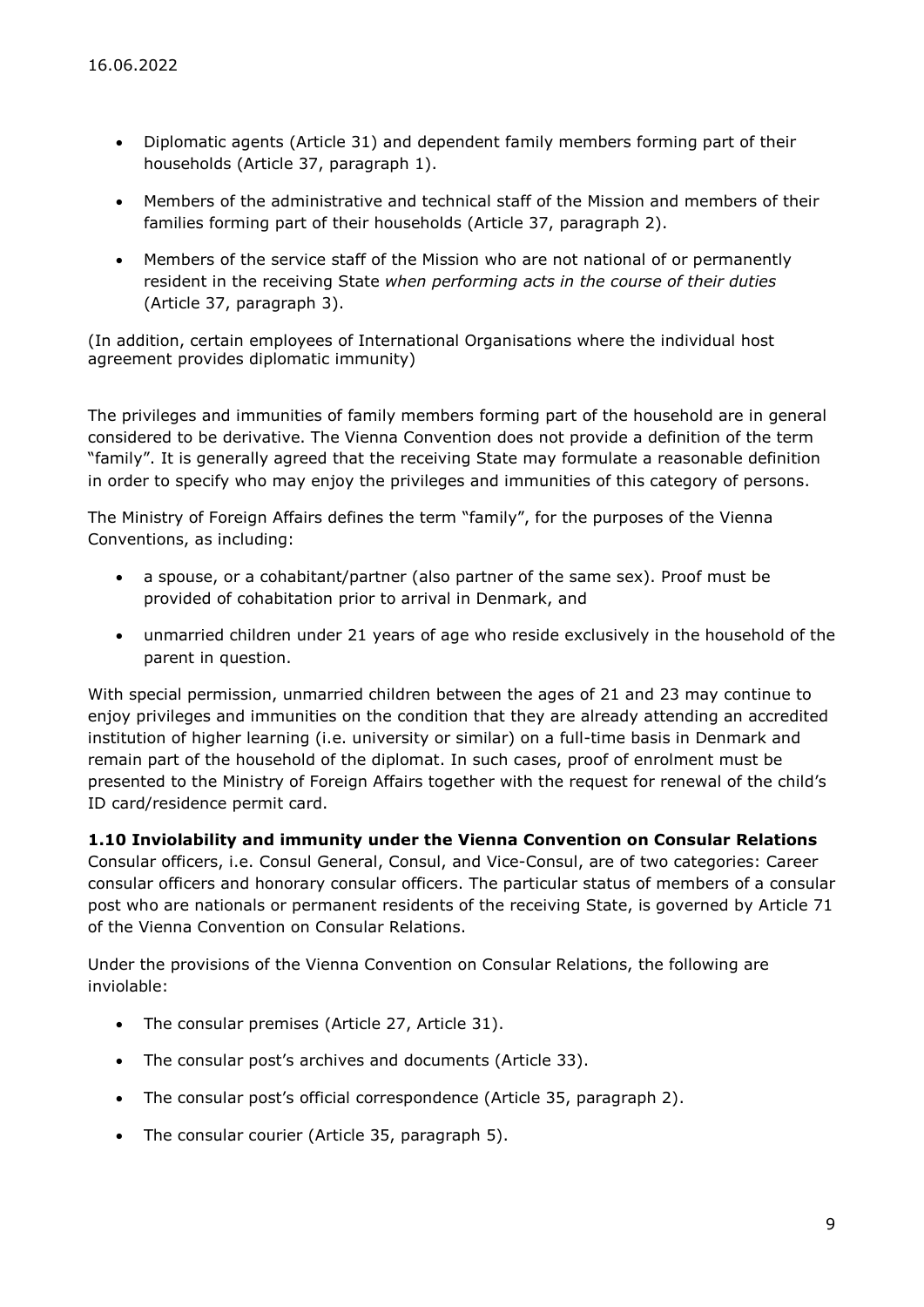- Diplomatic agents (Article 31) and dependent family members forming part of their households (Article 37, paragraph 1).
- Members of the administrative and technical staff of the Mission and members of their families forming part of their households (Article 37, paragraph 2).
- Members of the service staff of the Mission who are not national of or permanently resident in the receiving State *when performing acts in the course of their duties* (Article 37, paragraph 3).

(In addition, certain employees of International Organisations where the individual host agreement provides diplomatic immunity)

The privileges and immunities of family members forming part of the household are in general considered to be derivative. The Vienna Convention does not provide a definition of the term "family". It is generally agreed that the receiving State may formulate a reasonable definition in order to specify who may enjoy the privileges and immunities of this category of persons.

The Ministry of Foreign Affairs defines the term "family", for the purposes of the Vienna Conventions, as including:

- a spouse, or a cohabitant/partner (also partner of the same sex). Proof must be provided of cohabitation prior to arrival in Denmark, and
- unmarried children under 21 years of age who reside exclusively in the household of the parent in question.

With special permission, unmarried children between the ages of 21 and 23 may continue to enjoy privileges and immunities on the condition that they are already attending an accredited institution of higher learning (i.e. university or similar) on a full-time basis in Denmark and remain part of the household of the diplomat. In such cases, proof of enrolment must be presented to the Ministry of Foreign Affairs together with the request for renewal of the child's ID card/residence permit card.

### 1.10 Inviolability and immunity under the Vienna Convention on Consular Relations

Consular officers, i.e. Consul General, Consul, and Vice-Consul, are of two categories: Career consular officers and honorary consular officers. The particular status of members of a consular post who are nationals or permanent residents of the receiving State, is governed by Article 71 of the Vienna Convention on Consular Relations.

Under the provisions of the Vienna Convention on Consular Relations, the following are inviolable:

- The consular premises (Article 27, Article 31).
- The consular post's archives and documents (Article 33).
- The consular post's official correspondence (Article 35, paragraph 2).
- The consular courier (Article 35, paragraph 5).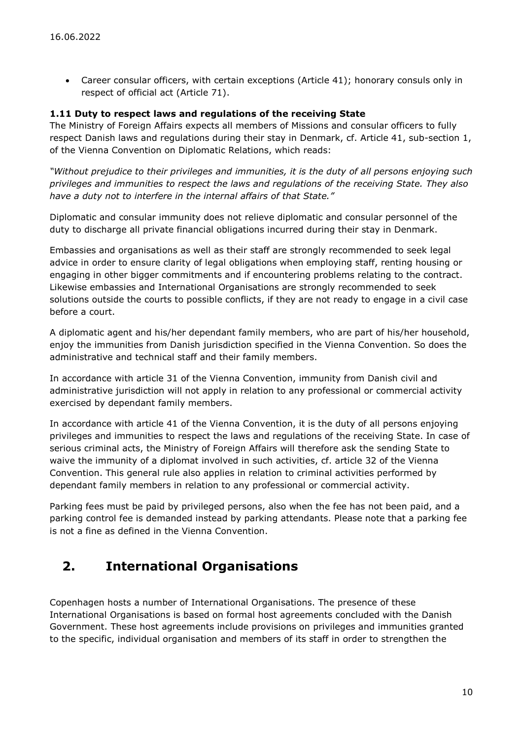- Career consular officers, with certain exceptions (Article 41); honorary consuls only in respect of official act (Article 71).

**1.11 Duty to respect laws and regulations of the receiving State**

The Ministry of Foreign Affairs expects all members of Missions and consular officers to fully respect Danish laws and regulations during their stay in Denmark, cf. Article 41, sub-section 1, of the Vienna Convention on Diplomatic Relations, which reads:

*"Without prejudice to their privileges and immunities, it is the duty of all persons enjoying such privileges and immunities to respect the laws and regulations of the receiving State. They also have a duty not to interfere in the internal affairs of that State."*

Diplomatic and consular immunity does not relieve diplomatic and consular personnel of the duty to discharge all private financial obligations incurred during their stay in Denmark.

Embassies and organisations as well as their staff are strongly recommended to seek legal advice in order to ensure clarity of legal obligations when employing staff, renting housing or engaging in other bigger commitments and if encountering problems relating to the contract. Likewise embassies and International Organisations are strongly recommended to seek solutions outside the courts to possible conflicts, if they are not ready to engage in a civil case before a court.

A diplomatic agent and his/her dependant family members, who are part of his/her household, enjoy the immunities from Danish jurisdiction specified in the Vienna Convention. So does the administrative and technical staff and their family members.

In accordance with article 31 of the Vienna Convention, immunity from Danish civil and administrative jurisdiction will not apply in relation to any professional or commercial activity exercised by dependant family members.

In accordance with article 41 of the Vienna Convention, it is the duty of all persons enjoying privileges and immunities to respect the laws and regulations of the receiving State. In case of serious criminal acts, the Ministry of Foreign Affairs will therefore ask the sending State to waive the immunity of a diplomat involved in such activities, cf. article 32 of the Vienna Convention. This general rule also applies in relation to criminal activities performed by dependant family members in relation to any professional or commercial activity.

Parking fees must be paid by privileged persons, also when the fee has not been paid, and a parking control fee is demanded instead by parking attendants. Please note that a parking fee is not a fine as defined in the Vienna Convention.

## 2. International Organisations

Copenhagen hosts a number of International Organisations. The presence of these International Organisations is based on formal host agreements concluded with the Danish Government. These host agreements include provisions on privileges and immunities granted to the specific, individual organisation and members of its staff in order to strengthen the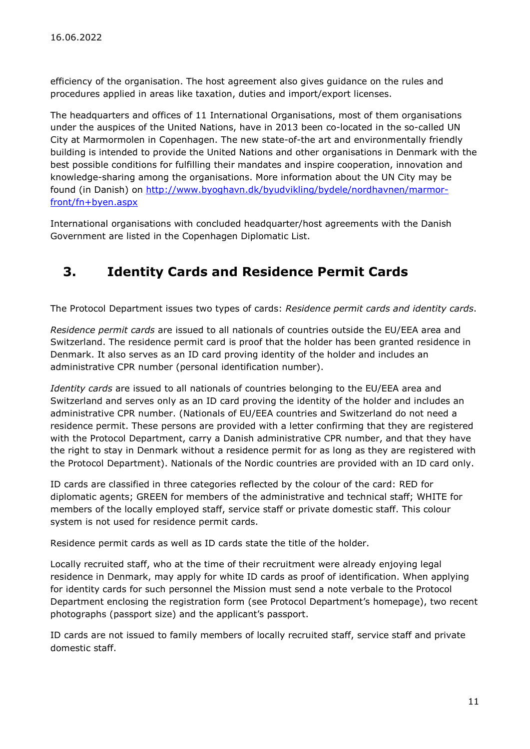efficiency of the organisation. The host agreement also gives guidance on the rules and procedures applied in areas like taxation, duties and import/export licenses.

The headquarters and offices of 11 International Organisations, most of them organisations under the auspices of the United Nations, have in 2013 been co-located in the so-called UN City at Marmormolen in Copenhagen. The new state-of-the art and environmentally friendly building is intended to provide the United Nations and other organisations in Denmark with the best possible conditions for fulfilling their mandates and inspire cooperation, innovation and knowledge-sharing among the organisations. More information about the UN City may be found (in Danish) on [http://www.byoghavn.dk/byudvikling/bydele/nordhavnen/marmor-front/fn+byen.aspx](http://www.byoghavn.dk/byudvikling/bydele/nordhavnen/marmor-front/fn+byen.aspx)

International organisations with concluded headquarter/host agreements with the Danish Government are listed in the Copenhagen Diplomatic List.

# 3. Identity Cards and Residence Permit Cards

The Protocol Department issues two types of cards: *Residence permit cards and identity cards*.

*Residence permit cards* are issued to all nationals of countries outside the EU/EEA area and Switzerland. The residence permit card is proof that the holder has been granted residence in Denmark. It also serves as an ID card proving identity of the holder and includes an administrative CPR number (personal identification number).

*Identity cards* are issued to all nationals of countries belonging to the EU/EEA area and Switzerland and serves only as an ID card proving the identity of the holder and includes an administrative CPR number. (Nationals of EU/EEA countries and Switzerland do not need a residence permit. These persons are provided with a letter confirming that they are registered with the Protocol Department, carry a Danish administrative CPR number, and that they have the right to stay in Denmark without a residence permit for as long as they are registered with the Protocol Department). Nationals of the Nordic countries are provided with an ID card only.

ID cards are classified in three categories reflected by the colour of the card: RED for diplomatic agents; GREEN for members of the administrative and technical staff; WHITE for members of the locally employed staff, service staff or private domestic staff. This colour system is not used for residence permit cards.

Residence permit cards as well as ID cards state the title of the holder.

Locally recruited staff, who at the time of their recruitment were already enjoying legal residence in Denmark, may apply for white ID cards as proof of identification. When applying for identity cards for such personnel the Mission must send a note verbale to the Protocol Department enclosing the registration form (see Protocol Department's homepage), two recent photographs (passport size) and the applicant's passport.

ID cards are not issued to family members of locally recruited staff, service staff and private domestic staff.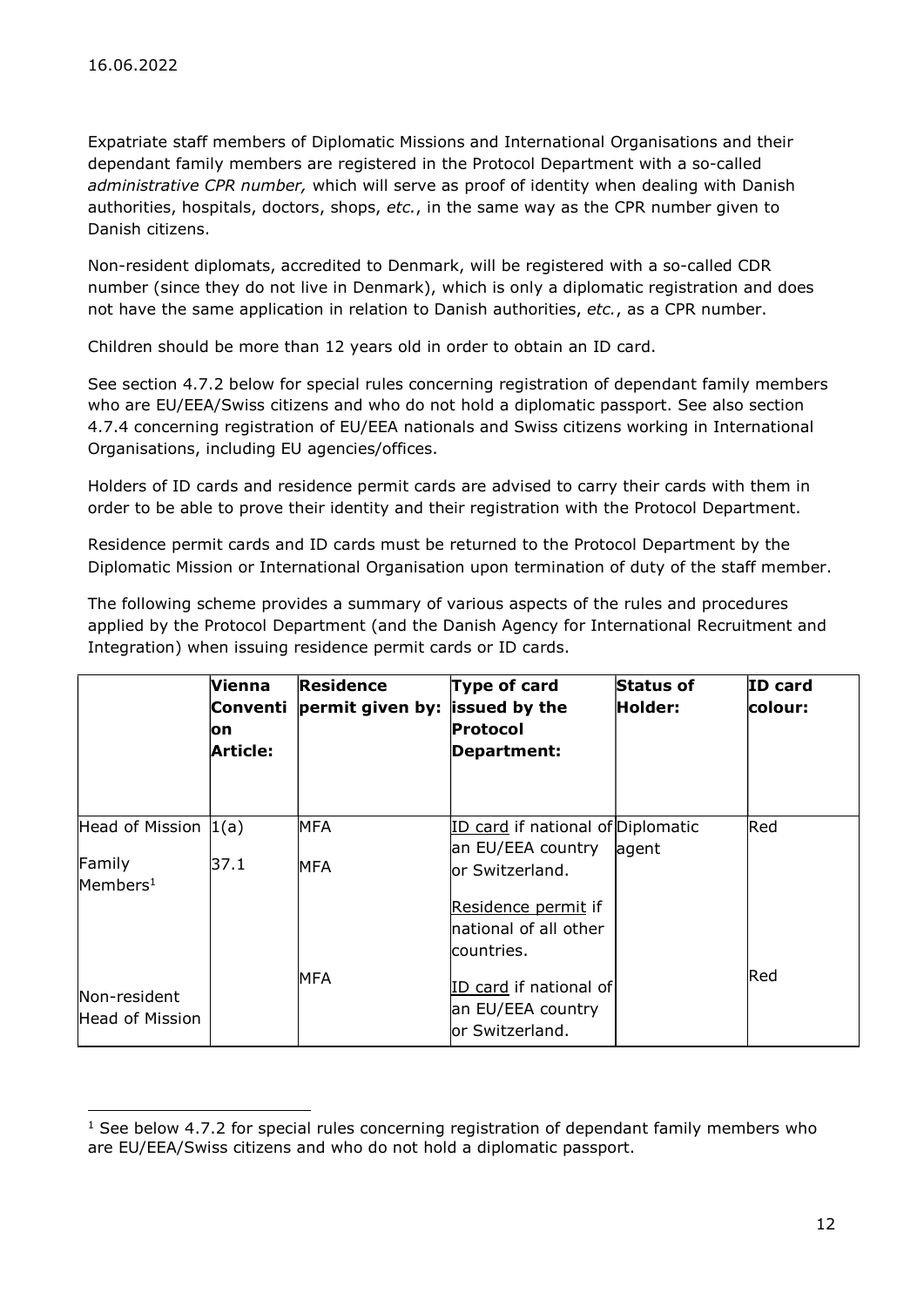16.06.2022

Expatriate staff members of Diplomatic Missions and International Organisations and their dependant family members are registered in the Protocol Department with a so-called *administrative CPR number,* which will serve as proof of identity when dealing with Danish authorities, hospitals, doctors, shops, *etc.*, in the same way as the CPR number given to Danish citizens.

Non-resident diplomats, accredited to Denmark, will be registered with a so-called CDR number (since they do not live in Denmark), which is only a diplomatic registration and does not have the same application in relation to Danish authorities, *etc.*, as a CPR number.

Children should be more than 12 years old in order to obtain an ID card.

See section 4.7.2 below for special rules concerning registration of dependant family members who are EU/EEA/Swiss citizens and who do not hold a diplomatic passport. See also section 4.7.4 concerning registration of EU/EEA nationals and Swiss citizens working in International Organisations, including EU agencies/offices.

Holders of ID cards and residence permit cards are advised to carry their cards with them in order to be able to prove their identity and their registration with the Protocol Department.

Residence permit cards and ID cards must be returned to the Protocol Department by the Diplomatic Mission or International Organisation upon termination of duty of the staff member.

The following scheme provides a summary of various aspects of the rules and procedures applied by the Protocol Department (and the Danish Agency for International Recruitment and Integration) when issuing residence permit cards or ID cards.

| | **Vienna Convention Article:** | **Residence permit given by:** | **Type of card issued by the Protocol Department:** | **Status of Holder:** | **ID card colour:** |
|---|---|---|---|---|---|
| Head of Mission<br><br>Family Members[1] | 1(a)<br><br>37.1 | MFA<br><br>MFA | ID card if national of an EU/EEA country or Switzerland.<br><br>Residence permit if national of all other countries. | Diplomatic agent | Red |
| Non-resident Head of Mission | | MFA | ID card if national of an EU/EEA country or Switzerland. | | Red |

[1] See below 4.7.2 for special rules concerning registration of dependant family members who are EU/EEA/Swiss citizens and who do not hold a diplomatic passport.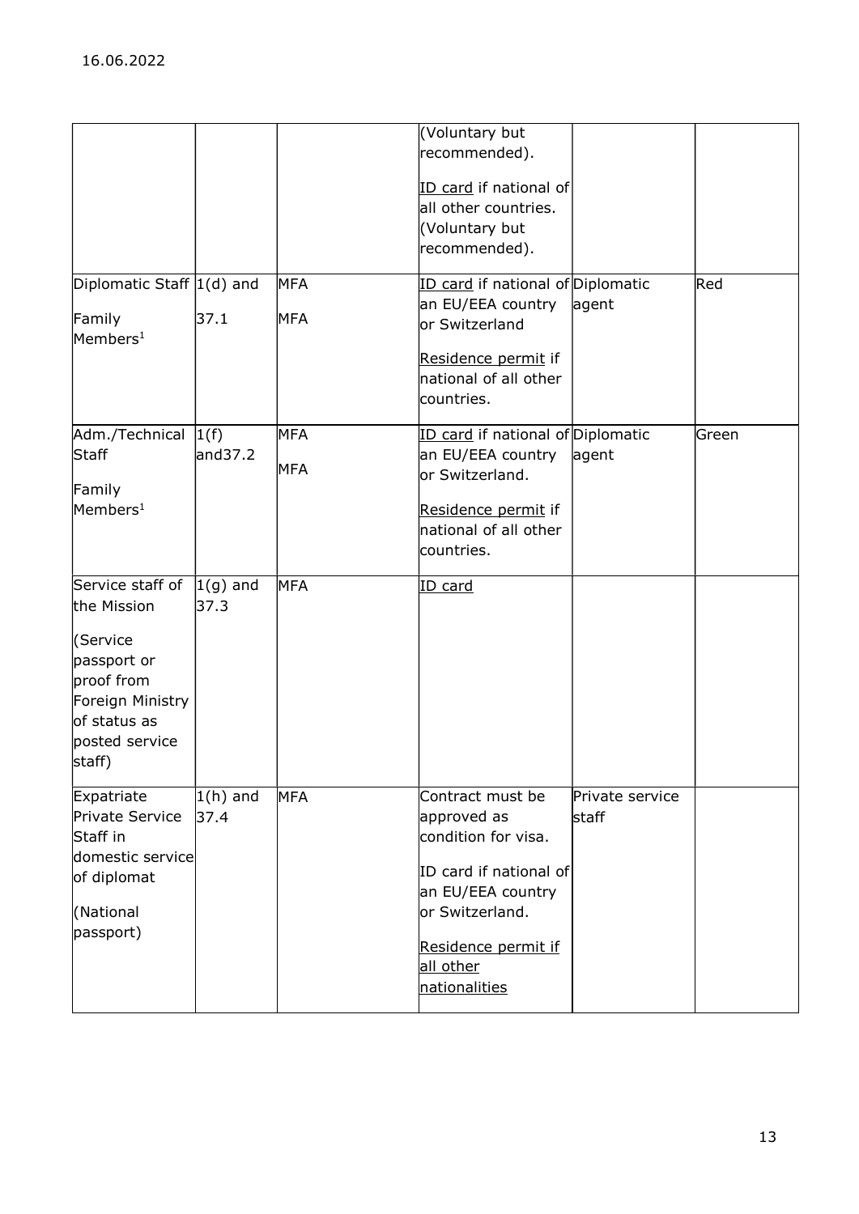16.06.2022

| | | | | | |
|---|---|---|---|---|---|
| | | | (Voluntary but recommended).<br><br>ID card if national of all other countries. (Voluntary but recommended). | | |
| Diplomatic Staff<br><br>Family Members[1] | 1(d) and 37.1 | MFA<br>MFA | ID card if national of an EU/EEA country or Switzerland<br><br>Residence permit if national of all other countries. | Diplomatic agent | Red |
| Adm./Technical Staff<br><br>Family Members[1] | 1(f) and37.2 | MFA<br>MFA | ID card if national of an EU/EEA country or Switzerland.<br><br>Residence permit if national of all other countries. | Diplomatic agent | Green |
| Service staff of the Mission<br><br>(Service passport or proof from Foreign Ministry of status as posted service staff) | 1(g) and 37.3 | MFA | ID card | | |
| Expatriate Private Service Staff in domestic service of diplomat<br><br>(National passport) | 1(h) and 37.4 | MFA | Contract must be approved as condition for visa.<br><br>ID card if national of an EU/EEA country or Switzerland.<br><br>Residence permit if all other nationalities | Private service staff | |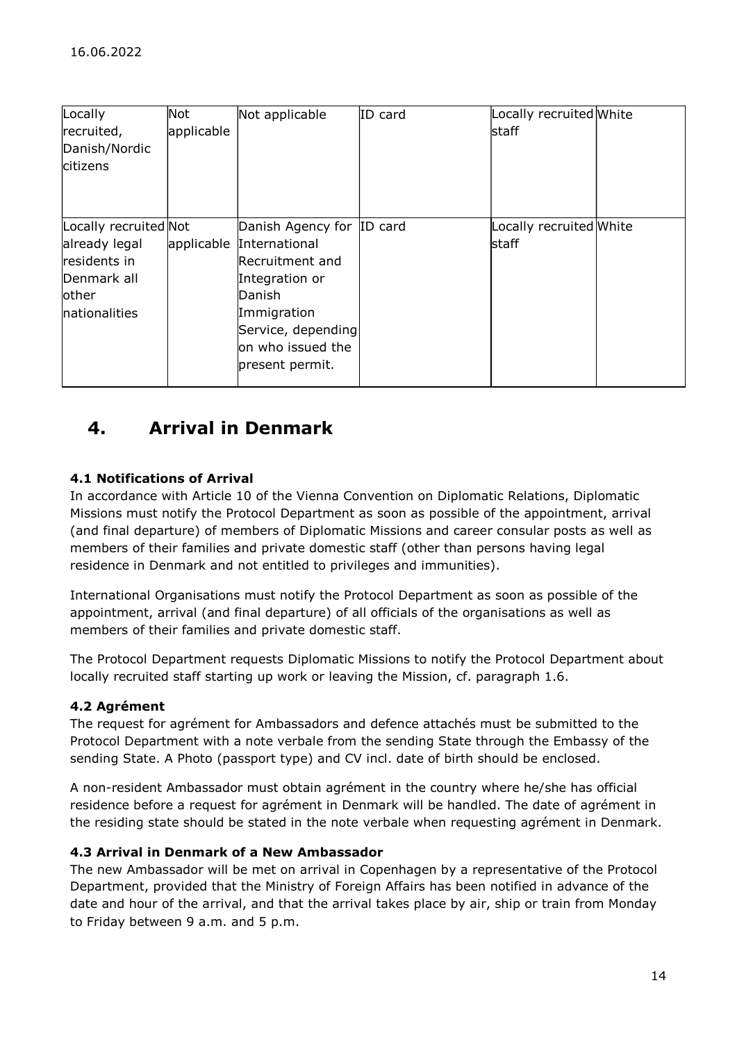16.06.2022

| | | | | | |
|---|---|---|---|---|---|
| Locally recruited, Danish/Nordic citizens | Not applicable | Not applicable | ID card | Locally recruited staff | White |
| Locally recruited already legal residents in Denmark all other nationalities | Not applicable | Danish Agency for International Recruitment and Integration or Danish Immigration Service, depending on who issued the present permit. | ID card | Locally recruited staff | White |

# 4. Arrival in Denmark

### 4.1 Notifications of Arrival

In accordance with Article 10 of the Vienna Convention on Diplomatic Relations, Diplomatic Missions must notify the Protocol Department as soon as possible of the appointment, arrival (and final departure) of members of Diplomatic Missions and career consular posts as well as members of their families and private domestic staff (other than persons having legal residence in Denmark and not entitled to privileges and immunities).

International Organisations must notify the Protocol Department as soon as possible of the appointment, arrival (and final departure) of all officials of the organisations as well as members of their families and private domestic staff.

The Protocol Department requests Diplomatic Missions to notify the Protocol Department about locally recruited staff starting up work or leaving the Mission, cf. paragraph 1.6.

### 4.2 Agrément

The request for agrément for Ambassadors and defence attachés must be submitted to the Protocol Department with a note verbale from the sending State through the Embassy of the sending State. A Photo (passport type) and CV incl. date of birth should be enclosed.

A non-resident Ambassador must obtain agrément in the country where he/she has official residence before a request for agrément in Denmark will be handled. The date of agrément in the residing state should be stated in the note verbale when requesting agrément in Denmark.

### 4.3 Arrival in Denmark of a New Ambassador

The new Ambassador will be met on arrival in Copenhagen by a representative of the Protocol Department, provided that the Ministry of Foreign Affairs has been notified in advance of the date and hour of the arrival, and that the arrival takes place by air, ship or train from Monday to Friday between 9 a.m. and 5 p.m.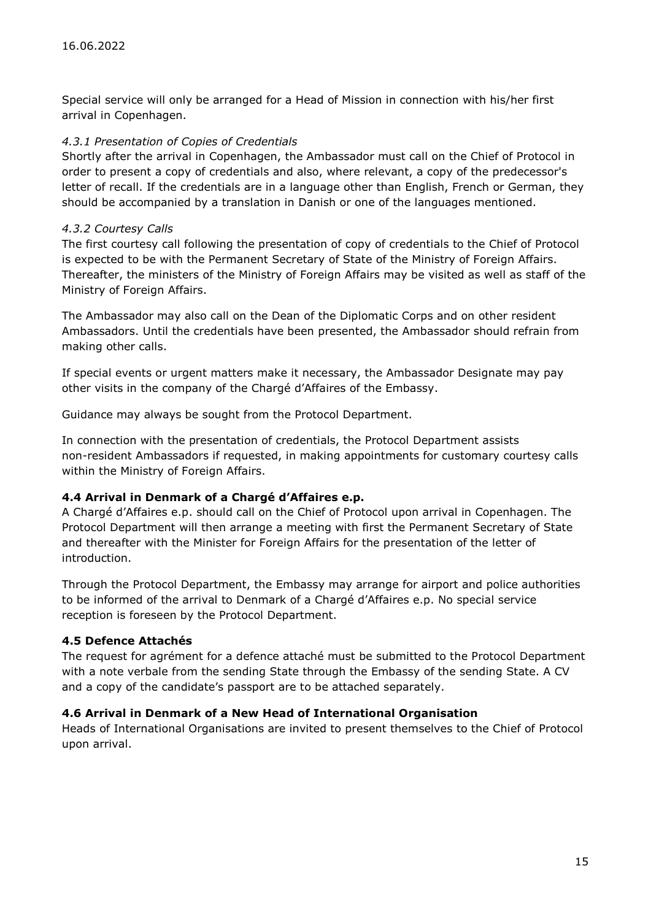Special service will only be arranged for a Head of Mission in connection with his/her first arrival in Copenhagen.

*4.3.1 Presentation of Copies of Credentials*

Shortly after the arrival in Copenhagen, the Ambassador must call on the Chief of Protocol in order to present a copy of credentials and also, where relevant, a copy of the predecessor's letter of recall. If the credentials are in a language other than English, French or German, they should be accompanied by a translation in Danish or one of the languages mentioned.

*4.3.2 Courtesy Calls*

The first courtesy call following the presentation of copy of credentials to the Chief of Protocol is expected to be with the Permanent Secretary of State of the Ministry of Foreign Affairs. Thereafter, the ministers of the Ministry of Foreign Affairs may be visited as well as staff of the Ministry of Foreign Affairs.

The Ambassador may also call on the Dean of the Diplomatic Corps and on other resident Ambassadors. Until the credentials have been presented, the Ambassador should refrain from making other calls.

If special events or urgent matters make it necessary, the Ambassador Designate may pay other visits in the company of the Chargé d'Affaires of the Embassy.

Guidance may always be sought from the Protocol Department.

In connection with the presentation of credentials, the Protocol Department assists non-resident Ambassadors if requested, in making appointments for customary courtesy calls within the Ministry of Foreign Affairs.

### 4.4 Arrival in Denmark of a Chargé d'Affaires e.p.

A Chargé d'Affaires e.p. should call on the Chief of Protocol upon arrival in Copenhagen. The Protocol Department will then arrange a meeting with first the Permanent Secretary of State and thereafter with the Minister for Foreign Affairs for the presentation of the letter of introduction.

Through the Protocol Department, the Embassy may arrange for airport and police authorities to be informed of the arrival to Denmark of a Chargé d'Affaires e.p. No special service reception is foreseen by the Protocol Department.

### 4.5 Defence Attachés

The request for agrément for a defence attaché must be submitted to the Protocol Department with a note verbale from the sending State through the Embassy of the sending State. A CV and a copy of the candidate's passport are to be attached separately.

### 4.6 Arrival in Denmark of a New Head of International Organisation

Heads of International Organisations are invited to present themselves to the Chief of Protocol upon arrival.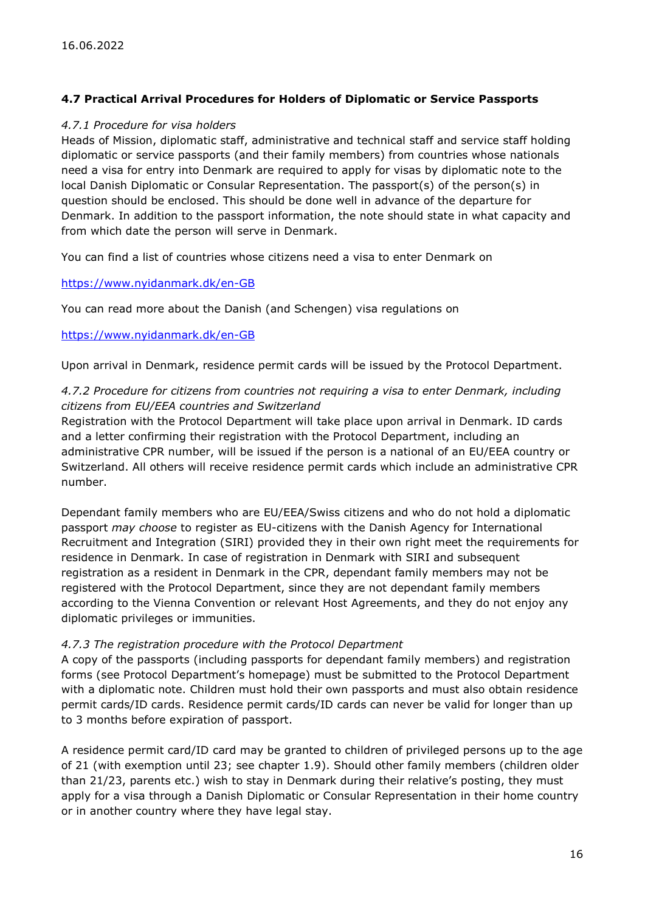16.06.2022

## 4.7 Practical Arrival Procedures for Holders of Diplomatic or Service Passports

### *4.7.1 Procedure for visa holders*

Heads of Mission, diplomatic staff, administrative and technical staff and service staff holding diplomatic or service passports (and their family members) from countries whose nationals need a visa for entry into Denmark are required to apply for visas by diplomatic note to the local Danish Diplomatic or Consular Representation. The passport(s) of the person(s) in question should be enclosed. This should be done well in advance of the departure for Denmark. In addition to the passport information, the note should state in what capacity and from which date the person will serve in Denmark.

You can find a list of countries whose citizens need a visa to enter Denmark on

https://www.nyidanmark.dk/en-GB

You can read more about the Danish (and Schengen) visa regulations on

https://www.nyidanmark.dk/en-GB

Upon arrival in Denmark, residence permit cards will be issued by the Protocol Department.

### *4.7.2 Procedure for citizens from countries not requiring a visa to enter Denmark, including citizens from EU/EEA countries and Switzerland*

Registration with the Protocol Department will take place upon arrival in Denmark. ID cards and a letter confirming their registration with the Protocol Department, including an administrative CPR number, will be issued if the person is a national of an EU/EEA country or Switzerland. All others will receive residence permit cards which include an administrative CPR number.

Dependant family members who are EU/EEA/Swiss citizens and who do not hold a diplomatic passport *may choose* to register as EU-citizens with the Danish Agency for International Recruitment and Integration (SIRI) provided they in their own right meet the requirements for residence in Denmark. In case of registration in Denmark with SIRI and subsequent registration as a resident in Denmark in the CPR, dependant family members may not be registered with the Protocol Department, since they are not dependant family members according to the Vienna Convention or relevant Host Agreements, and they do not enjoy any diplomatic privileges or immunities.

### *4.7.3 The registration procedure with the Protocol Department*

A copy of the passports (including passports for dependant family members) and registration forms (see Protocol Department's homepage) must be submitted to the Protocol Department with a diplomatic note. Children must hold their own passports and must also obtain residence permit cards/ID cards. Residence permit cards/ID cards can never be valid for longer than up to 3 months before expiration of passport.

A residence permit card/ID card may be granted to children of privileged persons up to the age of 21 (with exemption until 23; see chapter 1.9). Should other family members (children older than 21/23, parents etc.) wish to stay in Denmark during their relative's posting, they must apply for a visa through a Danish Diplomatic or Consular Representation in their home country or in another country where they have legal stay.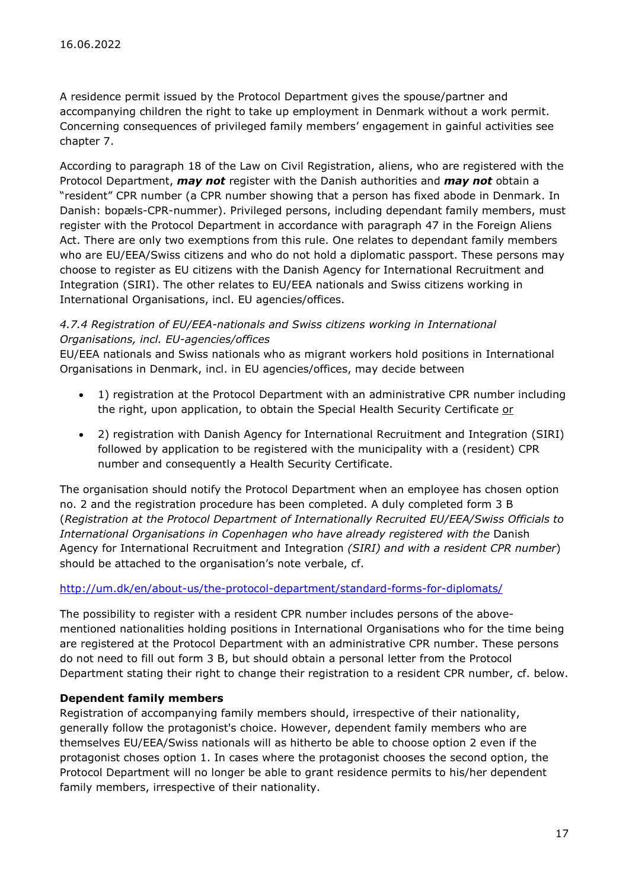16.06.2022

A residence permit issued by the Protocol Department gives the spouse/partner and accompanying children the right to take up employment in Denmark without a work permit. Concerning consequences of privileged family members' engagement in gainful activities see chapter 7.

According to paragraph 18 of the Law on Civil Registration, aliens, who are registered with the Protocol Department, ***may not*** register with the Danish authorities and ***may not*** obtain a "resident" CPR number (a CPR number showing that a person has fixed abode in Denmark. In Danish: bopæls-CPR-nummer). Privileged persons, including dependant family members, must register with the Protocol Department in accordance with paragraph 47 in the Foreign Aliens Act. There are only two exemptions from this rule. One relates to dependant family members who are EU/EEA/Swiss citizens and who do not hold a diplomatic passport. These persons may choose to register as EU citizens with the Danish Agency for International Recruitment and Integration (SIRI). The other relates to EU/EEA nationals and Swiss citizens working in International Organisations, incl. EU agencies/offices.

#### *4.7.4 Registration of EU/EEA-nationals and Swiss citizens working in International Organisations, incl. EU-agencies/offices*

EU/EEA nationals and Swiss nationals who as migrant workers hold positions in International Organisations in Denmark, incl. in EU agencies/offices, may decide between

- 1) registration at the Protocol Department with an administrative CPR number including the right, upon application, to obtain the Special Health Security Certificate <u>or</u>
- 2) registration with Danish Agency for International Recruitment and Integration (SIRI) followed by application to be registered with the municipality with a (resident) CPR number and consequently a Health Security Certificate.

The organisation should notify the Protocol Department when an employee has chosen option no. 2 and the registration procedure has been completed. A duly completed form 3 B (*Registration at the Protocol Department of Internationally Recruited EU/EEA/Swiss Officials to International Organisations in Copenhagen who have already registered with the* Danish Agency for International Recruitment and Integration *(SIRI) and with a resident CPR number*) should be attached to the organisation's note verbale, cf.

http://um.dk/en/about-us/the-protocol-department/standard-forms-for-diplomats/

The possibility to register with a resident CPR number includes persons of the above-mentioned nationalities holding positions in International Organisations who for the time being are registered at the Protocol Department with an administrative CPR number. These persons do not need to fill out form 3 B, but should obtain a personal letter from the Protocol Department stating their right to change their registration to a resident CPR number, cf. below.

**Dependent family members**

Registration of accompanying family members should, irrespective of their nationality, generally follow the protagonist's choice. However, dependent family members who are themselves EU/EEA/Swiss nationals will as hitherto be able to choose option 2 even if the protagonist choses option 1. In cases where the protagonist chooses the second option, the Protocol Department will no longer be able to grant residence permits to his/her dependent family members, irrespective of their nationality.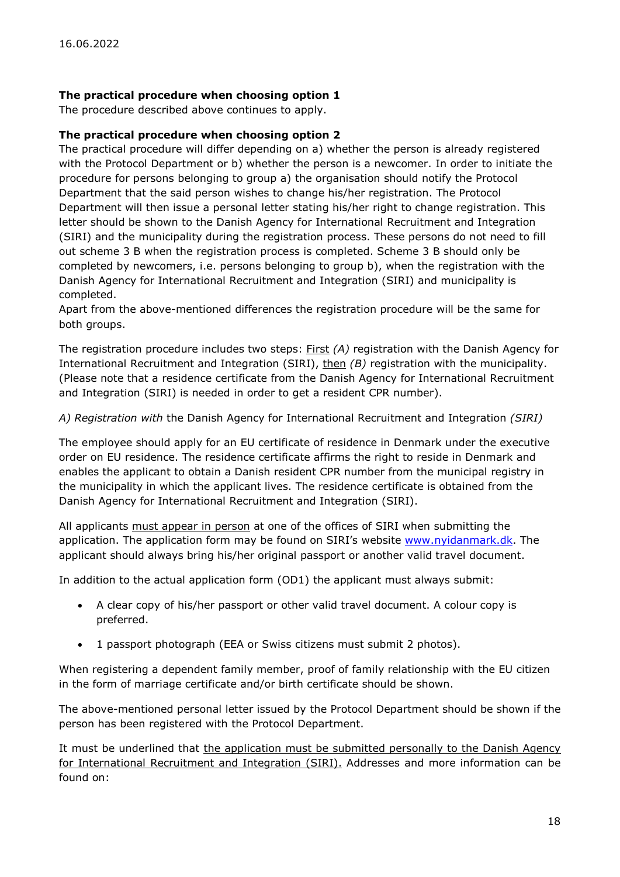16.06.2022

**The practical procedure when choosing option 1**

The procedure described above continues to apply.

**The practical procedure when choosing option 2**

The practical procedure will differ depending on a) whether the person is already registered with the Protocol Department or b) whether the person is a newcomer. In order to initiate the procedure for persons belonging to group a) the organisation should notify the Protocol Department that the said person wishes to change his/her registration. The Protocol Department will then issue a personal letter stating his/her right to change registration. This letter should be shown to the Danish Agency for International Recruitment and Integration (SIRI) and the municipality during the registration process. These persons do not need to fill out scheme 3 B when the registration process is completed. Scheme 3 B should only be completed by newcomers, i.e. persons belonging to group b), when the registration with the Danish Agency for International Recruitment and Integration (SIRI) and municipality is completed.

Apart from the above-mentioned differences the registration procedure will be the same for both groups.

The registration procedure includes two steps: First *(A)* registration with the Danish Agency for International Recruitment and Integration (SIRI), then *(B)* registration with the municipality. (Please note that a residence certificate from the Danish Agency for International Recruitment and Integration (SIRI) is needed in order to get a resident CPR number).

*A) Registration with* the Danish Agency for International Recruitment and Integration *(SIRI)*

The employee should apply for an EU certificate of residence in Denmark under the executive order on EU residence. The residence certificate affirms the right to reside in Denmark and enables the applicant to obtain a Danish resident CPR number from the municipal registry in the municipality in which the applicant lives. The residence certificate is obtained from the Danish Agency for International Recruitment and Integration (SIRI).

All applicants must appear in person at one of the offices of SIRI when submitting the application. The application form may be found on SIRI's website www.nyidanmark.dk. The applicant should always bring his/her original passport or another valid travel document.

In addition to the actual application form (OD1) the applicant must always submit:

- A clear copy of his/her passport or other valid travel document. A colour copy is preferred.
- 1 passport photograph (EEA or Swiss citizens must submit 2 photos).

When registering a dependent family member, proof of family relationship with the EU citizen in the form of marriage certificate and/or birth certificate should be shown.

The above-mentioned personal letter issued by the Protocol Department should be shown if the person has been registered with the Protocol Department.

It must be underlined that the application must be submitted personally to the Danish Agency for International Recruitment and Integration (SIRI). Addresses and more information can be found on: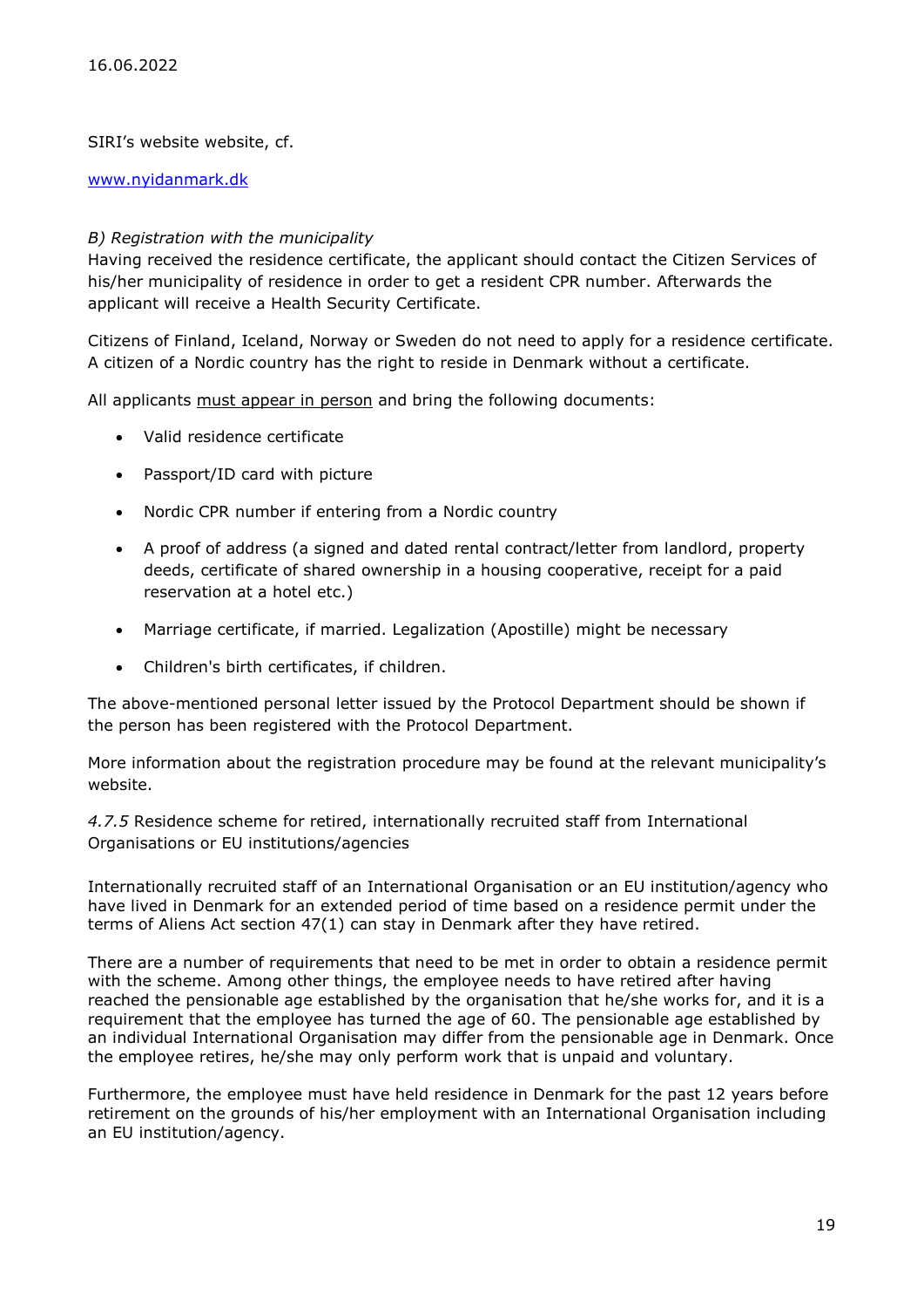16.06.2022

SIRI's website website, cf.

[www.nyidanmark.dk](http://www.nyidanmark.dk)

*B) Registration with the municipality*

Having received the residence certificate, the applicant should contact the Citizen Services of his/her municipality of residence in order to get a resident CPR number. Afterwards the applicant will receive a Health Security Certificate.

Citizens of Finland, Iceland, Norway or Sweden do not need to apply for a residence certificate. A citizen of a Nordic country has the right to reside in Denmark without a certificate.

All applicants <u>must appear in person</u> and bring the following documents:

- Valid residence certificate
- Passport/ID card with picture
- Nordic CPR number if entering from a Nordic country
- A proof of address (a signed and dated rental contract/letter from landlord, property deeds, certificate of shared ownership in a housing cooperative, receipt for a paid reservation at a hotel etc.)
- Marriage certificate, if married. Legalization (Apostille) might be necessary
- Children's birth certificates, if children.

The above-mentioned personal letter issued by the Protocol Department should be shown if the person has been registered with the Protocol Department.

More information about the registration procedure may be found at the relevant municipality's website.

*4.7.5* Residence scheme for retired, internationally recruited staff from International Organisations or EU institutions/agencies

Internationally recruited staff of an International Organisation or an EU institution/agency who have lived in Denmark for an extended period of time based on a residence permit under the terms of Aliens Act section 47(1) can stay in Denmark after they have retired.

There are a number of requirements that need to be met in order to obtain a residence permit with the scheme. Among other things, the employee needs to have retired after having reached the pensionable age established by the organisation that he/she works for, and it is a requirement that the employee has turned the age of 60. The pensionable age established by an individual International Organisation may differ from the pensionable age in Denmark. Once the employee retires, he/she may only perform work that is unpaid and voluntary.

Furthermore, the employee must have held residence in Denmark for the past 12 years before retirement on the grounds of his/her employment with an International Organisation including an EU institution/agency.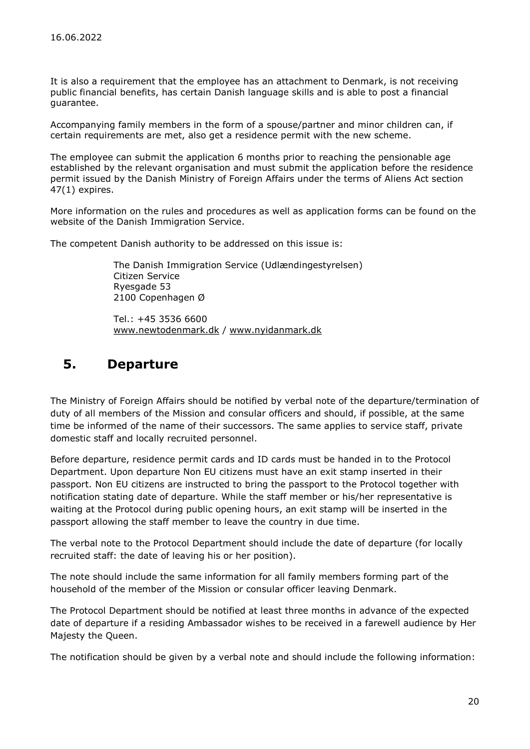It is also a requirement that the employee has an attachment to Denmark, is not receiving public financial benefits, has certain Danish language skills and is able to post a financial guarantee.

Accompanying family members in the form of a spouse/partner and minor children can, if certain requirements are met, also get a residence permit with the new scheme.

The employee can submit the application 6 months prior to reaching the pensionable age established by the relevant organisation and must submit the application before the residence permit issued by the Danish Ministry of Foreign Affairs under the terms of Aliens Act section 47(1) expires.

More information on the rules and procedures as well as application forms can be found on the website of the Danish Immigration Service.

The competent Danish authority to be addressed on this issue is:

> The Danish Immigration Service (Udlændingestyrelsen)
> Citizen Service
> Ryesgade 53
> 2100 Copenhagen Ø
>
> Tel.: +45 3536 6600
> www.newtodenmark.dk / www.nyidanmark.dk

## 5. Departure

The Ministry of Foreign Affairs should be notified by verbal note of the departure/termination of duty of all members of the Mission and consular officers and should, if possible, at the same time be informed of the name of their successors. The same applies to service staff, private domestic staff and locally recruited personnel.

Before departure, residence permit cards and ID cards must be handed in to the Protocol Department. Upon departure Non EU citizens must have an exit stamp inserted in their passport. Non EU citizens are instructed to bring the passport to the Protocol together with notification stating date of departure. While the staff member or his/her representative is waiting at the Protocol during public opening hours, an exit stamp will be inserted in the passport allowing the staff member to leave the country in due time.

The verbal note to the Protocol Department should include the date of departure (for locally recruited staff: the date of leaving his or her position).

The note should include the same information for all family members forming part of the household of the member of the Mission or consular officer leaving Denmark.

The Protocol Department should be notified at least three months in advance of the expected date of departure if a residing Ambassador wishes to be received in a farewell audience by Her Majesty the Queen.

The notification should be given by a verbal note and should include the following information: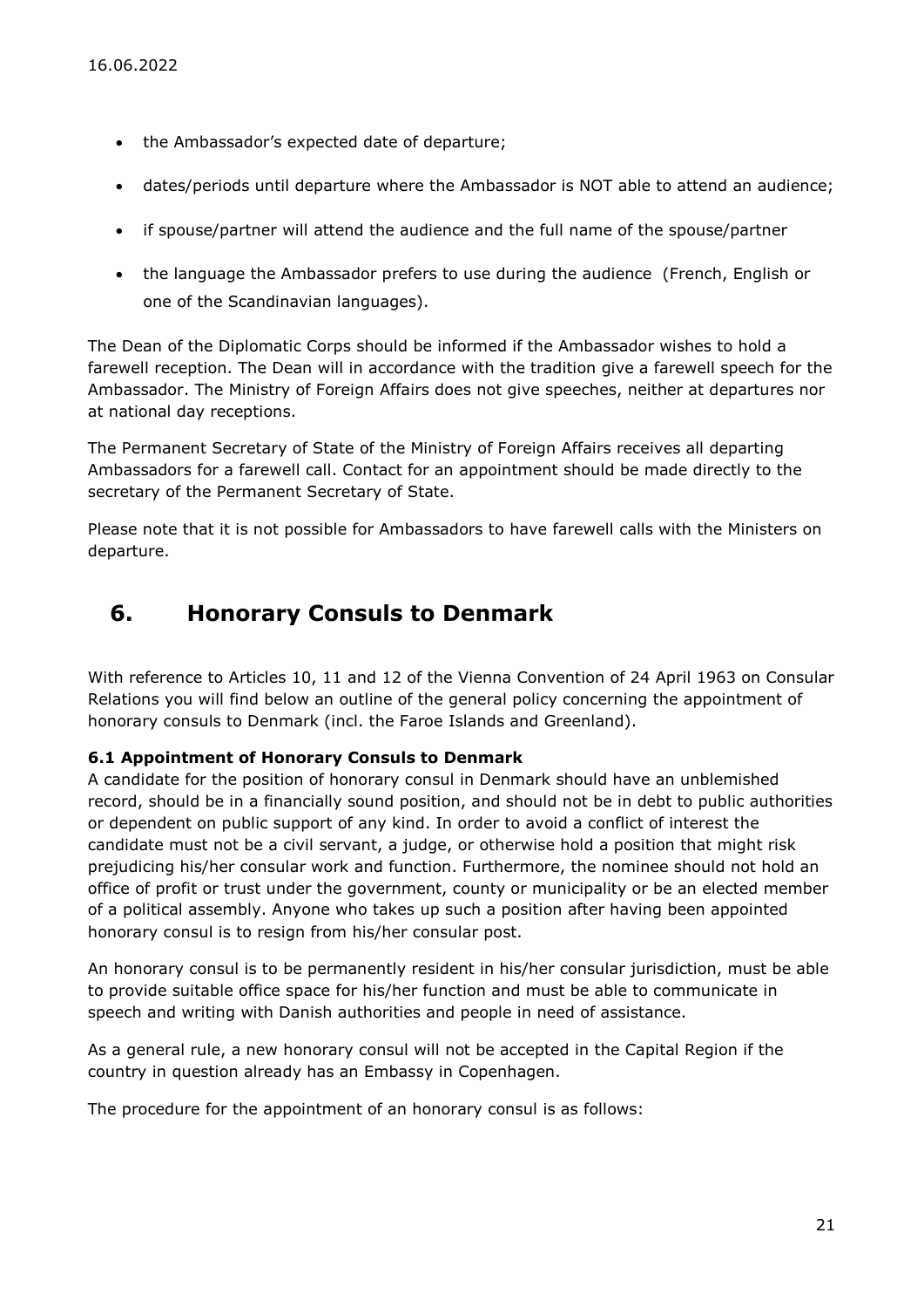- the Ambassador's expected date of departure;
- dates/periods until departure where the Ambassador is NOT able to attend an audience;
- if spouse/partner will attend the audience and the full name of the spouse/partner
- the language the Ambassador prefers to use during the audience (French, English or one of the Scandinavian languages).

The Dean of the Diplomatic Corps should be informed if the Ambassador wishes to hold a farewell reception. The Dean will in accordance with the tradition give a farewell speech for the Ambassador. The Ministry of Foreign Affairs does not give speeches, neither at departures nor at national day receptions.

The Permanent Secretary of State of the Ministry of Foreign Affairs receives all departing Ambassadors for a farewell call. Contact for an appointment should be made directly to the secretary of the Permanent Secretary of State.

Please note that it is not possible for Ambassadors to have farewell calls with the Ministers on departure.

# 6. Honorary Consuls to Denmark

With reference to Articles 10, 11 and 12 of the Vienna Convention of 24 April 1963 on Consular Relations you will find below an outline of the general policy concerning the appointment of honorary consuls to Denmark (incl. the Faroe Islands and Greenland).

### 6.1 Appointment of Honorary Consuls to Denmark

A candidate for the position of honorary consul in Denmark should have an unblemished record, should be in a financially sound position, and should not be in debt to public authorities or dependent on public support of any kind. In order to avoid a conflict of interest the candidate must not be a civil servant, a judge, or otherwise hold a position that might risk prejudicing his/her consular work and function. Furthermore, the nominee should not hold an office of profit or trust under the government, county or municipality or be an elected member of a political assembly. Anyone who takes up such a position after having been appointed honorary consul is to resign from his/her consular post.

An honorary consul is to be permanently resident in his/her consular jurisdiction, must be able to provide suitable office space for his/her function and must be able to communicate in speech and writing with Danish authorities and people in need of assistance.

As a general rule, a new honorary consul will not be accepted in the Capital Region if the country in question already has an Embassy in Copenhagen.

The procedure for the appointment of an honorary consul is as follows: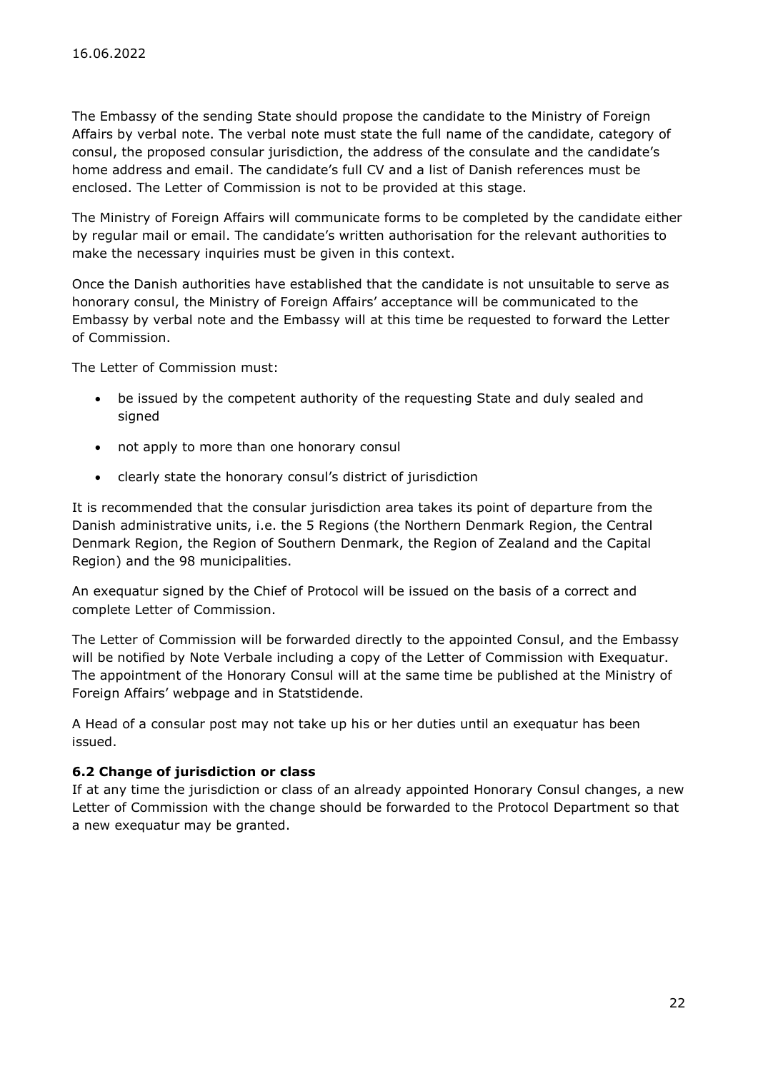The Embassy of the sending State should propose the candidate to the Ministry of Foreign Affairs by verbal note. The verbal note must state the full name of the candidate, category of consul, the proposed consular jurisdiction, the address of the consulate and the candidate's home address and email. The candidate's full CV and a list of Danish references must be enclosed. The Letter of Commission is not to be provided at this stage.

The Ministry of Foreign Affairs will communicate forms to be completed by the candidate either by regular mail or email. The candidate's written authorisation for the relevant authorities to make the necessary inquiries must be given in this context.

Once the Danish authorities have established that the candidate is not unsuitable to serve as honorary consul, the Ministry of Foreign Affairs' acceptance will be communicated to the Embassy by verbal note and the Embassy will at this time be requested to forward the Letter of Commission.

The Letter of Commission must:

- be issued by the competent authority of the requesting State and duly sealed and signed
- not apply to more than one honorary consul
- clearly state the honorary consul's district of jurisdiction

It is recommended that the consular jurisdiction area takes its point of departure from the Danish administrative units, i.e. the 5 Regions (the Northern Denmark Region, the Central Denmark Region, the Region of Southern Denmark, the Region of Zealand and the Capital Region) and the 98 municipalities.

An exequatur signed by the Chief of Protocol will be issued on the basis of a correct and complete Letter of Commission.

The Letter of Commission will be forwarded directly to the appointed Consul, and the Embassy will be notified by Note Verbale including a copy of the Letter of Commission with Exequatur. The appointment of the Honorary Consul will at the same time be published at the Ministry of Foreign Affairs' webpage and in Statstidende.

A Head of a consular post may not take up his or her duties until an exequatur has been issued.

### 6.2 Change of jurisdiction or class

If at any time the jurisdiction or class of an already appointed Honorary Consul changes, a new Letter of Commission with the change should be forwarded to the Protocol Department so that a new exequatur may be granted.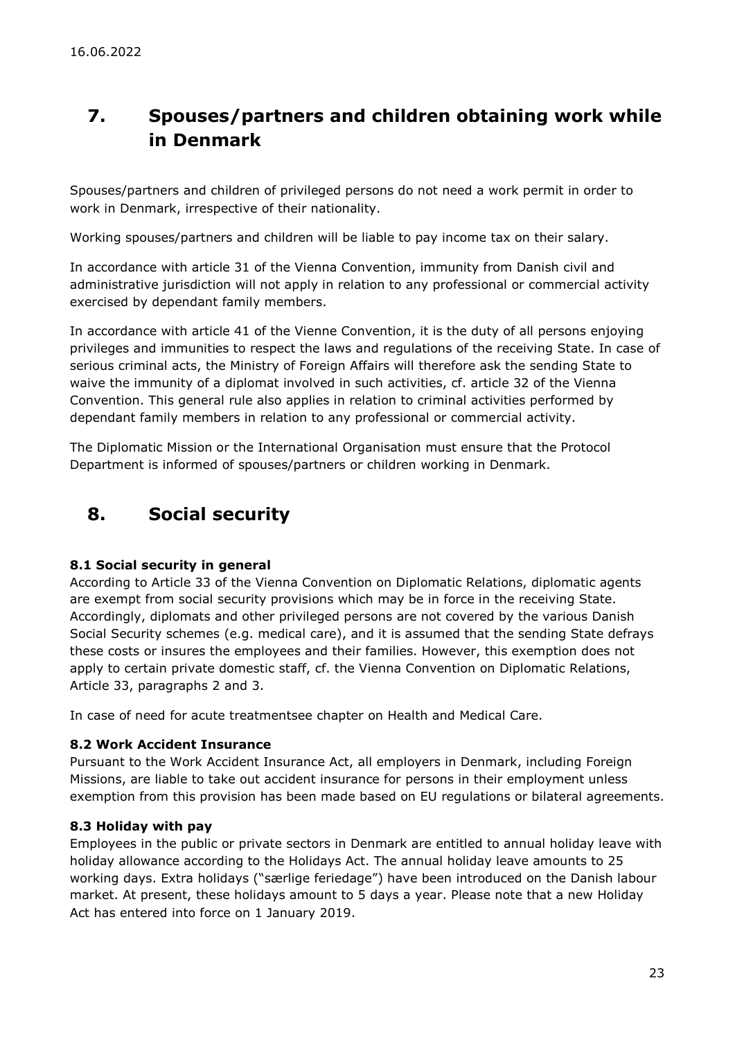## 7. Spouses/partners and children obtaining work while in Denmark

Spouses/partners and children of privileged persons do not need a work permit in order to work in Denmark, irrespective of their nationality.

Working spouses/partners and children will be liable to pay income tax on their salary.

In accordance with article 31 of the Vienna Convention, immunity from Danish civil and administrative jurisdiction will not apply in relation to any professional or commercial activity exercised by dependant family members.

In accordance with article 41 of the Vienne Convention, it is the duty of all persons enjoying privileges and immunities to respect the laws and regulations of the receiving State. In case of serious criminal acts, the Ministry of Foreign Affairs will therefore ask the sending State to waive the immunity of a diplomat involved in such activities, cf. article 32 of the Vienna Convention. This general rule also applies in relation to criminal activities performed by dependant family members in relation to any professional or commercial activity.

The Diplomatic Mission or the International Organisation must ensure that the Protocol Department is informed of spouses/partners or children working in Denmark.

## 8. Social security

**8.1 Social security in general**

According to Article 33 of the Vienna Convention on Diplomatic Relations, diplomatic agents are exempt from social security provisions which may be in force in the receiving State. Accordingly, diplomats and other privileged persons are not covered by the various Danish Social Security schemes (e.g. medical care), and it is assumed that the sending State defrays these costs or insures the employees and their families. However, this exemption does not apply to certain private domestic staff, cf. the Vienna Convention on Diplomatic Relations, Article 33, paragraphs 2 and 3.

In case of need for acute treatmentsee chapter on Health and Medical Care.

**8.2 Work Accident Insurance**

Pursuant to the Work Accident Insurance Act, all employers in Denmark, including Foreign Missions, are liable to take out accident insurance for persons in their employment unless exemption from this provision has been made based on EU regulations or bilateral agreements.

**8.3 Holiday with pay**

Employees in the public or private sectors in Denmark are entitled to annual holiday leave with holiday allowance according to the Holidays Act. The annual holiday leave amounts to 25 working days. Extra holidays ("særlige feriedage") have been introduced on the Danish labour market. At present, these holidays amount to 5 days a year. Please note that a new Holiday Act has entered into force on 1 January 2019.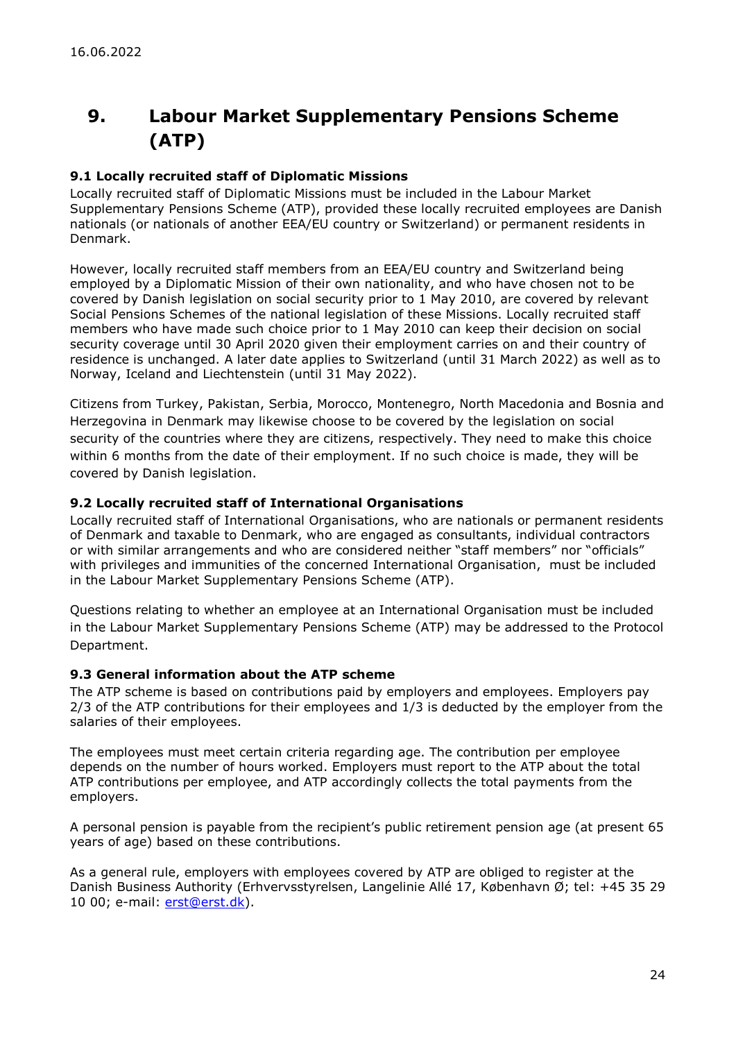# 9. Labour Market Supplementary Pensions Scheme (ATP)

### 9.1 Locally recruited staff of Diplomatic Missions

Locally recruited staff of Diplomatic Missions must be included in the Labour Market Supplementary Pensions Scheme (ATP), provided these locally recruited employees are Danish nationals (or nationals of another EEA/EU country or Switzerland) or permanent residents in Denmark.

However, locally recruited staff members from an EEA/EU country and Switzerland being employed by a Diplomatic Mission of their own nationality, and who have chosen not to be covered by Danish legislation on social security prior to 1 May 2010, are covered by relevant Social Pensions Schemes of the national legislation of these Missions. Locally recruited staff members who have made such choice prior to 1 May 2010 can keep their decision on social security coverage until 30 April 2020 given their employment carries on and their country of residence is unchanged. A later date applies to Switzerland (until 31 March 2022) as well as to Norway, Iceland and Liechtenstein (until 31 May 2022).

Citizens from Turkey, Pakistan, Serbia, Morocco, Montenegro, North Macedonia and Bosnia and Herzegovina in Denmark may likewise choose to be covered by the legislation on social security of the countries where they are citizens, respectively. They need to make this choice within 6 months from the date of their employment. If no such choice is made, they will be covered by Danish legislation.

### 9.2 Locally recruited staff of International Organisations

Locally recruited staff of International Organisations, who are nationals or permanent residents of Denmark and taxable to Denmark, who are engaged as consultants, individual contractors or with similar arrangements and who are considered neither "staff members" nor "officials" with privileges and immunities of the concerned International Organisation, must be included in the Labour Market Supplementary Pensions Scheme (ATP).

Questions relating to whether an employee at an International Organisation must be included in the Labour Market Supplementary Pensions Scheme (ATP) may be addressed to the Protocol Department.

### 9.3 General information about the ATP scheme

The ATP scheme is based on contributions paid by employers and employees. Employers pay 2/3 of the ATP contributions for their employees and 1/3 is deducted by the employer from the salaries of their employees.

The employees must meet certain criteria regarding age. The contribution per employee depends on the number of hours worked. Employers must report to the ATP about the total ATP contributions per employee, and ATP accordingly collects the total payments from the employers.

A personal pension is payable from the recipient's public retirement pension age (at present 65 years of age) based on these contributions.

As a general rule, employers with employees covered by ATP are obliged to register at the Danish Business Authority (Erhvervsstyrelsen, Langelinie Allé 17, København Ø; tel: +45 35 29 10 00; e-mail: erst@erst.dk).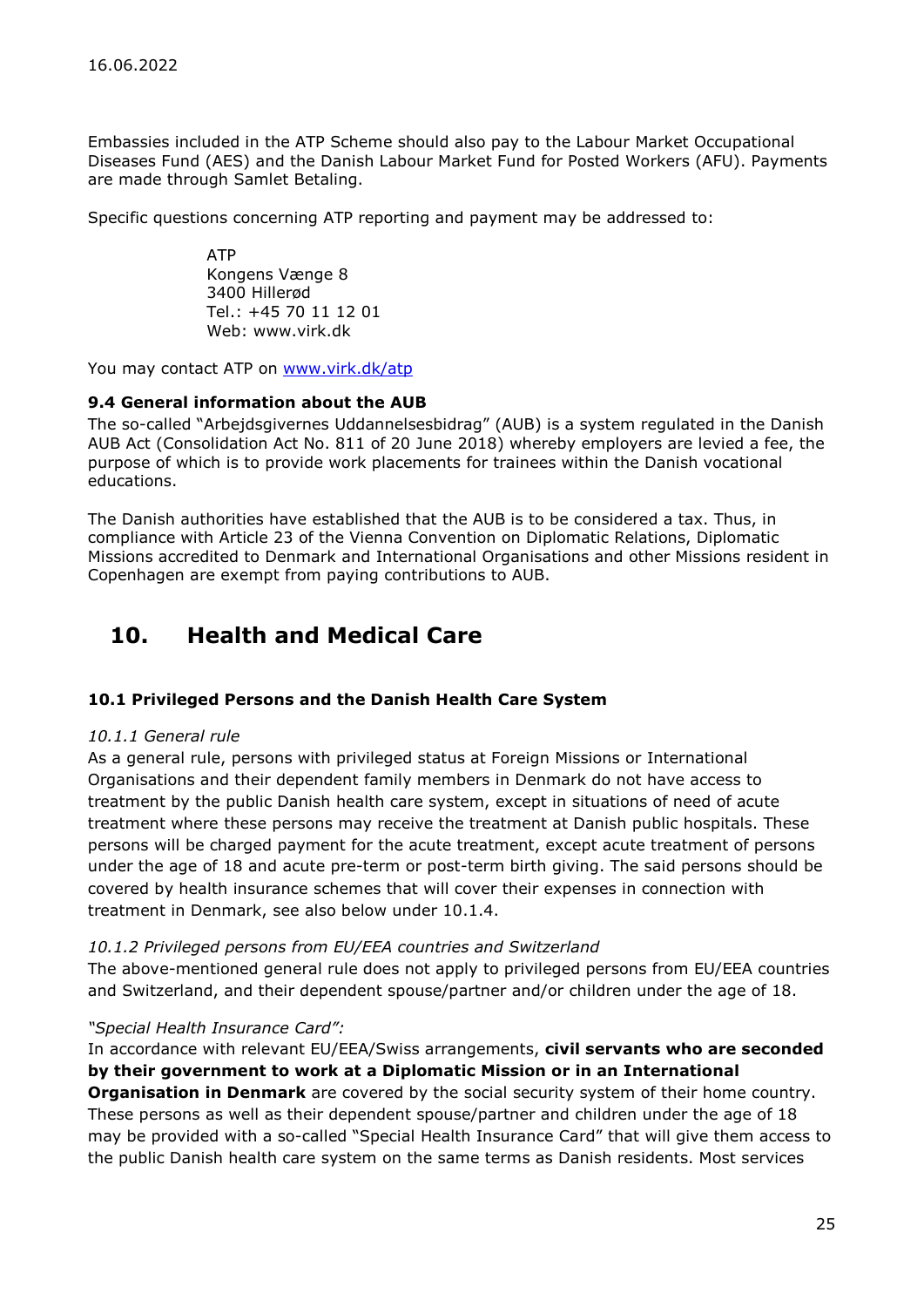16.06.2022

Embassies included in the ATP Scheme should also pay to the Labour Market Occupational Diseases Fund (AES) and the Danish Labour Market Fund for Posted Workers (AFU). Payments are made through Samlet Betaling.

Specific questions concerning ATP reporting and payment may be addressed to:

> ATP
> Kongens Vænge 8
> 3400 Hillerød
> Tel.: +45 70 11 12 01
> Web: www.virk.dk

You may contact ATP on [www.virk.dk/atp](www.virk.dk/atp)

### 9.4 General information about the AUB

The so-called "Arbejdsgivernes Uddannelsesbidrag" (AUB) is a system regulated in the Danish AUB Act (Consolidation Act No. 811 of 20 June 2018) whereby employers are levied a fee, the purpose of which is to provide work placements for trainees within the Danish vocational educations.

The Danish authorities have established that the AUB is to be considered a tax. Thus, in compliance with Article 23 of the Vienna Convention on Diplomatic Relations, Diplomatic Missions accredited to Denmark and International Organisations and other Missions resident in Copenhagen are exempt from paying contributions to AUB.

## 10. Health and Medical Care

### 10.1 Privileged Persons and the Danish Health Care System

*10.1.1 General rule*

As a general rule, persons with privileged status at Foreign Missions or International Organisations and their dependent family members in Denmark do not have access to treatment by the public Danish health care system, except in situations of need of acute treatment where these persons may receive the treatment at Danish public hospitals. These persons will be charged payment for the acute treatment, except acute treatment of persons under the age of 18 and acute pre-term or post-term birth giving. The said persons should be covered by health insurance schemes that will cover their expenses in connection with treatment in Denmark, see also below under 10.1.4.

*10.1.2 Privileged persons from EU/EEA countries and Switzerland*

The above-mentioned general rule does not apply to privileged persons from EU/EEA countries and Switzerland, and their dependent spouse/partner and/or children under the age of 18.

*"Special Health Insurance Card":*

In accordance with relevant EU/EEA/Swiss arrangements, **civil servants who are seconded by their government to work at a Diplomatic Mission or in an International Organisation in Denmark** are covered by the social security system of their home country. These persons as well as their dependent spouse/partner and children under the age of 18 may be provided with a so-called "Special Health Insurance Card" that will give them access to the public Danish health care system on the same terms as Danish residents. Most services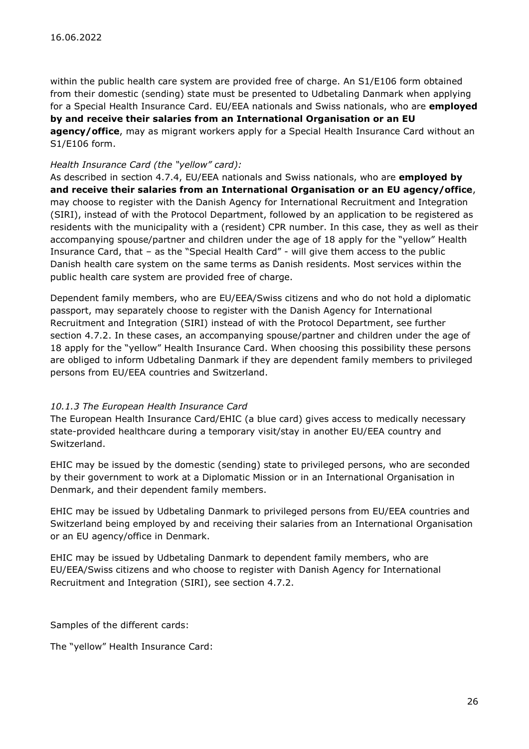within the public health care system are provided free of charge. An S1/E106 form obtained from their domestic (sending) state must be presented to Udbetaling Danmark when applying for a Special Health Insurance Card. EU/EEA nationals and Swiss nationals, who are **employed by and receive their salaries from an International Organisation or an EU agency/office**, may as migrant workers apply for a Special Health Insurance Card without an S1/E106 form.

*Health Insurance Card (the "yellow" card):*

As described in section 4.7.4, EU/EEA nationals and Swiss nationals, who are **employed by and receive their salaries from an International Organisation or an EU agency/office**, may choose to register with the Danish Agency for International Recruitment and Integration (SIRI), instead of with the Protocol Department, followed by an application to be registered as residents with the municipality with a (resident) CPR number. In this case, they as well as their accompanying spouse/partner and children under the age of 18 apply for the "yellow" Health Insurance Card, that – as the "Special Health Card" - will give them access to the public Danish health care system on the same terms as Danish residents. Most services within the public health care system are provided free of charge.

Dependent family members, who are EU/EEA/Swiss citizens and who do not hold a diplomatic passport, may separately choose to register with the Danish Agency for International Recruitment and Integration (SIRI) instead of with the Protocol Department, see further section 4.7.2. In these cases, an accompanying spouse/partner and children under the age of 18 apply for the "yellow" Health Insurance Card. When choosing this possibility these persons are obliged to inform Udbetaling Danmark if they are dependent family members to privileged persons from EU/EEA countries and Switzerland.

### *10.1.3 The European Health Insurance Card*

The European Health Insurance Card/EHIC (a blue card) gives access to medically necessary state-provided healthcare during a temporary visit/stay in another EU/EEA country and Switzerland.

EHIC may be issued by the domestic (sending) state to privileged persons, who are seconded by their government to work at a Diplomatic Mission or in an International Organisation in Denmark, and their dependent family members.

EHIC may be issued by Udbetaling Danmark to privileged persons from EU/EEA countries and Switzerland being employed by and receiving their salaries from an International Organisation or an EU agency/office in Denmark.

EHIC may be issued by Udbetaling Danmark to dependent family members, who are EU/EEA/Swiss citizens and who choose to register with Danish Agency for International Recruitment and Integration (SIRI), see section 4.7.2.

Samples of the different cards:

The "yellow" Health Insurance Card: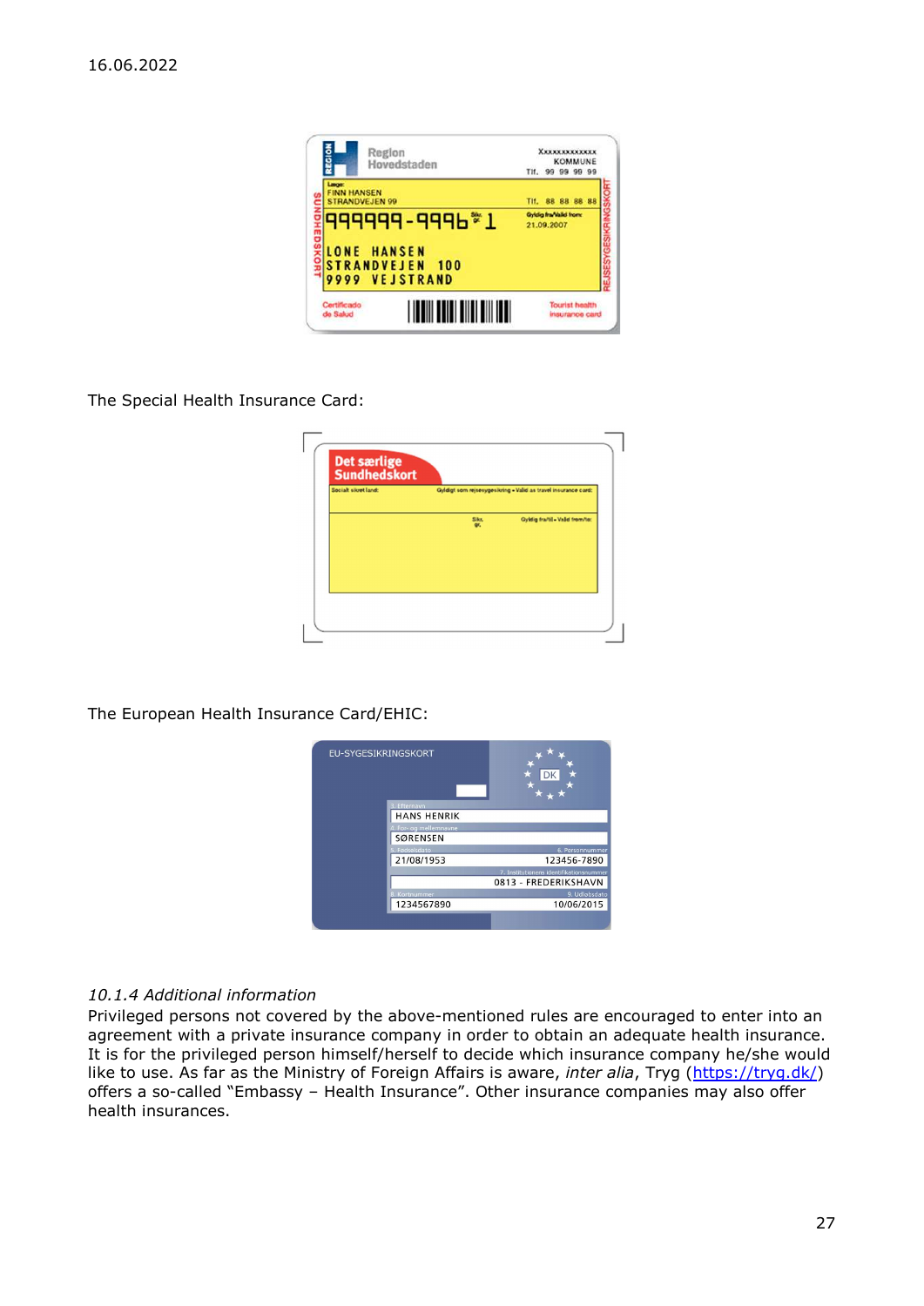16.06.2022

The Special Health Insurance Card:

The European Health Insurance Card/EHIC:

*10.1.4 Additional information*

Privileged persons not covered by the above-mentioned rules are encouraged to enter into an agreement with a private insurance company in order to obtain an adequate health insurance. It is for the privileged person himself/herself to decide which insurance company he/she would like to use. As far as the Ministry of Foreign Affairs is aware, *inter alia*, Tryg (https://tryg.dk/) offers a so-called "Embassy – Health Insurance". Other insurance companies may also offer health insurances.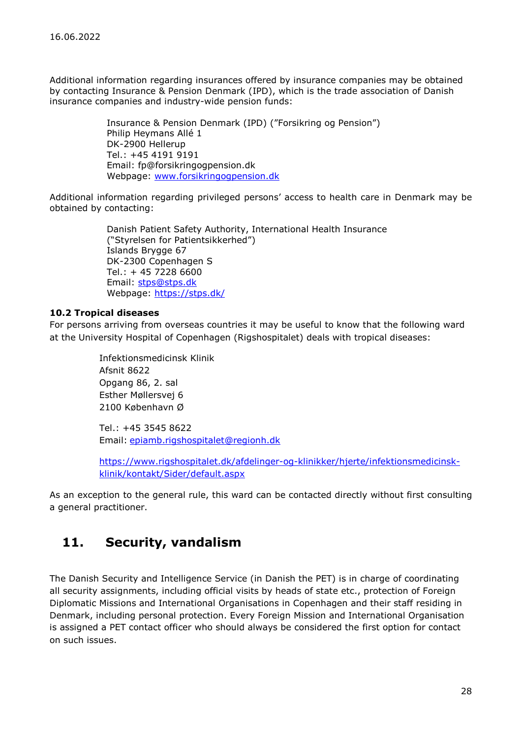16.06.2022

Additional information regarding insurances offered by insurance companies may be obtained by contacting Insurance & Pension Denmark (IPD), which is the trade association of Danish insurance companies and industry-wide pension funds:

> Insurance & Pension Denmark (IPD) ("Forsikring og Pension")
> Philip Heymans Allé 1
> DK-2900 Hellerup
> Tel.: +45 4191 9191
> Email: fp@forsikringogpension.dk
> Webpage: www.forsikringogpension.dk

Additional information regarding privileged persons' access to health care in Denmark may be obtained by contacting:

> Danish Patient Safety Authority, International Health Insurance
> ("Styrelsen for Patientsikkerhed")
> Islands Brygge 67
> DK-2300 Copenhagen S
> Tel.: + 45 7228 6600
> Email: stps@stps.dk
> Webpage: https://stps.dk/

**10.2 Tropical diseases**

For persons arriving from overseas countries it may be useful to know that the following ward at the University Hospital of Copenhagen (Rigshospitalet) deals with tropical diseases:

> Infektionsmedicinsk Klinik
> Afsnit 8622
> Opgang 86, 2. sal
> Esther Møllersvej 6
> 2100 København Ø
>
> Tel.: +45 3545 8622
> Email: epiamb.rigshospitalet@regionh.dk
>
> https://www.rigshospitalet.dk/afdelinger-og-klinikker/hjerte/infektionsmedicinsk-klinik/kontakt/Sider/default.aspx

As an exception to the general rule, this ward can be contacted directly without first consulting a general practitioner.

# 11. Security, vandalism

The Danish Security and Intelligence Service (in Danish the PET) is in charge of coordinating all security assignments, including official visits by heads of state etc., protection of Foreign Diplomatic Missions and International Organisations in Copenhagen and their staff residing in Denmark, including personal protection. Every Foreign Mission and International Organisation is assigned a PET contact officer who should always be considered the first option for contact on such issues.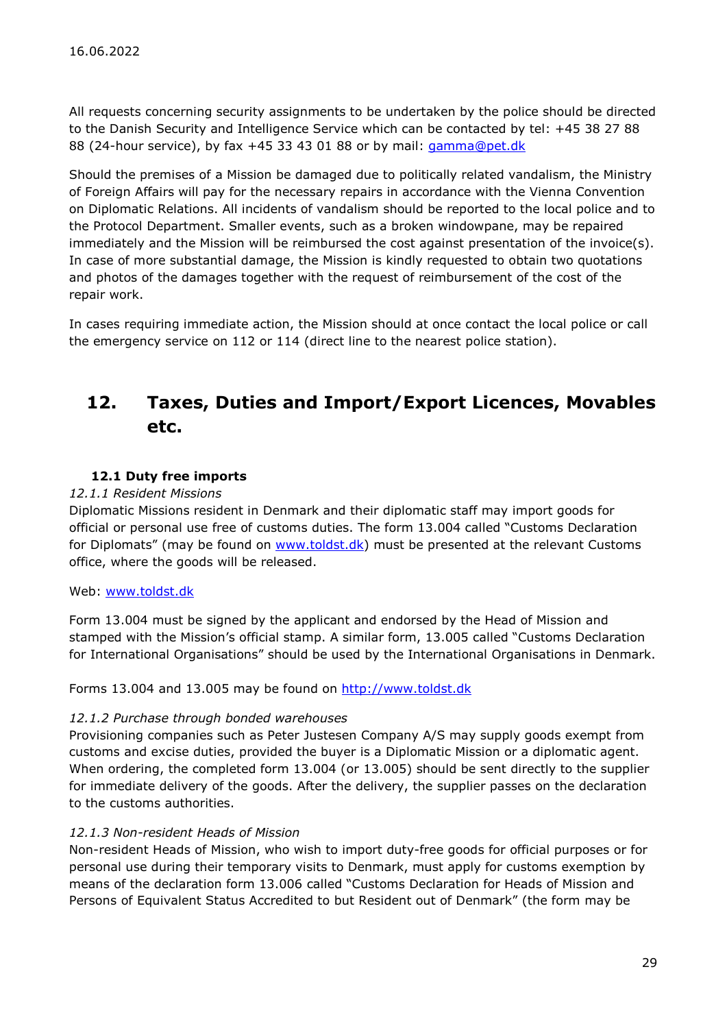All requests concerning security assignments to be undertaken by the police should be directed to the Danish Security and Intelligence Service which can be contacted by tel: +45 38 27 88 88 (24-hour service), by fax +45 33 43 01 88 or by mail: gamma@pet.dk

Should the premises of a Mission be damaged due to politically related vandalism, the Ministry of Foreign Affairs will pay for the necessary repairs in accordance with the Vienna Convention on Diplomatic Relations. All incidents of vandalism should be reported to the local police and to the Protocol Department. Smaller events, such as a broken windowpane, may be repaired immediately and the Mission will be reimbursed the cost against presentation of the invoice(s). In case of more substantial damage, the Mission is kindly requested to obtain two quotations and photos of the damages together with the request of reimbursement of the cost of the repair work.

In cases requiring immediate action, the Mission should at once contact the local police or call the emergency service on 112 or 114 (direct line to the nearest police station).

# 12. Taxes, Duties and Import/Export Licences, Movables etc.

## 12.1 Duty free imports

*12.1.1 Resident Missions*

Diplomatic Missions resident in Denmark and their diplomatic staff may import goods for official or personal use free of customs duties. The form 13.004 called "Customs Declaration for Diplomats" (may be found on www.toldst.dk) must be presented at the relevant Customs office, where the goods will be released.

Web: www.toldst.dk

Form 13.004 must be signed by the applicant and endorsed by the Head of Mission and stamped with the Mission's official stamp. A similar form, 13.005 called "Customs Declaration for International Organisations" should be used by the International Organisations in Denmark.

Forms 13.004 and 13.005 may be found on http://www.toldst.dk

*12.1.2 Purchase through bonded warehouses*

Provisioning companies such as Peter Justesen Company A/S may supply goods exempt from customs and excise duties, provided the buyer is a Diplomatic Mission or a diplomatic agent. When ordering, the completed form 13.004 (or 13.005) should be sent directly to the supplier for immediate delivery of the goods. After the delivery, the supplier passes on the declaration to the customs authorities.

*12.1.3 Non-resident Heads of Mission*

Non-resident Heads of Mission, who wish to import duty-free goods for official purposes or for personal use during their temporary visits to Denmark, must apply for customs exemption by means of the declaration form 13.006 called "Customs Declaration for Heads of Mission and Persons of Equivalent Status Accredited to but Resident out of Denmark" (the form may be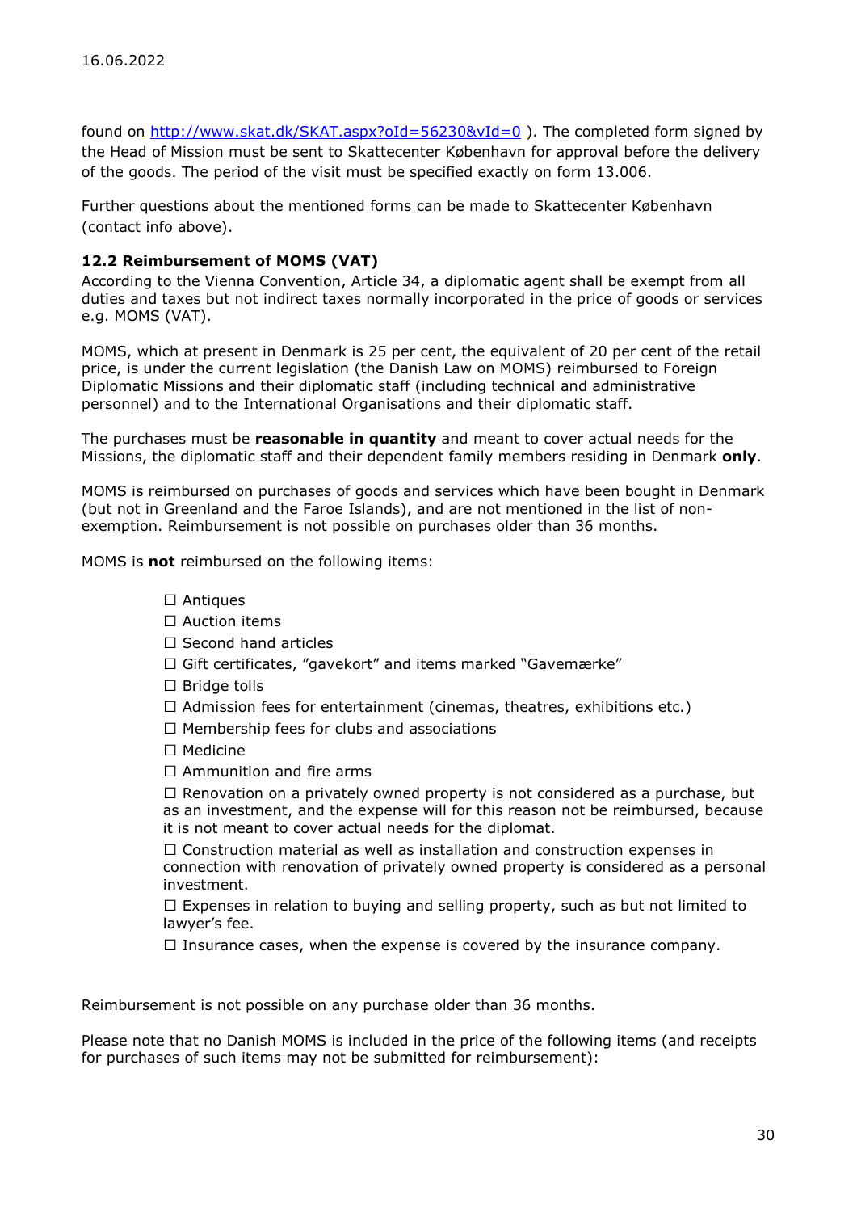found on [http://www.skat.dk/SKAT.aspx?oId=56230&vId=0](http://www.skat.dk/SKAT.aspx?oId=56230&vId=0) ). The completed form signed by the Head of Mission must be sent to Skattecenter København for approval before the delivery of the goods. The period of the visit must be specified exactly on form 13.006.

Further questions about the mentioned forms can be made to Skattecenter København (contact info above).

### 12.2 Reimbursement of MOMS (VAT)

According to the Vienna Convention, Article 34, a diplomatic agent shall be exempt from all duties and taxes but not indirect taxes normally incorporated in the price of goods or services e.g. MOMS (VAT).

MOMS, which at present in Denmark is 25 per cent, the equivalent of 20 per cent of the retail price, is under the current legislation (the Danish Law on MOMS) reimbursed to Foreign Diplomatic Missions and their diplomatic staff (including technical and administrative personnel) and to the International Organisations and their diplomatic staff.

The purchases must be **reasonable in quantity** and meant to cover actual needs for the Missions, the diplomatic staff and their dependent family members residing in Denmark **only**.

MOMS is reimbursed on purchases of goods and services which have been bought in Denmark (but not in Greenland and the Faroe Islands), and are not mentioned in the list of non-exemption. Reimbursement is not possible on purchases older than 36 months.

MOMS is **not** reimbursed on the following items:

- ☐ Antiques
- ☐ Auction items
- ☐ Second hand articles
- ☐ Gift certificates, ”gavekort” and items marked “Gavemærke”
- ☐ Bridge tolls
- ☐ Admission fees for entertainment (cinemas, theatres, exhibitions etc.)
- ☐ Membership fees for clubs and associations
- ☐ Medicine
- ☐ Ammunition and fire arms
- ☐ Renovation on a privately owned property is not considered as a purchase, but as an investment, and the expense will for this reason not be reimbursed, because it is not meant to cover actual needs for the diplomat.
- ☐ Construction material as well as installation and construction expenses in connection with renovation of privately owned property is considered as a personal investment.
- ☐ Expenses in relation to buying and selling property, such as but not limited to lawyer's fee.
- ☐ Insurance cases, when the expense is covered by the insurance company.

Reimbursement is not possible on any purchase older than 36 months.

Please note that no Danish MOMS is included in the price of the following items (and receipts for purchases of such items may not be submitted for reimbursement):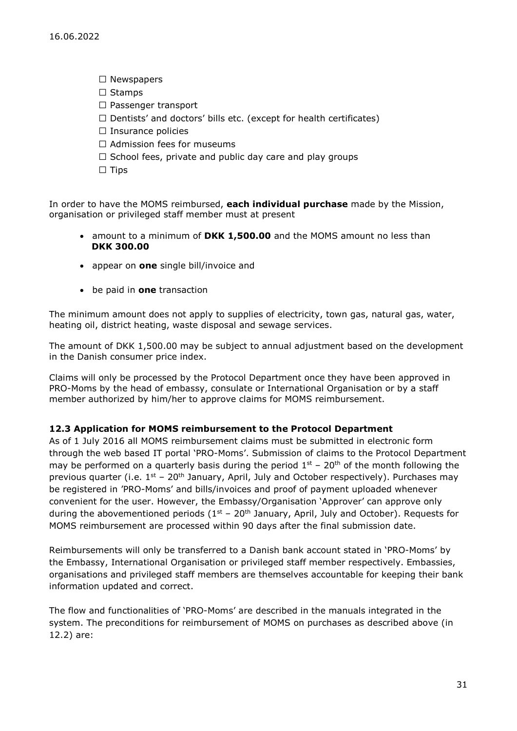16.06.2022

- ☐ Newspapers
- ☐ Stamps
- ☐ Passenger transport
- ☐ Dentists' and doctors' bills etc. (except for health certificates)
- ☐ Insurance policies
- ☐ Admission fees for museums
- ☐ School fees, private and public day care and play groups
- ☐ Tips

In order to have the MOMS reimbursed, **each individual purchase** made by the Mission, organisation or privileged staff member must at present

- amount to a minimum of **DKK 1,500.00** and the MOMS amount no less than **DKK 300.00**
- appear on **one** single bill/invoice and
- be paid in **one** transaction

The minimum amount does not apply to supplies of electricity, town gas, natural gas, water, heating oil, district heating, waste disposal and sewage services.

The amount of DKK 1,500.00 may be subject to annual adjustment based on the development in the Danish consumer price index.

Claims will only be processed by the Protocol Department once they have been approved in PRO-Moms by the head of embassy, consulate or International Organisation or by a staff member authorized by him/her to approve claims for MOMS reimbursement.

### 12.3 Application for MOMS reimbursement to the Protocol Department

As of 1 July 2016 all MOMS reimbursement claims must be submitted in electronic form through the web based IT portal 'PRO-Moms'. Submission of claims to the Protocol Department may be performed on a quarterly basis during the period 1st – 20th of the month following the previous quarter (i.e. 1st – 20th January, April, July and October respectively). Purchases may be registered in 'PRO-Moms' and bills/invoices and proof of payment uploaded whenever convenient for the user. However, the Embassy/Organisation 'Approver' can approve only during the abovementioned periods (1st – 20th January, April, July and October). Requests for MOMS reimbursement are processed within 90 days after the final submission date.

Reimbursements will only be transferred to a Danish bank account stated in 'PRO-Moms' by the Embassy, International Organisation or privileged staff member respectively. Embassies, organisations and privileged staff members are themselves accountable for keeping their bank information updated and correct.

The flow and functionalities of 'PRO-Moms' are described in the manuals integrated in the system. The preconditions for reimbursement of MOMS on purchases as described above (in 12.2) are: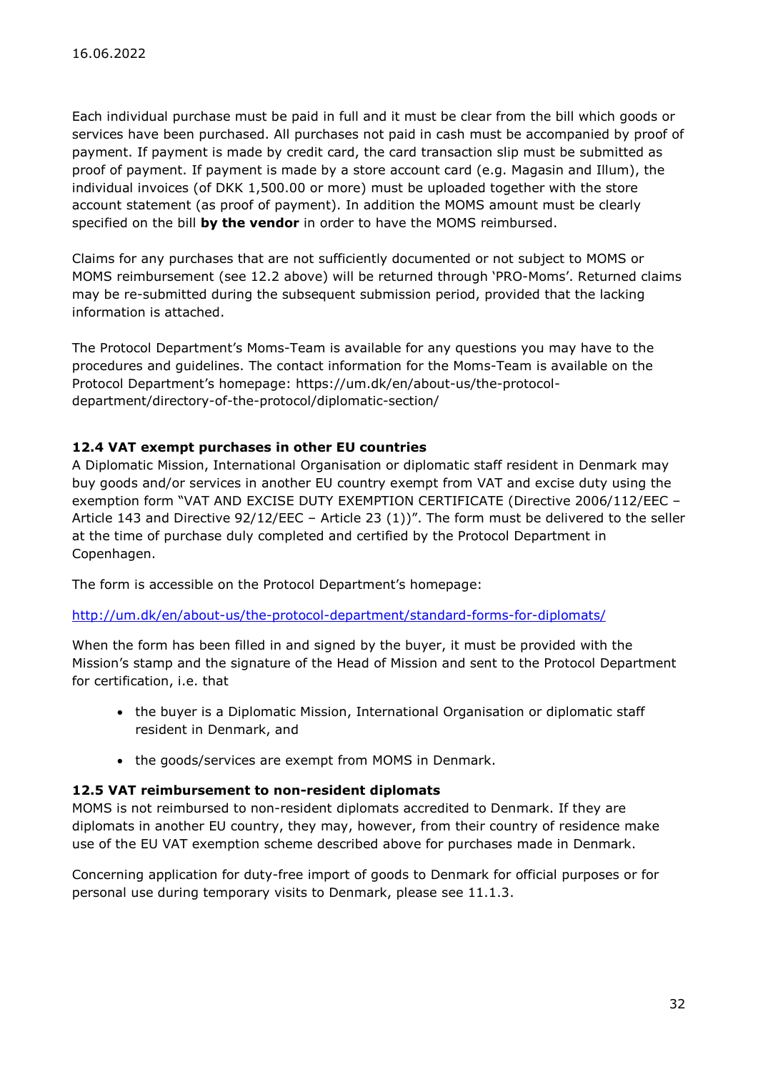Each individual purchase must be paid in full and it must be clear from the bill which goods or services have been purchased. All purchases not paid in cash must be accompanied by proof of payment. If payment is made by credit card, the card transaction slip must be submitted as proof of payment. If payment is made by a store account card (e.g. Magasin and Illum), the individual invoices (of DKK 1,500.00 or more) must be uploaded together with the store account statement (as proof of payment). In addition the MOMS amount must be clearly specified on the bill **by the vendor** in order to have the MOMS reimbursed.

Claims for any purchases that are not sufficiently documented or not subject to MOMS or MOMS reimbursement (see 12.2 above) will be returned through 'PRO-Moms'. Returned claims may be re-submitted during the subsequent submission period, provided that the lacking information is attached.

The Protocol Department's Moms-Team is available for any questions you may have to the procedures and guidelines. The contact information for the Moms-Team is available on the Protocol Department's homepage: https://um.dk/en/about-us/the-protocol-department/directory-of-the-protocol/diplomatic-section/

### 12.4 VAT exempt purchases in other EU countries

A Diplomatic Mission, International Organisation or diplomatic staff resident in Denmark may buy goods and/or services in another EU country exempt from VAT and excise duty using the exemption form "VAT AND EXCISE DUTY EXEMPTION CERTIFICATE (Directive 2006/112/EEC – Article 143 and Directive 92/12/EEC – Article 23 (1))". The form must be delivered to the seller at the time of purchase duly completed and certified by the Protocol Department in Copenhagen.

The form is accessible on the Protocol Department's homepage:

http://um.dk/en/about-us/the-protocol-department/standard-forms-for-diplomats/

When the form has been filled in and signed by the buyer, it must be provided with the Mission's stamp and the signature of the Head of Mission and sent to the Protocol Department for certification, i.e. that

- the buyer is a Diplomatic Mission, International Organisation or diplomatic staff resident in Denmark, and
- the goods/services are exempt from MOMS in Denmark.

### 12.5 VAT reimbursement to non-resident diplomats

MOMS is not reimbursed to non-resident diplomats accredited to Denmark. If they are diplomats in another EU country, they may, however, from their country of residence make use of the EU VAT exemption scheme described above for purchases made in Denmark.

Concerning application for duty-free import of goods to Denmark for official purposes or for personal use during temporary visits to Denmark, please see 11.1.3.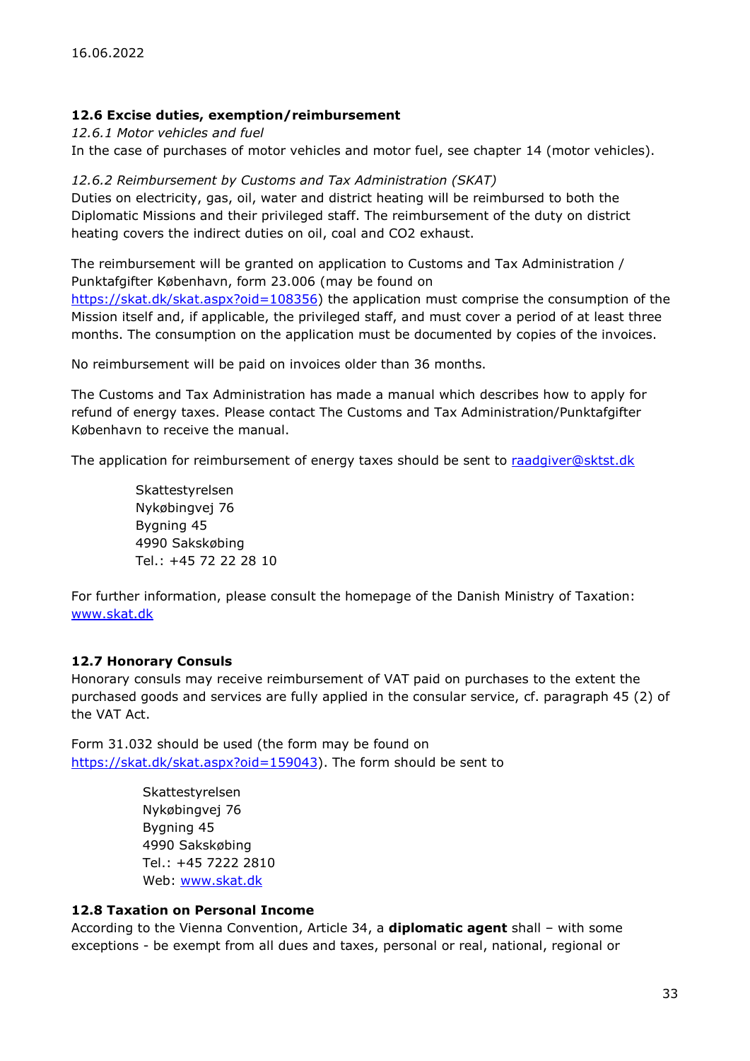16.06.2022

### 12.6 Excise duties, exemption/reimbursement

*12.6.1 Motor vehicles and fuel*

In the case of purchases of motor vehicles and motor fuel, see chapter 14 (motor vehicles).

*12.6.2 Reimbursement by Customs and Tax Administration (SKAT)*

Duties on electricity, gas, oil, water and district heating will be reimbursed to both the Diplomatic Missions and their privileged staff. The reimbursement of the duty on district heating covers the indirect duties on oil, coal and CO2 exhaust.

The reimbursement will be granted on application to Customs and Tax Administration / Punktafgifter København, form 23.006 (may be found on https://skat.dk/skat.aspx?oid=108356) the application must comprise the consumption of the Mission itself and, if applicable, the privileged staff, and must cover a period of at least three months. The consumption on the application must be documented by copies of the invoices.

No reimbursement will be paid on invoices older than 36 months.

The Customs and Tax Administration has made a manual which describes how to apply for refund of energy taxes. Please contact The Customs and Tax Administration/Punktafgifter København to receive the manual.

The application for reimbursement of energy taxes should be sent to raadgiver@sktst.dk

> Skattestyrelsen
> Nykøbingvej 76
> Bygning 45
> 4990 Sakskøbing
> Tel.: +45 72 22 28 10

For further information, please consult the homepage of the Danish Ministry of Taxation: www.skat.dk

### 12.7 Honorary Consuls

Honorary consuls may receive reimbursement of VAT paid on purchases to the extent the purchased goods and services are fully applied in the consular service, cf. paragraph 45 (2) of the VAT Act.

Form 31.032 should be used (the form may be found on https://skat.dk/skat.aspx?oid=159043). The form should be sent to

> Skattestyrelsen
> Nykøbingvej 76
> Bygning 45
> 4990 Sakskøbing
> Tel.: +45 7222 2810
> Web: www.skat.dk

### 12.8 Taxation on Personal Income

According to the Vienna Convention, Article 34, a **diplomatic agent** shall – with some exceptions - be exempt from all dues and taxes, personal or real, national, regional or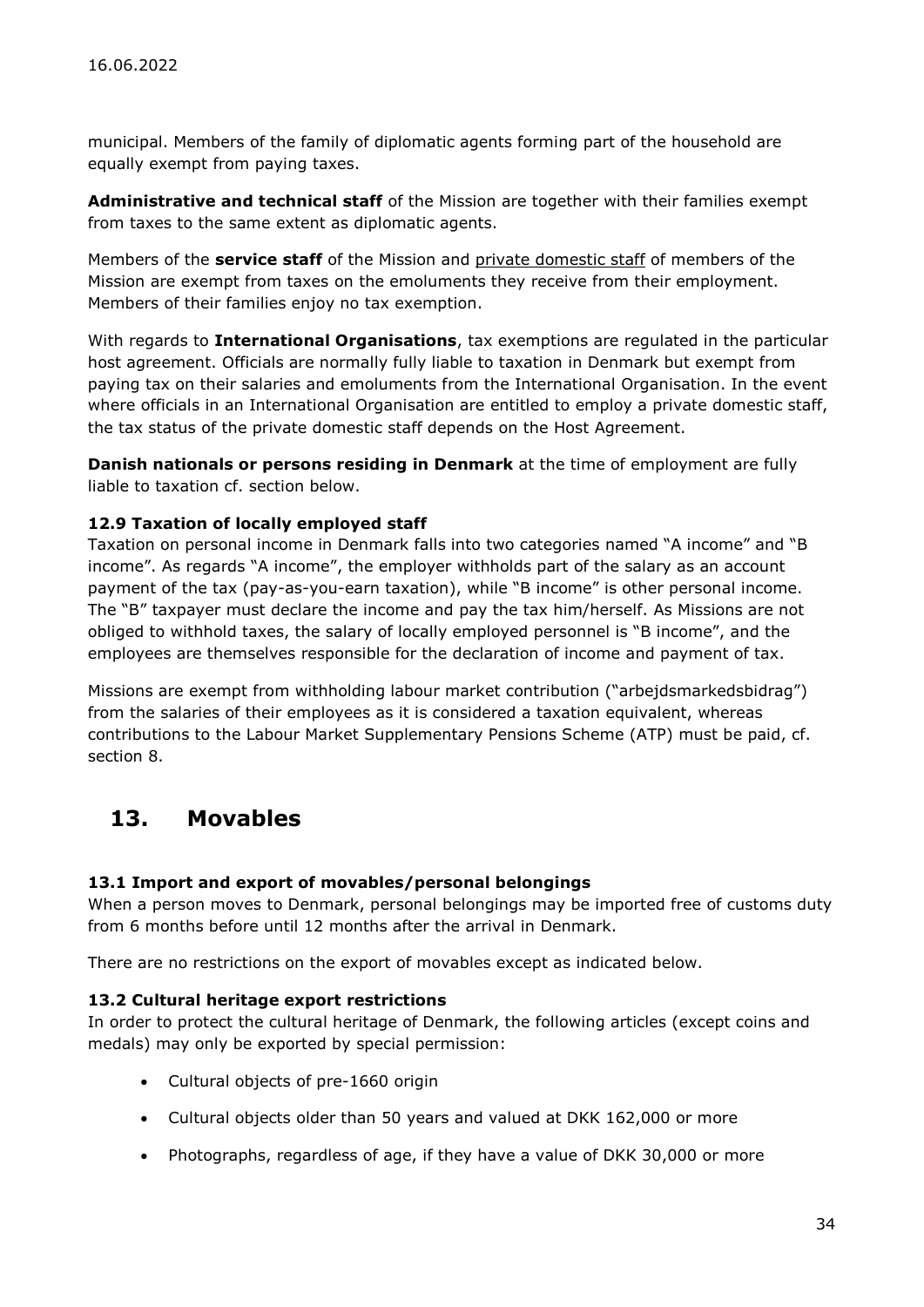municipal. Members of the family of diplomatic agents forming part of the household are equally exempt from paying taxes.

**Administrative and technical staff** of the Mission are together with their families exempt from taxes to the same extent as diplomatic agents.

Members of the **service staff** of the Mission and private domestic staff of members of the Mission are exempt from taxes on the emoluments they receive from their employment. Members of their families enjoy no tax exemption.

With regards to **International Organisations**, tax exemptions are regulated in the particular host agreement. Officials are normally fully liable to taxation in Denmark but exempt from paying tax on their salaries and emoluments from the International Organisation. In the event where officials in an International Organisation are entitled to employ a private domestic staff, the tax status of the private domestic staff depends on the Host Agreement.

**Danish nationals or persons residing in Denmark** at the time of employment are fully liable to taxation cf. section below.

### 12.9 Taxation of locally employed staff

Taxation on personal income in Denmark falls into two categories named "A income" and "B income". As regards "A income", the employer withholds part of the salary as an account payment of the tax (pay-as-you-earn taxation), while "B income" is other personal income. The "B" taxpayer must declare the income and pay the tax him/herself. As Missions are not obliged to withhold taxes, the salary of locally employed personnel is "B income", and the employees are themselves responsible for the declaration of income and payment of tax.

Missions are exempt from withholding labour market contribution ("arbejdsmarkedsbidrag") from the salaries of their employees as it is considered a taxation equivalent, whereas contributions to the Labour Market Supplementary Pensions Scheme (ATP) must be paid, cf. section 8.

## 13. Movables

### 13.1 Import and export of movables/personal belongings

When a person moves to Denmark, personal belongings may be imported free of customs duty from 6 months before until 12 months after the arrival in Denmark.

There are no restrictions on the export of movables except as indicated below.

### 13.2 Cultural heritage export restrictions

In order to protect the cultural heritage of Denmark, the following articles (except coins and medals) may only be exported by special permission:

- Cultural objects of pre-1660 origin
- Cultural objects older than 50 years and valued at DKK 162,000 or more
- Photographs, regardless of age, if they have a value of DKK 30,000 or more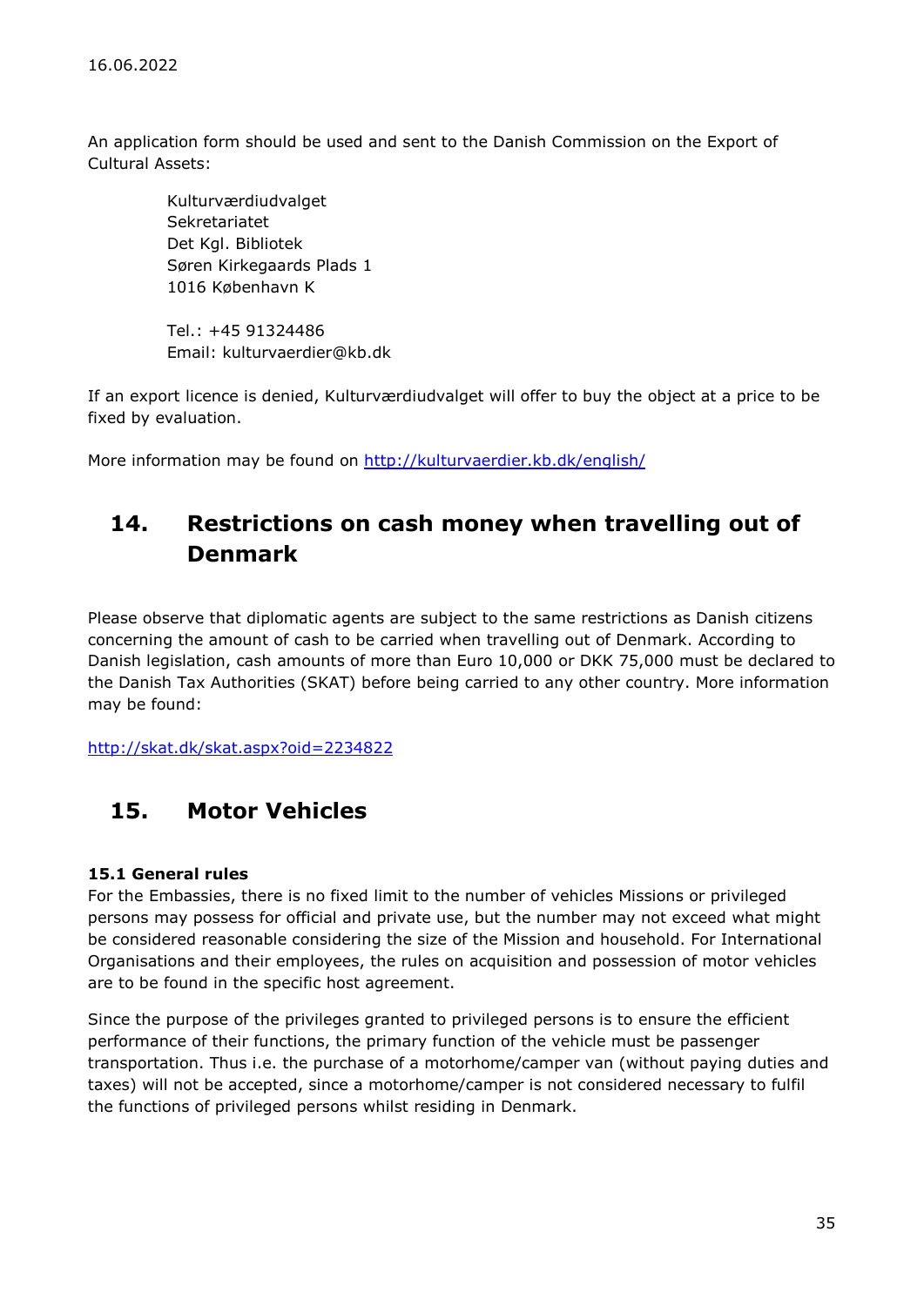An application form should be used and sent to the Danish Commission on the Export of Cultural Assets:

Kulturværdiudvalget
Sekretariatet
Det Kgl. Bibliotek
Søren Kirkegaards Plads 1
1016 København K

Tel.: +45 91324486
Email: kulturvaerdier@kb.dk

If an export licence is denied, Kulturværdiudvalget will offer to buy the object at a price to be fixed by evaluation.

More information may be found on http://kulturvaerdier.kb.dk/english/

# 14. Restrictions on cash money when travelling out of Denmark

Please observe that diplomatic agents are subject to the same restrictions as Danish citizens concerning the amount of cash to be carried when travelling out of Denmark. According to Danish legislation, cash amounts of more than Euro 10,000 or DKK 75,000 must be declared to the Danish Tax Authorities (SKAT) before being carried to any other country. More information may be found:

http://skat.dk/skat.aspx?oid=2234822

# 15. Motor Vehicles

### 15.1 General rules

For the Embassies, there is no fixed limit to the number of vehicles Missions or privileged persons may possess for official and private use, but the number may not exceed what might be considered reasonable considering the size of the Mission and household. For International Organisations and their employees, the rules on acquisition and possession of motor vehicles are to be found in the specific host agreement.

Since the purpose of the privileges granted to privileged persons is to ensure the efficient performance of their functions, the primary function of the vehicle must be passenger transportation. Thus i.e. the purchase of a motorhome/camper van (without paying duties and taxes) will not be accepted, since a motorhome/camper is not considered necessary to fulfil the functions of privileged persons whilst residing in Denmark.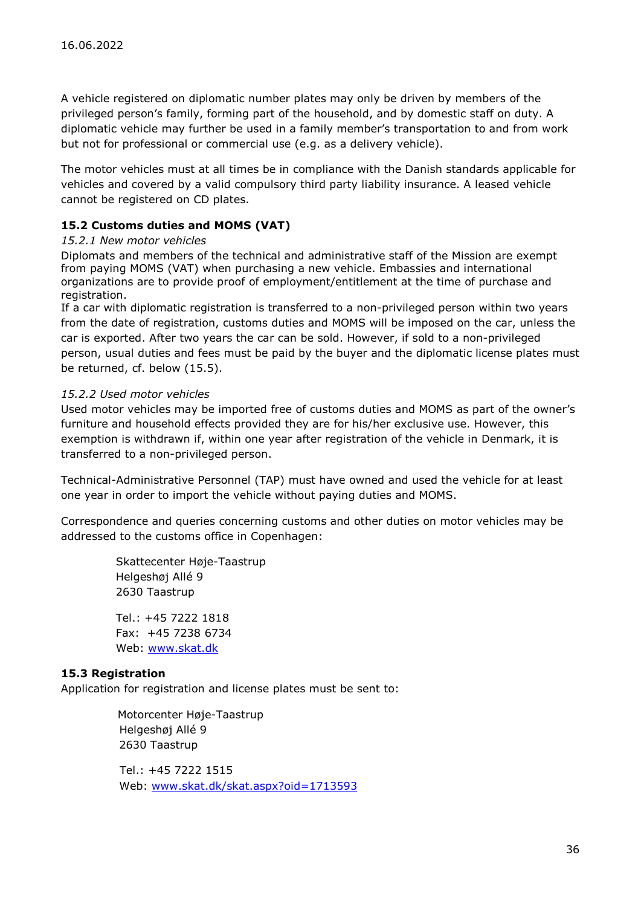16.06.2022

A vehicle registered on diplomatic number plates may only be driven by members of the privileged person's family, forming part of the household, and by domestic staff on duty. A diplomatic vehicle may further be used in a family member's transportation to and from work but not for professional or commercial use (e.g. as a delivery vehicle).

The motor vehicles must at all times be in compliance with the Danish standards applicable for vehicles and covered by a valid compulsory third party liability insurance. A leased vehicle cannot be registered on CD plates.

### 15.2 Customs duties and MOMS (VAT)

*15.2.1 New motor vehicles*

Diplomats and members of the technical and administrative staff of the Mission are exempt from paying MOMS (VAT) when purchasing a new vehicle. Embassies and international organizations are to provide proof of employment/entitlement at the time of purchase and registration.

If a car with diplomatic registration is transferred to a non-privileged person within two years from the date of registration, customs duties and MOMS will be imposed on the car, unless the car is exported. After two years the car can be sold. However, if sold to a non-privileged person, usual duties and fees must be paid by the buyer and the diplomatic license plates must be returned, cf. below (15.5).

*15.2.2 Used motor vehicles*

Used motor vehicles may be imported free of customs duties and MOMS as part of the owner's furniture and household effects provided they are for his/her exclusive use. However, this exemption is withdrawn if, within one year after registration of the vehicle in Denmark, it is transferred to a non-privileged person.

Technical-Administrative Personnel (TAP) must have owned and used the vehicle for at least one year in order to import the vehicle without paying duties and MOMS.

Correspondence and queries concerning customs and other duties on motor vehicles may be addressed to the customs office in Copenhagen:

Skattecenter Høje-Taastrup
Helgeshøj Allé 9
2630 Taastrup

Tel.: +45 7222 1818
Fax: +45 7238 6734
Web: www.skat.dk

### 15.3 Registration

Application for registration and license plates must be sent to:

Motorcenter Høje-Taastrup
Helgeshøj Allé 9
2630 Taastrup

Tel.: +45 7222 1515
Web: www.skat.dk/skat.aspx?oid=1713593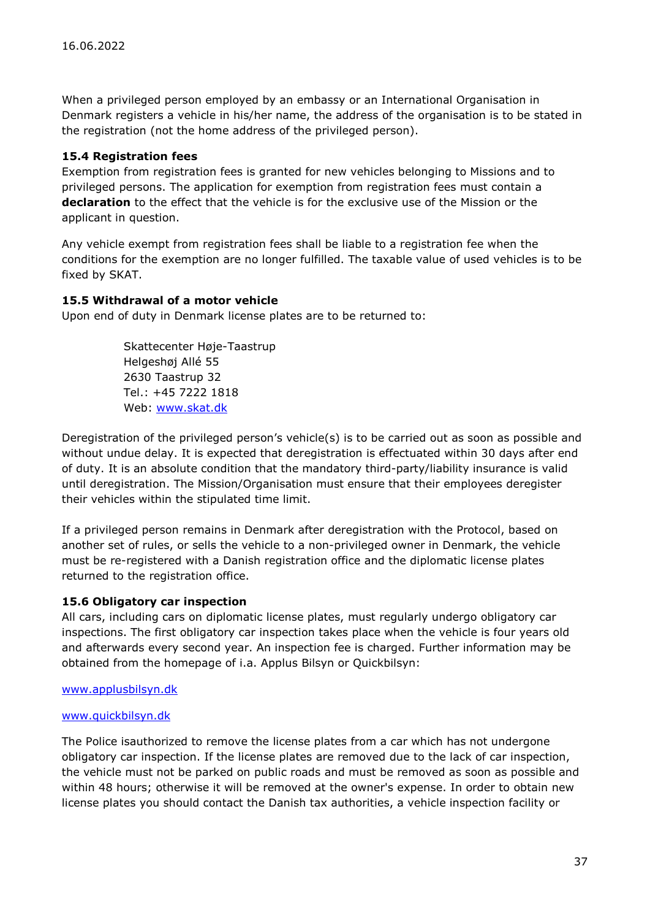When a privileged person employed by an embassy or an International Organisation in Denmark registers a vehicle in his/her name, the address of the organisation is to be stated in the registration (not the home address of the privileged person).

### 15.4 Registration fees

Exemption from registration fees is granted for new vehicles belonging to Missions and to privileged persons. The application for exemption from registration fees must contain a **declaration** to the effect that the vehicle is for the exclusive use of the Mission or the applicant in question.

Any vehicle exempt from registration fees shall be liable to a registration fee when the conditions for the exemption are no longer fulfilled. The taxable value of used vehicles is to be fixed by SKAT.

### 15.5 Withdrawal of a motor vehicle

Upon end of duty in Denmark license plates are to be returned to:

> Skattecenter Høje-Taastrup
> Helgeshøj Allé 55
> 2630 Taastrup 32
> Tel.: +45 7222 1818
> Web: www.skat.dk

Deregistration of the privileged person's vehicle(s) is to be carried out as soon as possible and without undue delay. It is expected that deregistration is effectuated within 30 days after end of duty. It is an absolute condition that the mandatory third-party/liability insurance is valid until deregistration. The Mission/Organisation must ensure that their employees deregister their vehicles within the stipulated time limit.

If a privileged person remains in Denmark after deregistration with the Protocol, based on another set of rules, or sells the vehicle to a non-privileged owner in Denmark, the vehicle must be re-registered with a Danish registration office and the diplomatic license plates returned to the registration office.

### 15.6 Obligatory car inspection

All cars, including cars on diplomatic license plates, must regularly undergo obligatory car inspections. The first obligatory car inspection takes place when the vehicle is four years old and afterwards every second year. An inspection fee is charged. Further information may be obtained from the homepage of i.a. Applus Bilsyn or Quickbilsyn:

www.applusbilsyn.dk

www.quickbilsyn.dk

The Police isauthorized to remove the license plates from a car which has not undergone obligatory car inspection. If the license plates are removed due to the lack of car inspection, the vehicle must not be parked on public roads and must be removed as soon as possible and within 48 hours; otherwise it will be removed at the owner's expense. In order to obtain new license plates you should contact the Danish tax authorities, a vehicle inspection facility or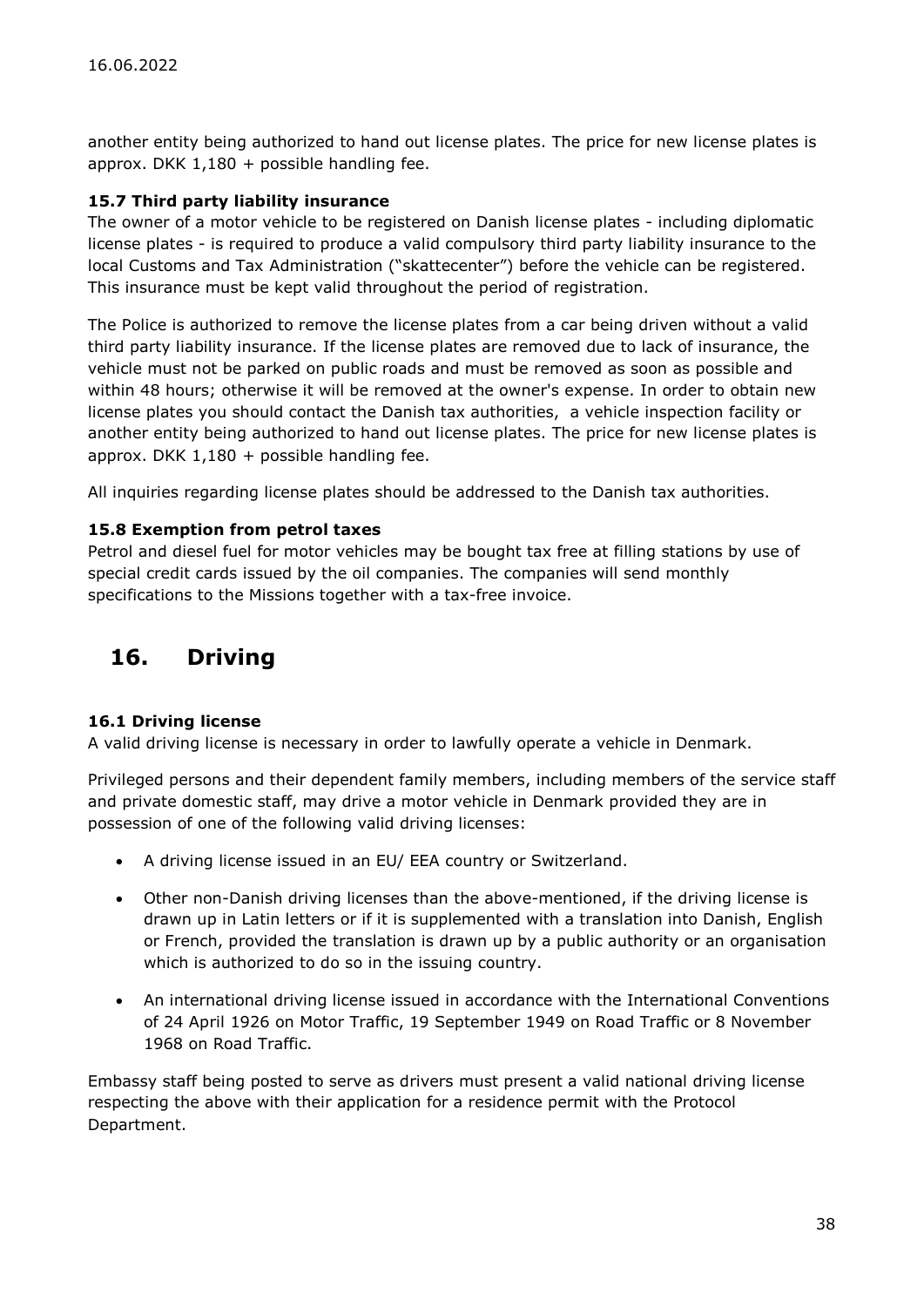another entity being authorized to hand out license plates. The price for new license plates is approx. DKK 1,180 + possible handling fee.

### 15.7 Third party liability insurance

The owner of a motor vehicle to be registered on Danish license plates - including diplomatic license plates - is required to produce a valid compulsory third party liability insurance to the local Customs and Tax Administration ("skattecenter") before the vehicle can be registered. This insurance must be kept valid throughout the period of registration.

The Police is authorized to remove the license plates from a car being driven without a valid third party liability insurance. If the license plates are removed due to lack of insurance, the vehicle must not be parked on public roads and must be removed as soon as possible and within 48 hours; otherwise it will be removed at the owner's expense. In order to obtain new license plates you should contact the Danish tax authorities, a vehicle inspection facility or another entity being authorized to hand out license plates. The price for new license plates is approx. DKK 1,180 + possible handling fee.

All inquiries regarding license plates should be addressed to the Danish tax authorities.

### 15.8 Exemption from petrol taxes

Petrol and diesel fuel for motor vehicles may be bought tax free at filling stations by use of special credit cards issued by the oil companies. The companies will send monthly specifications to the Missions together with a tax-free invoice.

## 16. Driving

### 16.1 Driving license

A valid driving license is necessary in order to lawfully operate a vehicle in Denmark.

Privileged persons and their dependent family members, including members of the service staff and private domestic staff, may drive a motor vehicle in Denmark provided they are in possession of one of the following valid driving licenses:

- A driving license issued in an EU/ EEA country or Switzerland.
- Other non-Danish driving licenses than the above-mentioned, if the driving license is drawn up in Latin letters or if it is supplemented with a translation into Danish, English or French, provided the translation is drawn up by a public authority or an organisation which is authorized to do so in the issuing country.
- An international driving license issued in accordance with the International Conventions of 24 April 1926 on Motor Traffic, 19 September 1949 on Road Traffic or 8 November 1968 on Road Traffic.

Embassy staff being posted to serve as drivers must present a valid national driving license respecting the above with their application for a residence permit with the Protocol Department.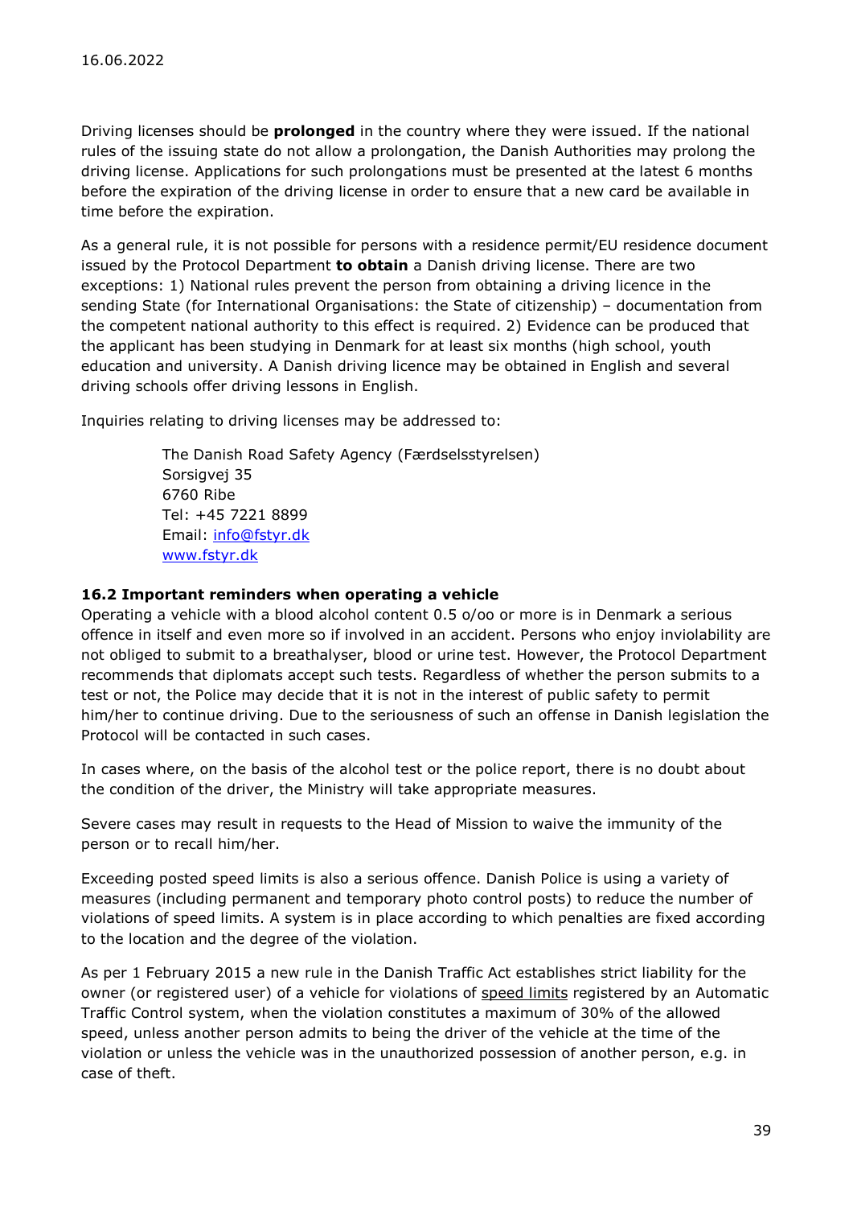16.06.2022

Driving licenses should be **prolonged** in the country where they were issued. If the national rules of the issuing state do not allow a prolongation, the Danish Authorities may prolong the driving license. Applications for such prolongations must be presented at the latest 6 months before the expiration of the driving license in order to ensure that a new card be available in time before the expiration.

As a general rule, it is not possible for persons with a residence permit/EU residence document issued by the Protocol Department **to obtain** a Danish driving license. There are two exceptions: 1) National rules prevent the person from obtaining a driving licence in the sending State (for International Organisations: the State of citizenship) – documentation from the competent national authority to this effect is required. 2) Evidence can be produced that the applicant has been studying in Denmark for at least six months (high school, youth education and university. A Danish driving licence may be obtained in English and several driving schools offer driving lessons in English.

Inquiries relating to driving licenses may be addressed to:

> The Danish Road Safety Agency (Færdselsstyrelsen)
> Sorsigvej 35
> 6760 Ribe
> Tel: +45 7221 8899
> Email: info@fstyr.dk
> www.fstyr.dk

### 16.2 Important reminders when operating a vehicle

Operating a vehicle with a blood alcohol content 0.5 o/oo or more is in Denmark a serious offence in itself and even more so if involved in an accident. Persons who enjoy inviolability are not obliged to submit to a breathalyser, blood or urine test. However, the Protocol Department recommends that diplomats accept such tests. Regardless of whether the person submits to a test or not, the Police may decide that it is not in the interest of public safety to permit him/her to continue driving. Due to the seriousness of such an offense in Danish legislation the Protocol will be contacted in such cases.

In cases where, on the basis of the alcohol test or the police report, there is no doubt about the condition of the driver, the Ministry will take appropriate measures.

Severe cases may result in requests to the Head of Mission to waive the immunity of the person or to recall him/her.

Exceeding posted speed limits is also a serious offence. Danish Police is using a variety of measures (including permanent and temporary photo control posts) to reduce the number of violations of speed limits. A system is in place according to which penalties are fixed according to the location and the degree of the violation.

As per 1 February 2015 a new rule in the Danish Traffic Act establishes strict liability for the owner (or registered user) of a vehicle for violations of speed limits registered by an Automatic Traffic Control system, when the violation constitutes a maximum of 30% of the allowed speed, unless another person admits to being the driver of the vehicle at the time of the violation or unless the vehicle was in the unauthorized possession of another person, e.g. in case of theft.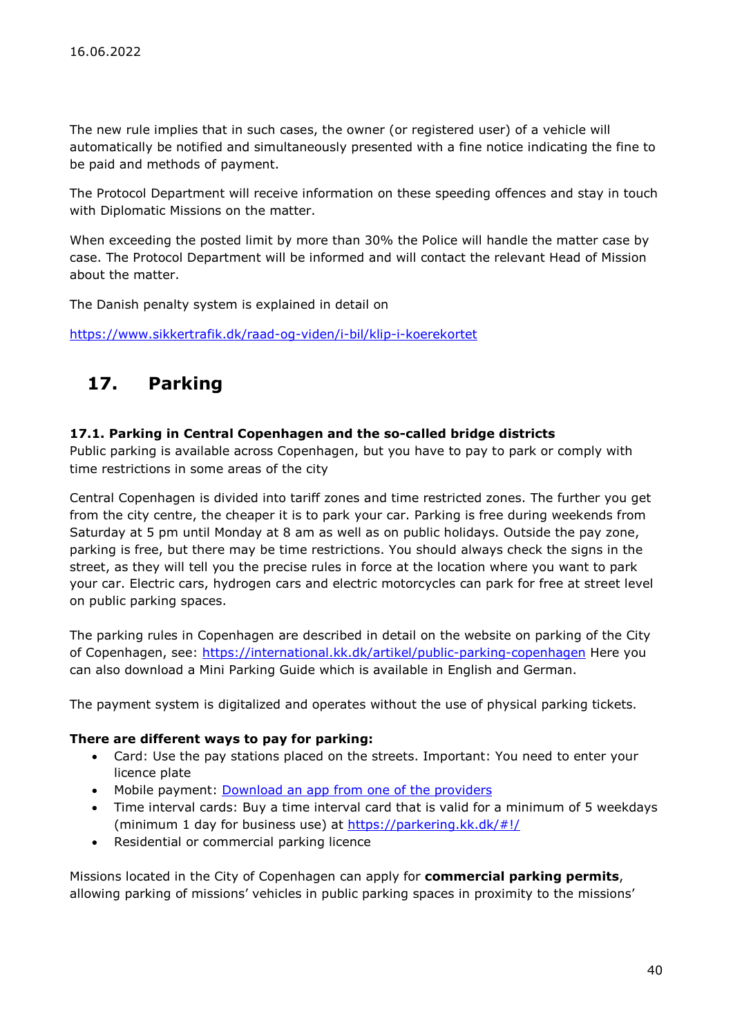The new rule implies that in such cases, the owner (or registered user) of a vehicle will automatically be notified and simultaneously presented with a fine notice indicating the fine to be paid and methods of payment.

The Protocol Department will receive information on these speeding offences and stay in touch with Diplomatic Missions on the matter.

When exceeding the posted limit by more than 30% the Police will handle the matter case by case. The Protocol Department will be informed and will contact the relevant Head of Mission about the matter.

The Danish penalty system is explained in detail on

https://www.sikkertrafik.dk/raad-og-viden/i-bil/klip-i-koerekortet

# 17. Parking

### 17.1. Parking in Central Copenhagen and the so-called bridge districts

Public parking is available across Copenhagen, but you have to pay to park or comply with time restrictions in some areas of the city

Central Copenhagen is divided into tariff zones and time restricted zones. The further you get from the city centre, the cheaper it is to park your car. Parking is free during weekends from Saturday at 5 pm until Monday at 8 am as well as on public holidays. Outside the pay zone, parking is free, but there may be time restrictions. You should always check the signs in the street, as they will tell you the precise rules in force at the location where you want to park your car. Electric cars, hydrogen cars and electric motorcycles can park for free at street level on public parking spaces.

The parking rules in Copenhagen are described in detail on the website on parking of the City of Copenhagen, see: https://international.kk.dk/artikel/public-parking-copenhagen Here you can also download a Mini Parking Guide which is available in English and German.

The payment system is digitalized and operates without the use of physical parking tickets.

**There are different ways to pay for parking:**

- Card: Use the pay stations placed on the streets. Important: You need to enter your licence plate
- Mobile payment: Download an app from one of the providers
- Time interval cards: Buy a time interval card that is valid for a minimum of 5 weekdays (minimum 1 day for business use) at https://parkering.kk.dk/#!/
- Residential or commercial parking licence

Missions located in the City of Copenhagen can apply for **commercial parking permits**, allowing parking of missions' vehicles in public parking spaces in proximity to the missions'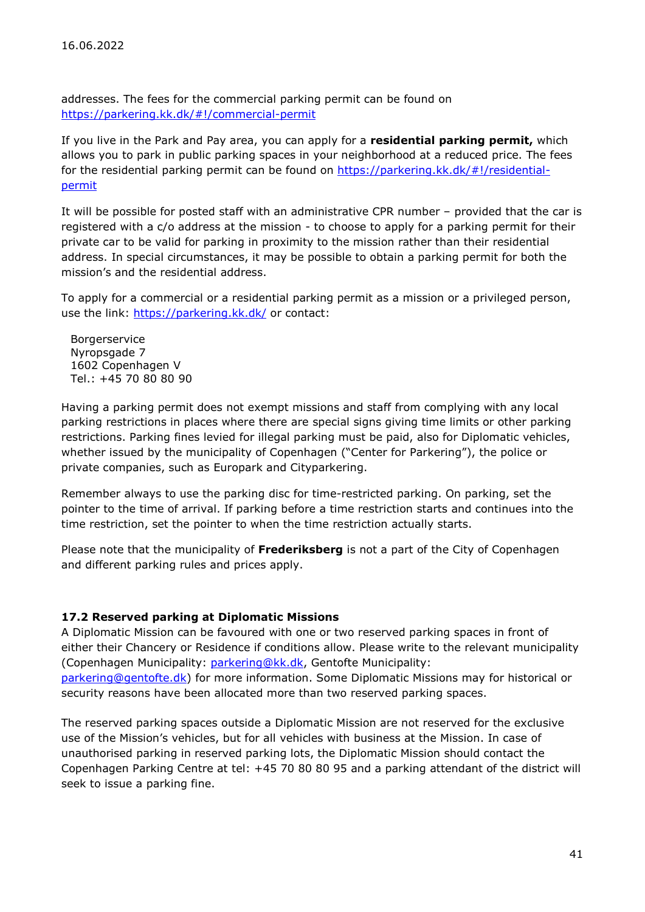addresses. The fees for the commercial parking permit can be found on https://parkering.kk.dk/#!/commercial-permit

If you live in the Park and Pay area, you can apply for a **residential parking permit,** which allows you to park in public parking spaces in your neighborhood at a reduced price. The fees for the residential parking permit can be found on https://parkering.kk.dk/#!/residential-permit

It will be possible for posted staff with an administrative CPR number – provided that the car is registered with a c/o address at the mission - to choose to apply for a parking permit for their private car to be valid for parking in proximity to the mission rather than their residential address. In special circumstances, it may be possible to obtain a parking permit for both the mission's and the residential address.

To apply for a commercial or a residential parking permit as a mission or a privileged person, use the link: https://parkering.kk.dk/ or contact:

Borgerservice
Nyropsgade 7
1602 Copenhagen V
Tel.: +45 70 80 80 90

Having a parking permit does not exempt missions and staff from complying with any local parking restrictions in places where there are special signs giving time limits or other parking restrictions. Parking fines levied for illegal parking must be paid, also for Diplomatic vehicles, whether issued by the municipality of Copenhagen ("Center for Parkering"), the police or private companies, such as Europark and Cityparkering.

Remember always to use the parking disc for time-restricted parking. On parking, set the pointer to the time of arrival. If parking before a time restriction starts and continues into the time restriction, set the pointer to when the time restriction actually starts.

Please note that the municipality of **Frederiksberg** is not a part of the City of Copenhagen and different parking rules and prices apply.

### 17.2 Reserved parking at Diplomatic Missions

A Diplomatic Mission can be favoured with one or two reserved parking spaces in front of either their Chancery or Residence if conditions allow. Please write to the relevant municipality (Copenhagen Municipality: parkering@kk.dk, Gentofte Municipality: parkering@gentofte.dk) for more information. Some Diplomatic Missions may for historical or security reasons have been allocated more than two reserved parking spaces.

The reserved parking spaces outside a Diplomatic Mission are not reserved for the exclusive use of the Mission's vehicles, but for all vehicles with business at the Mission. In case of unauthorised parking in reserved parking lots, the Diplomatic Mission should contact the Copenhagen Parking Centre at tel: +45 70 80 80 95 and a parking attendant of the district will seek to issue a parking fine.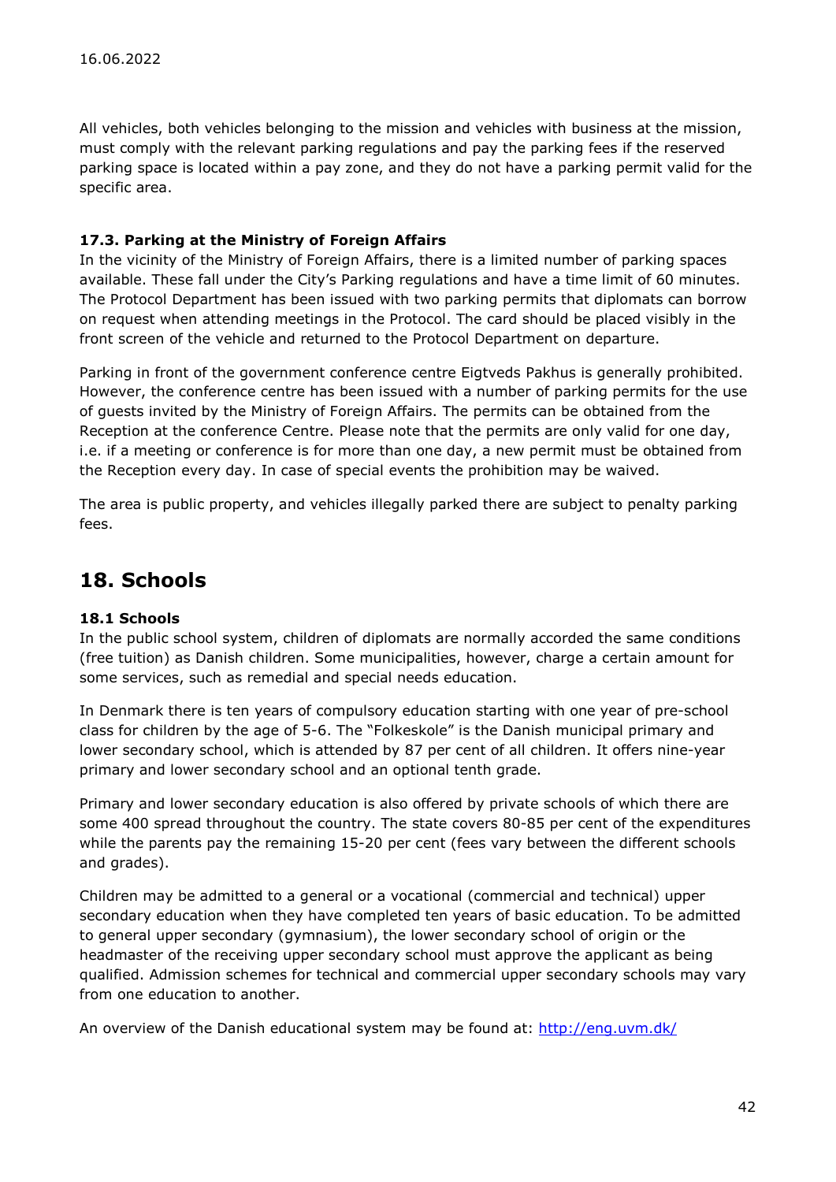All vehicles, both vehicles belonging to the mission and vehicles with business at the mission, must comply with the relevant parking regulations and pay the parking fees if the reserved parking space is located within a pay zone, and they do not have a parking permit valid for the specific area.

### 17.3. Parking at the Ministry of Foreign Affairs

In the vicinity of the Ministry of Foreign Affairs, there is a limited number of parking spaces available. These fall under the City's Parking regulations and have a time limit of 60 minutes. The Protocol Department has been issued with two parking permits that diplomats can borrow on request when attending meetings in the Protocol. The card should be placed visibly in the front screen of the vehicle and returned to the Protocol Department on departure.

Parking in front of the government conference centre Eigtveds Pakhus is generally prohibited. However, the conference centre has been issued with a number of parking permits for the use of guests invited by the Ministry of Foreign Affairs. The permits can be obtained from the Reception at the conference Centre. Please note that the permits are only valid for one day, i.e. if a meeting or conference is for more than one day, a new permit must be obtained from the Reception every day. In case of special events the prohibition may be waived.

The area is public property, and vehicles illegally parked there are subject to penalty parking fees.

## 18. Schools

### 18.1 Schools

In the public school system, children of diplomats are normally accorded the same conditions (free tuition) as Danish children. Some municipalities, however, charge a certain amount for some services, such as remedial and special needs education.

In Denmark there is ten years of compulsory education starting with one year of pre-school class for children by the age of 5-6. The "Folkeskole" is the Danish municipal primary and lower secondary school, which is attended by 87 per cent of all children. It offers nine-year primary and lower secondary school and an optional tenth grade.

Primary and lower secondary education is also offered by private schools of which there are some 400 spread throughout the country. The state covers 80-85 per cent of the expenditures while the parents pay the remaining 15-20 per cent (fees vary between the different schools and grades).

Children may be admitted to a general or a vocational (commercial and technical) upper secondary education when they have completed ten years of basic education. To be admitted to general upper secondary (gymnasium), the lower secondary school of origin or the headmaster of the receiving upper secondary school must approve the applicant as being qualified. Admission schemes for technical and commercial upper secondary schools may vary from one education to another.

An overview of the Danish educational system may be found at: http://eng.uvm.dk/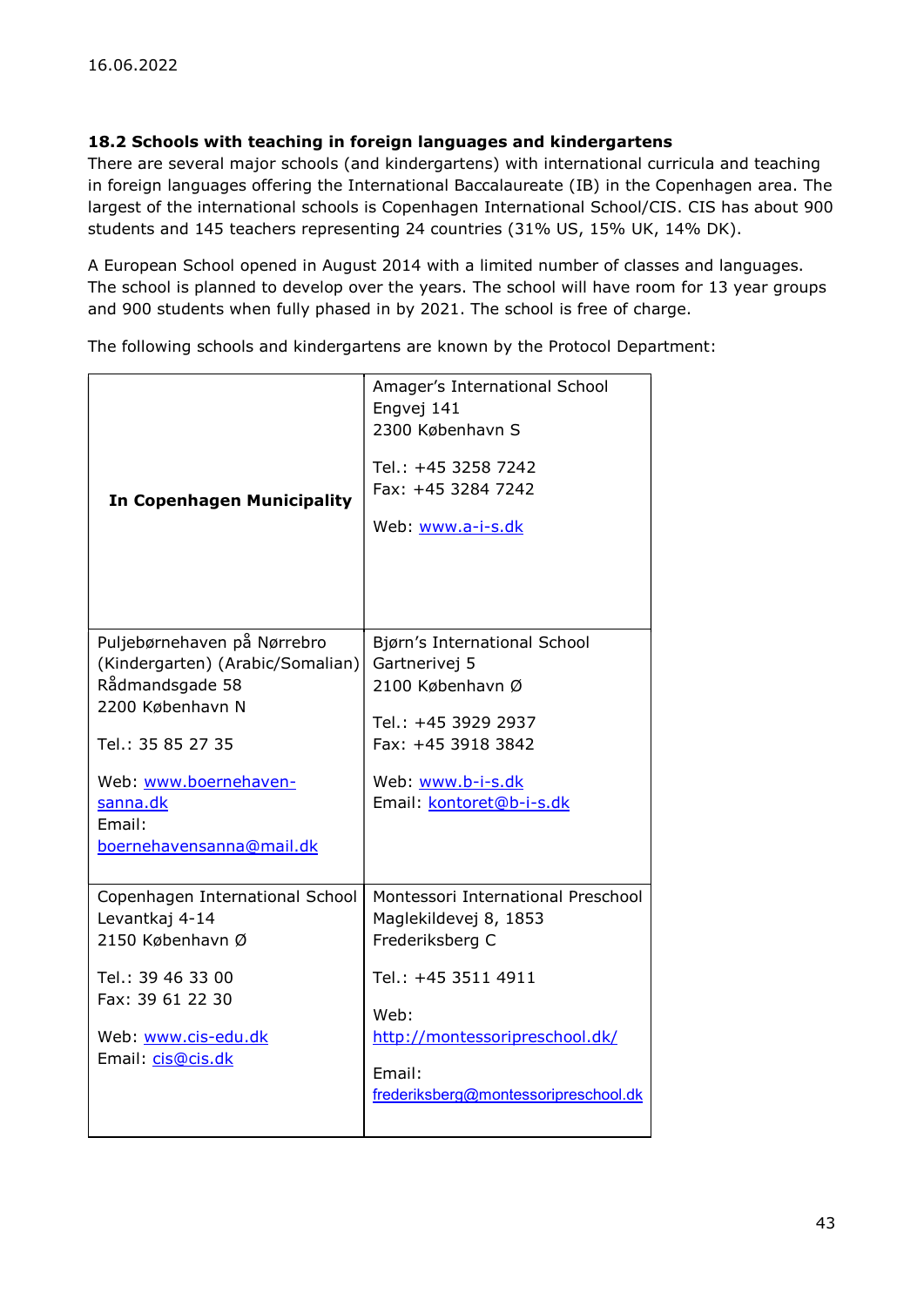16.06.2022

### 18.2 Schools with teaching in foreign languages and kindergartens

There are several major schools (and kindergartens) with international curricula and teaching in foreign languages offering the International Baccalaureate (IB) in the Copenhagen area. The largest of the international schools is Copenhagen International School/CIS. CIS has about 900 students and 145 teachers representing 24 countries (31% US, 15% UK, 14% DK).

A European School opened in August 2014 with a limited number of classes and languages. The school is planned to develop over the years. The school will have room for 13 year groups and 900 students when fully phased in by 2021. The school is free of charge.

The following schools and kindergartens are known by the Protocol Department:

| | |
|---|---|
| **In Copenhagen Municipality** | Amager's International School<br>Engvej 141<br>2300 København S<br><br>Tel.: +45 3258 7242<br>Fax: +45 3284 7242<br><br>Web: www.a-i-s.dk |
| Puljebørnehaven på Nørrebro (Kindergarten) (Arabic/Somalian)<br>Rådmandsgade 58<br>2200 København N<br><br>Tel.: 35 85 27 35<br><br>Web: www.boernehaven-sanna.dk<br>Email: boernehavensanna@mail.dk | Bjørn's International School<br>Gartnerivej 5<br>2100 København Ø<br><br>Tel.: +45 3929 2937<br>Fax: +45 3918 3842<br><br>Web: www.b-i-s.dk<br>Email: kontoret@b-i-s.dk |
| Copenhagen International School<br>Levantkaj 4-14<br>2150 København Ø<br><br>Tel.: 39 46 33 00<br>Fax: 39 61 22 30<br><br>Web: www.cis-edu.dk<br>Email: cis@cis.dk | Montessori International Preschool<br>Maglekildevej 8, 1853 Frederiksberg C<br><br>Tel.: +45 3511 4911<br><br>Web: http://montessoripreschool.dk/<br><br>Email: frederiksberg@montessoripreschool.dk |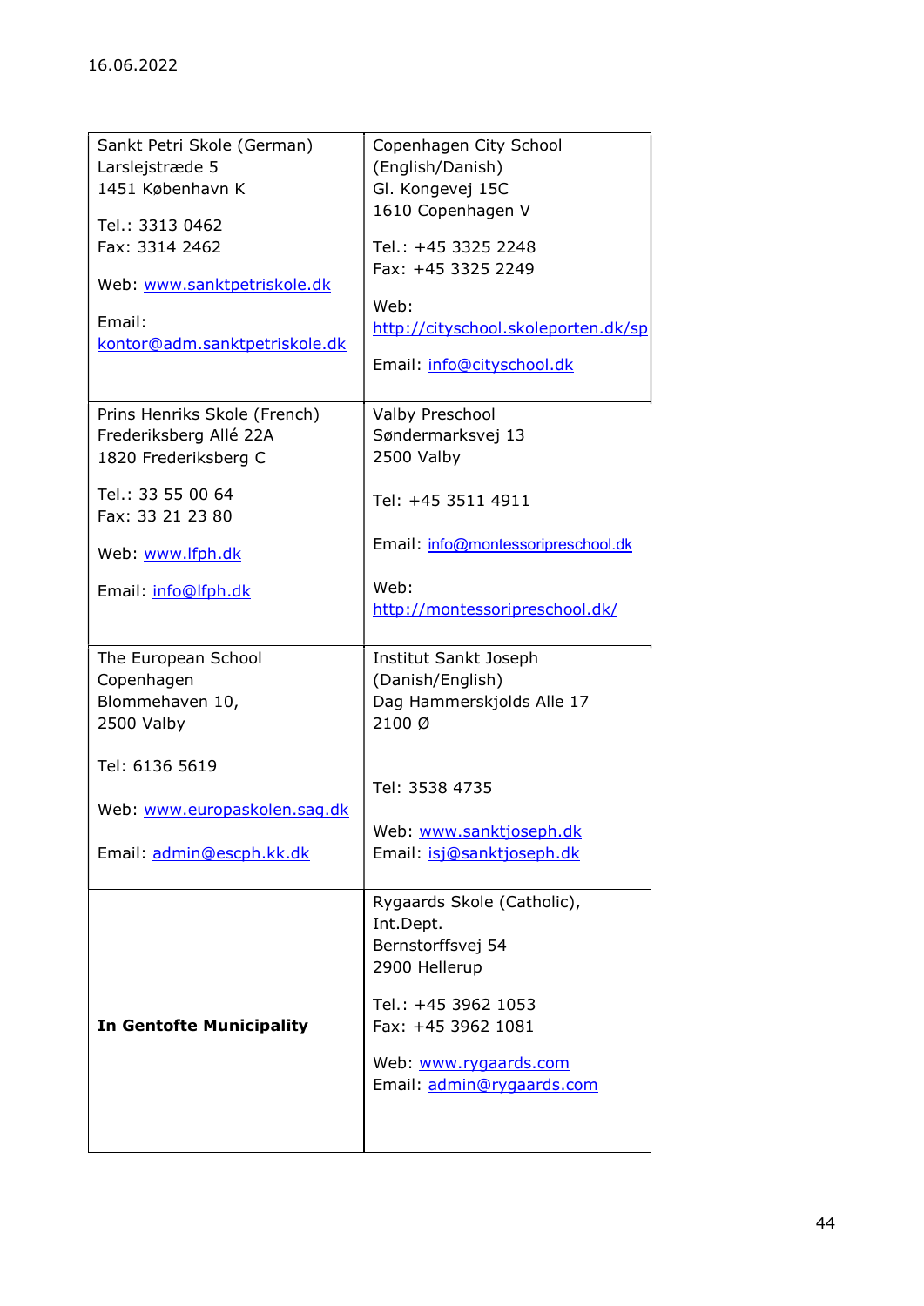| | |
|---|---|
| Sankt Petri Skole (German)<br>Larslejstræde 5<br>1451 København K<br><br>Tel.: 3313 0462<br>Fax: 3314 2462<br><br>Web: www.sanktpetriskole.dk<br><br>Email:<br>kontor@adm.sanktpetriskole.dk | Copenhagen City School<br>(English/Danish)<br>Gl. Kongevej 15C<br>1610 Copenhagen V<br><br>Tel.: +45 3325 2248<br>Fax: +45 3325 2249<br><br>Web:<br>http://cityschool.skoleporten.dk/sp<br><br>Email: info@cityschool.dk |
| Prins Henriks Skole (French)<br>Frederiksberg Allé 22A<br>1820 Frederiksberg C<br><br>Tel.: 33 55 00 64<br>Fax: 33 21 23 80<br><br>Web: www.lfph.dk<br><br>Email: info@lfph.dk | Valby Preschool<br>Søndermarksvej 13<br>2500 Valby<br><br>Tel: +45 3511 4911<br><br>Email: info@montessoripreschool.dk<br><br>Web:<br>http://montessoripreschool.dk/ |
| The European School<br>Copenhagen<br>Blommehaven 10,<br>2500 Valby<br><br>Tel: 6136 5619<br><br>Web: www.europaskolen.sag.dk<br><br>Email: admin@escph.kk.dk | Institut Sankt Joseph<br>(Danish/English)<br>Dag Hammerskjolds Alle 17<br>2100 Ø<br><br>Tel: 3538 4735<br><br>Web: www.sanktjoseph.dk<br>Email: isj@sanktjoseph.dk |
| **In Gentofte Municipality** | Rygaards Skole (Catholic),<br>Int.Dept.<br>Bernstorffsvej 54<br>2900 Hellerup<br><br>Tel.: +45 3962 1053<br>Fax: +45 3962 1081<br><br>Web: www.rygaards.com<br>Email: admin@rygaards.com |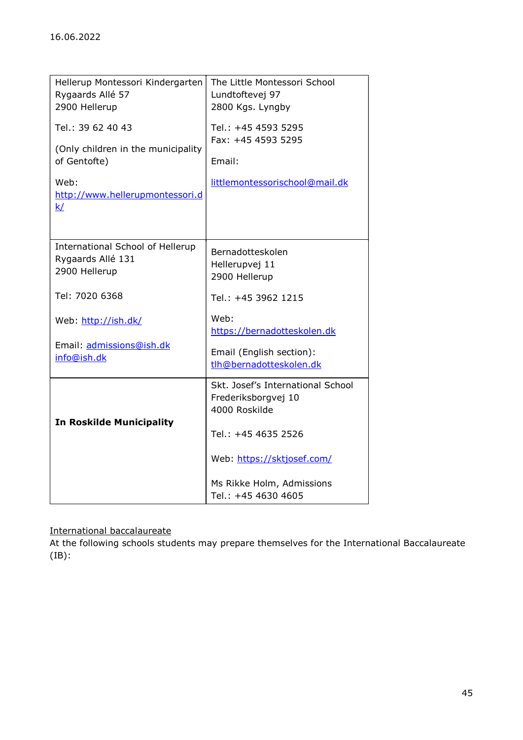16.06.2022

| | |
|---|---|
| Hellerup Montessori Kindergarten<br>Rygaards Allé 57<br>2900 Hellerup<br><br>Tel.: 39 62 40 43<br><br>(Only children in the municipality of Gentofte)<br><br>Web:<br>http://www.hellerupmontessori.dk/ | The Little Montessori School<br>Lundtoftevej 97<br>2800 Kgs. Lyngby<br><br>Tel.: +45 4593 5295<br>Fax: +45 4593 5295<br><br>Email:<br><br>littlemontessorischool@mail.dk |
| International School of Hellerup<br>Rygaards Allé 131<br>2900 Hellerup<br><br>Tel: 7020 6368<br><br>Web: http://ish.dk/<br><br>Email: admissions@ish.dk<br>info@ish.dk | Bernadotteskolen<br>Hellerupvej 11<br>2900 Hellerup<br><br>Tel.: +45 3962 1215<br><br>Web:<br>https://bernadotteskolen.dk<br><br>Email (English section):<br>tlh@bernadotteskolen.dk |
| **In Roskilde Municipality** | Skt. Josef's International School<br>Frederiksborgvej 10<br>4000 Roskilde<br><br>Tel.: +45 4635 2526<br><br>Web: https://sktjosef.com/<br><br>Ms Rikke Holm, Admissions<br>Tel.: +45 4630 4605 |

International baccalaureate

At the following schools students may prepare themselves for the International Baccalaureate (IB):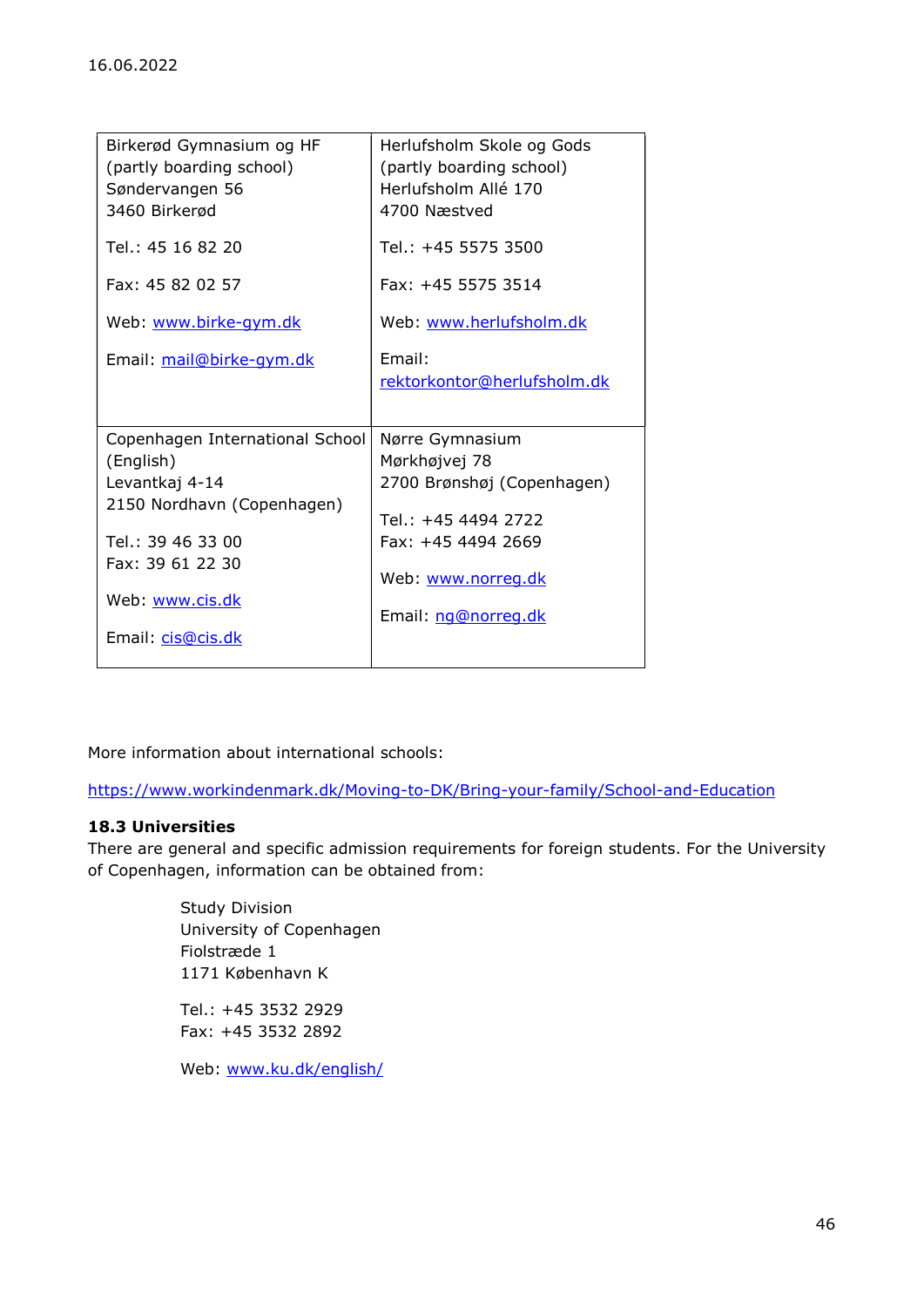16.06.2022

| | |
|---|---|
| Birkerød Gymnasium og HF<br>(partly boarding school)<br>Søndervangen 56<br>3460 Birkerød<br><br>Tel.: 45 16 82 20<br><br>Fax: 45 82 02 57<br><br>Web: www.birke-gym.dk<br><br>Email: mail@birke-gym.dk | Herlufsholm Skole og Gods<br>(partly boarding school)<br>Herlufsholm Allé 170<br>4700 Næstved<br><br>Tel.: +45 5575 3500<br><br>Fax: +45 5575 3514<br><br>Web: www.herlufsholm.dk<br><br>Email:<br>rektorkontor@herlufsholm.dk |
| Copenhagen International School<br>(English)<br>Levantkaj 4-14<br>2150 Nordhavn (Copenhagen)<br><br>Tel.: 39 46 33 00<br>Fax: 39 61 22 30<br><br>Web: www.cis.dk<br><br>Email: cis@cis.dk | Nørre Gymnasium<br>Mørkhøjvej 78<br>2700 Brønshøj (Copenhagen)<br><br>Tel.: +45 4494 2722<br>Fax: +45 4494 2669<br><br>Web: www.norreg.dk<br><br>Email: ng@norreg.dk |

More information about international schools:

https://www.workindenmark.dk/Moving-to-DK/Bring-your-family/School-and-Education

### 18.3 Universities

There are general and specific admission requirements for foreign students. For the University of Copenhagen, information can be obtained from:

Study Division
University of Copenhagen
Fiolstræde 1
1171 København K

Tel.: +45 3532 2929
Fax: +45 3532 2892

Web: www.ku.dk/english/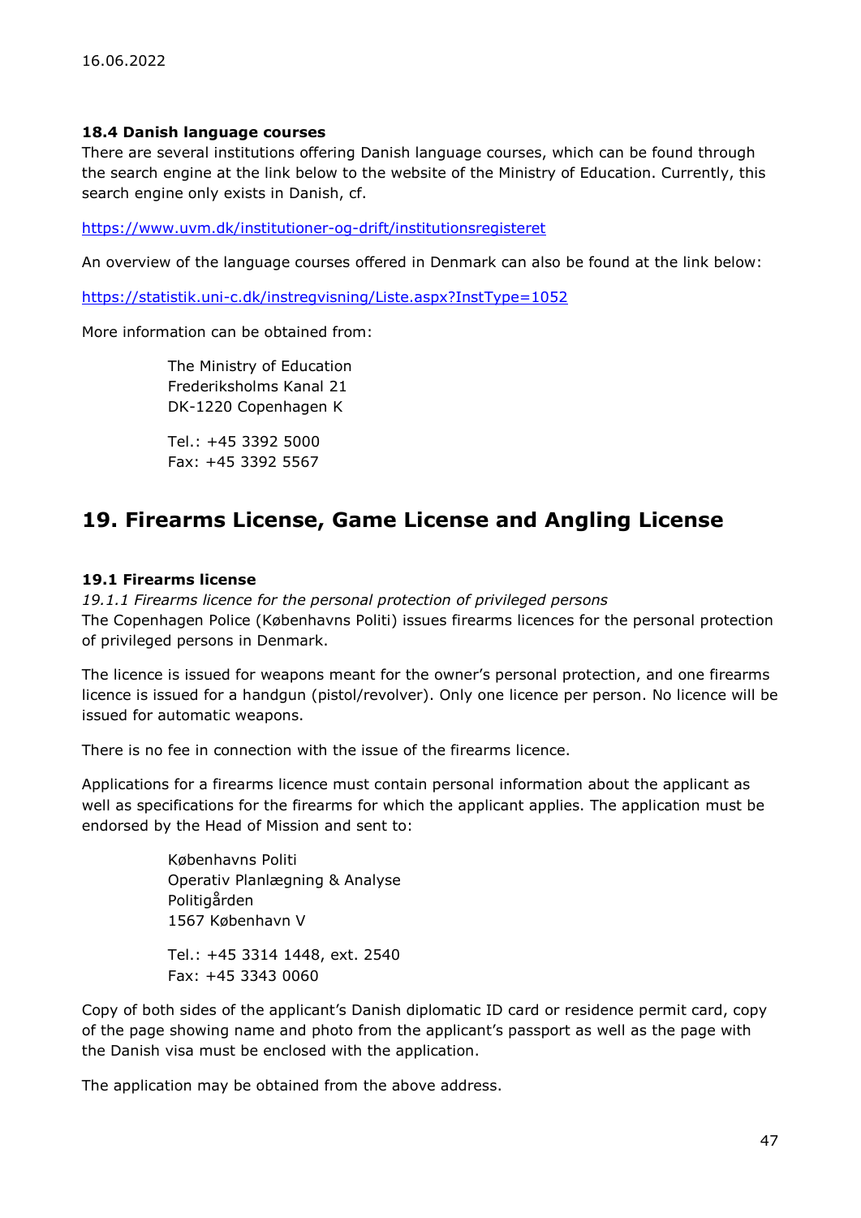16.06.2022

### 18.4 Danish language courses

There are several institutions offering Danish language courses, which can be found through the search engine at the link below to the website of the Ministry of Education. Currently, this search engine only exists in Danish, cf.

https://www.uvm.dk/institutioner-og-drift/institutionsregisteret

An overview of the language courses offered in Denmark can also be found at the link below:

https://statistik.uni-c.dk/instregvisning/Liste.aspx?InstType=1052

More information can be obtained from:

> The Ministry of Education
> Frederiksholms Kanal 21
> DK-1220 Copenhagen K
>
> Tel.: +45 3392 5000
> Fax: +45 3392 5567

## 19. Firearms License, Game License and Angling License

### 19.1 Firearms license

*19.1.1 Firearms licence for the personal protection of privileged persons*

The Copenhagen Police (Københavns Politi) issues firearms licences for the personal protection of privileged persons in Denmark.

The licence is issued for weapons meant for the owner's personal protection, and one firearms licence is issued for a handgun (pistol/revolver). Only one licence per person. No licence will be issued for automatic weapons.

There is no fee in connection with the issue of the firearms licence.

Applications for a firearms licence must contain personal information about the applicant as well as specifications for the firearms for which the applicant applies. The application must be endorsed by the Head of Mission and sent to:

> Københavns Politi
> Operativ Planlægning & Analyse
> Politigården
> 1567 København V
>
> Tel.: +45 3314 1448, ext. 2540
> Fax: +45 3343 0060

Copy of both sides of the applicant's Danish diplomatic ID card or residence permit card, copy of the page showing name and photo from the applicant's passport as well as the page with the Danish visa must be enclosed with the application.

The application may be obtained from the above address.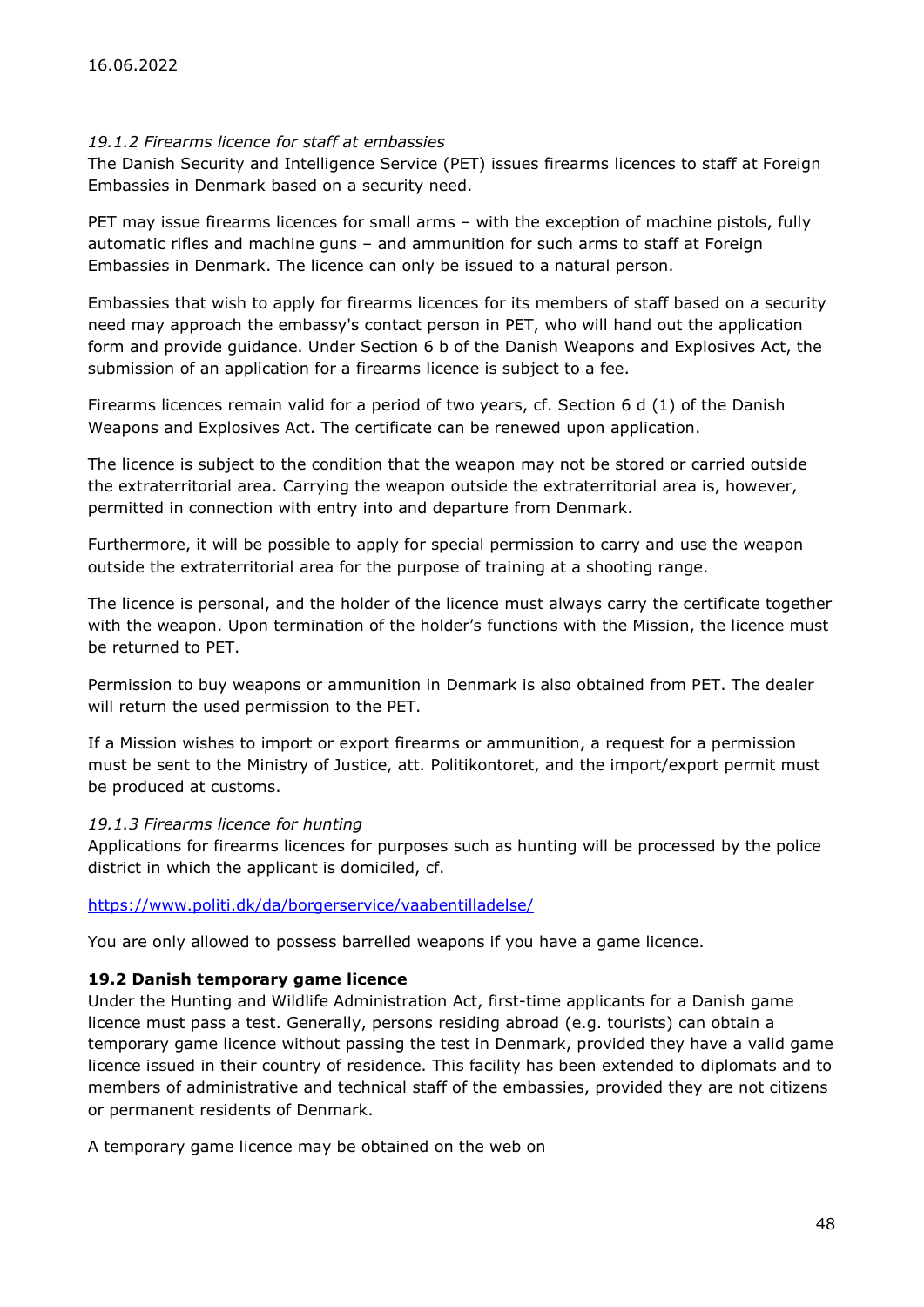16.06.2022

*19.1.2 Firearms licence for staff at embassies*

The Danish Security and Intelligence Service (PET) issues firearms licences to staff at Foreign Embassies in Denmark based on a security need.

PET may issue firearms licences for small arms – with the exception of machine pistols, fully automatic rifles and machine guns – and ammunition for such arms to staff at Foreign Embassies in Denmark. The licence can only be issued to a natural person.

Embassies that wish to apply for firearms licences for its members of staff based on a security need may approach the embassy's contact person in PET, who will hand out the application form and provide guidance. Under Section 6 b of the Danish Weapons and Explosives Act, the submission of an application for a firearms licence is subject to a fee.

Firearms licences remain valid for a period of two years, cf. Section 6 d (1) of the Danish Weapons and Explosives Act. The certificate can be renewed upon application.

The licence is subject to the condition that the weapon may not be stored or carried outside the extraterritorial area. Carrying the weapon outside the extraterritorial area is, however, permitted in connection with entry into and departure from Denmark.

Furthermore, it will be possible to apply for special permission to carry and use the weapon outside the extraterritorial area for the purpose of training at a shooting range.

The licence is personal, and the holder of the licence must always carry the certificate together with the weapon. Upon termination of the holder's functions with the Mission, the licence must be returned to PET.

Permission to buy weapons or ammunition in Denmark is also obtained from PET. The dealer will return the used permission to the PET.

If a Mission wishes to import or export firearms or ammunition, a request for a permission must be sent to the Ministry of Justice, att. Politikontoret, and the import/export permit must be produced at customs.

*19.1.3 Firearms licence for hunting*

Applications for firearms licences for purposes such as hunting will be processed by the police district in which the applicant is domiciled, cf.

https://www.politi.dk/da/borgerservice/vaabentilladelse/

You are only allowed to possess barrelled weapons if you have a game licence.

**19.2 Danish temporary game licence**

Under the Hunting and Wildlife Administration Act, first-time applicants for a Danish game licence must pass a test. Generally, persons residing abroad (e.g. tourists) can obtain a temporary game licence without passing the test in Denmark, provided they have a valid game licence issued in their country of residence. This facility has been extended to diplomats and to members of administrative and technical staff of the embassies, provided they are not citizens or permanent residents of Denmark.

A temporary game licence may be obtained on the web on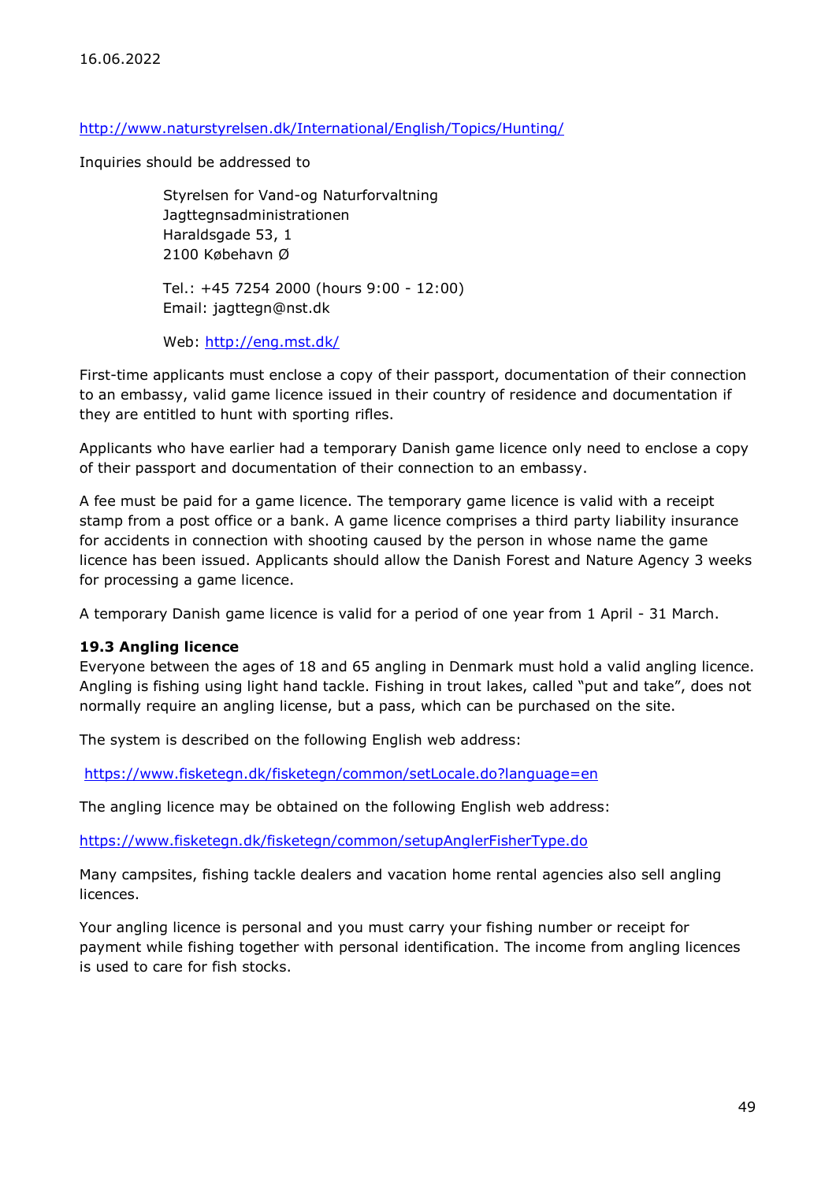16.06.2022

http://www.naturstyrelsen.dk/International/English/Topics/Hunting/

Inquiries should be addressed to

> Styrelsen for Vand-og Naturforvaltning
> Jagttegnsadministrationen
> Haraldsgade 53, 1
> 2100 København Ø
>
> Tel.: +45 7254 2000 (hours 9:00 - 12:00)
> Email: jagttegn@nst.dk
>
> Web: http://eng.mst.dk/

First-time applicants must enclose a copy of their passport, documentation of their connection to an embassy, valid game licence issued in their country of residence and documentation if they are entitled to hunt with sporting rifles.

Applicants who have earlier had a temporary Danish game licence only need to enclose a copy of their passport and documentation of their connection to an embassy.

A fee must be paid for a game licence. The temporary game licence is valid with a receipt stamp from a post office or a bank. A game licence comprises a third party liability insurance for accidents in connection with shooting caused by the person in whose name the game licence has been issued. Applicants should allow the Danish Forest and Nature Agency 3 weeks for processing a game licence.

A temporary Danish game licence is valid for a period of one year from 1 April - 31 March.

**19.3 Angling licence**

Everyone between the ages of 18 and 65 angling in Denmark must hold a valid angling licence. Angling is fishing using light hand tackle. Fishing in trout lakes, called "put and take", does not normally require an angling license, but a pass, which can be purchased on the site.

The system is described on the following English web address:

https://www.fisketegn.dk/fisketegn/common/setLocale.do?language=en

The angling licence may be obtained on the following English web address:

https://www.fisketegn.dk/fisketegn/common/setupAnglerFisherType.do

Many campsites, fishing tackle dealers and vacation home rental agencies also sell angling licences.

Your angling licence is personal and you must carry your fishing number or receipt for payment while fishing together with personal identification. The income from angling licences is used to care for fish stocks.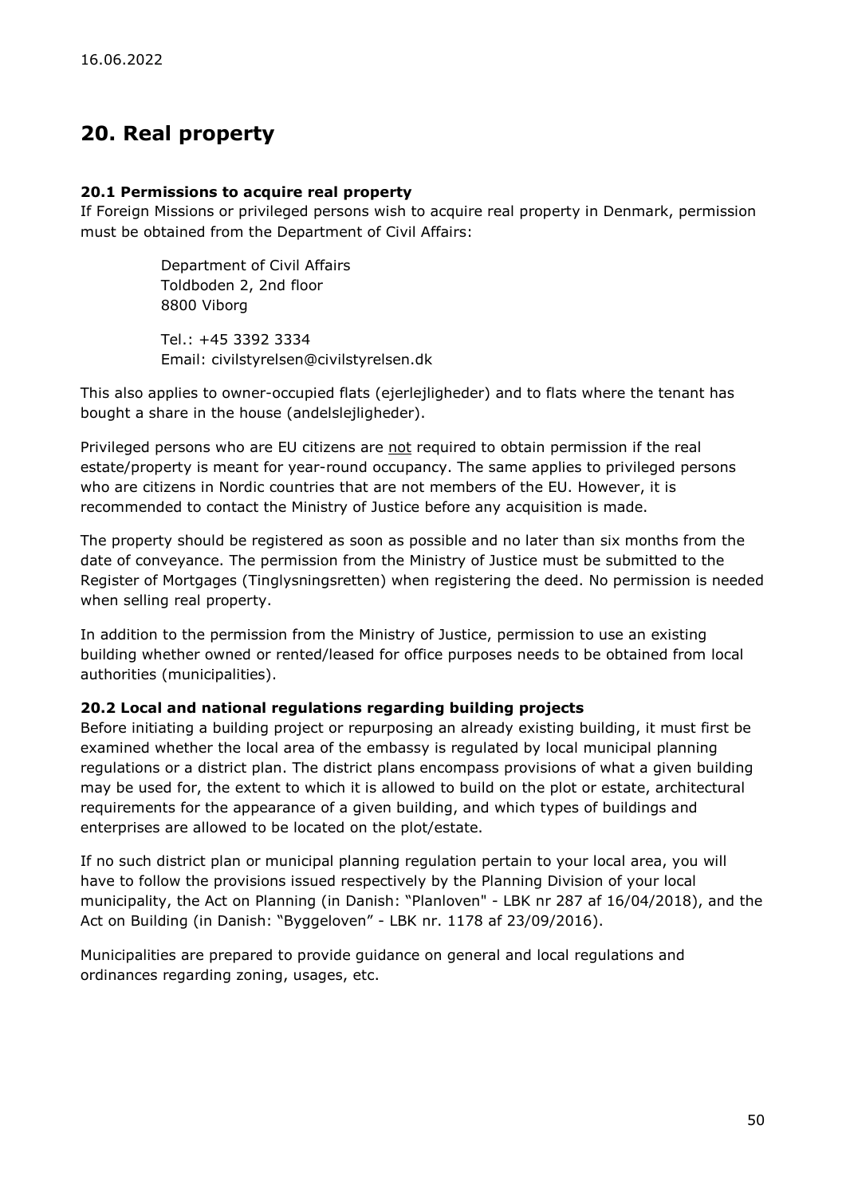16.06.2022

# 20. Real property

### 20.1 Permissions to acquire real property

If Foreign Missions or privileged persons wish to acquire real property in Denmark, permission must be obtained from the Department of Civil Affairs:

> Department of Civil Affairs
> Toldboden 2, 2nd floor
> 8800 Viborg
>
> Tel.: +45 3392 3334
> Email: civilstyrelsen@civilstyrelsen.dk

This also applies to owner-occupied flats (ejerlejligheder) and to flats where the tenant has bought a share in the house (andelslejligheder).

Privileged persons who are EU citizens are not required to obtain permission if the real estate/property is meant for year-round occupancy. The same applies to privileged persons who are citizens in Nordic countries that are not members of the EU. However, it is recommended to contact the Ministry of Justice before any acquisition is made.

The property should be registered as soon as possible and no later than six months from the date of conveyance. The permission from the Ministry of Justice must be submitted to the Register of Mortgages (Tinglysningsretten) when registering the deed. No permission is needed when selling real property.

In addition to the permission from the Ministry of Justice, permission to use an existing building whether owned or rented/leased for office purposes needs to be obtained from local authorities (municipalities).

### 20.2 Local and national regulations regarding building projects

Before initiating a building project or repurposing an already existing building, it must first be examined whether the local area of the embassy is regulated by local municipal planning regulations or a district plan. The district plans encompass provisions of what a given building may be used for, the extent to which it is allowed to build on the plot or estate, architectural requirements for the appearance of a given building, and which types of buildings and enterprises are allowed to be located on the plot/estate.

If no such district plan or municipal planning regulation pertain to your local area, you will have to follow the provisions issued respectively by the Planning Division of your local municipality, the Act on Planning (in Danish: "Planloven" - LBK nr 287 af 16/04/2018), and the Act on Building (in Danish: "Byggeloven" - LBK nr. 1178 af 23/09/2016).

Municipalities are prepared to provide guidance on general and local regulations and ordinances regarding zoning, usages, etc.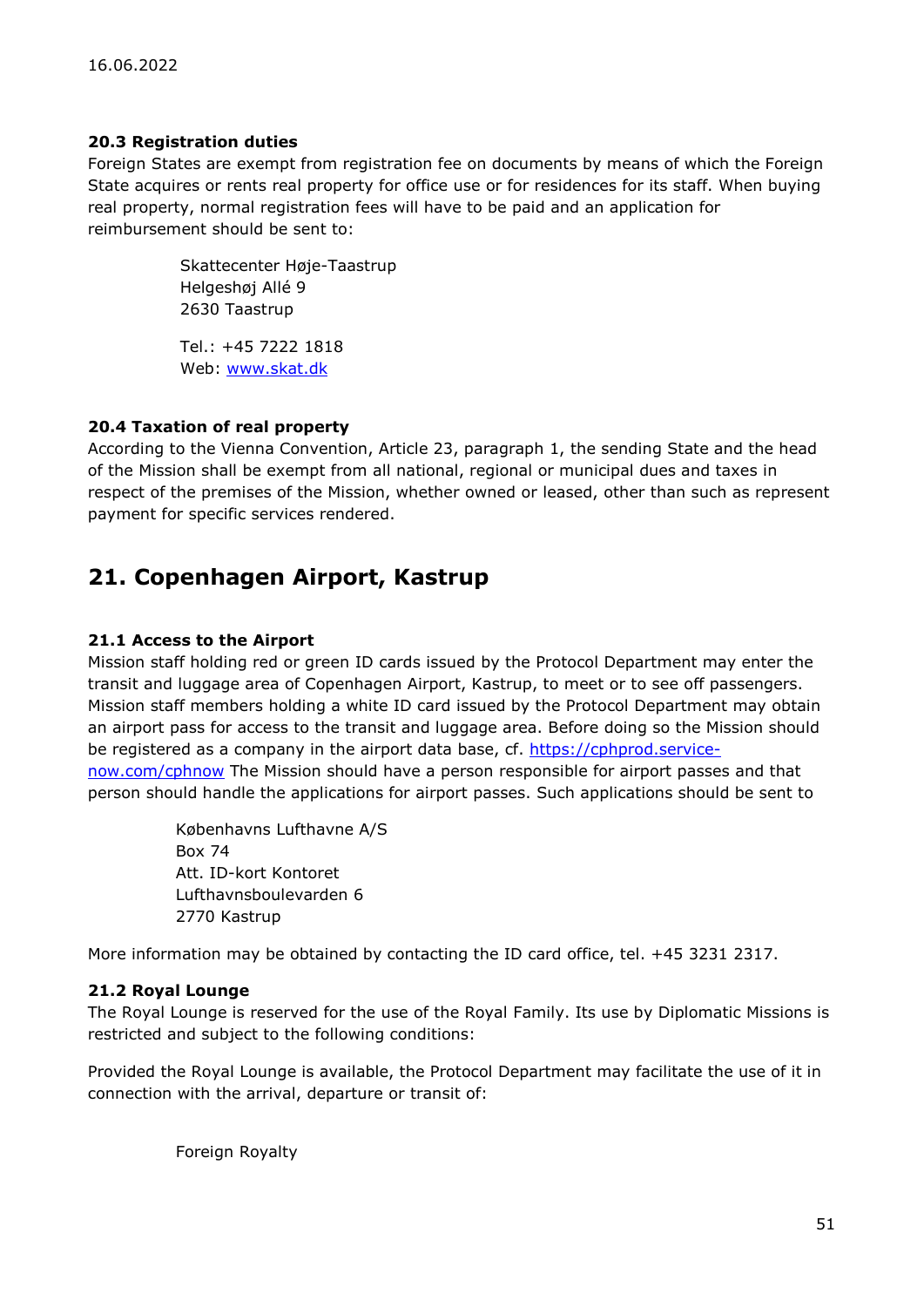16.06.2022

### 20.3 Registration duties

Foreign States are exempt from registration fee on documents by means of which the Foreign State acquires or rents real property for office use or for residences for its staff. When buying real property, normal registration fees will have to be paid and an application for reimbursement should be sent to:

> Skattecenter Høje-Taastrup
> Helgeshøj Allé 9
> 2630 Taastrup
>
> Tel.: +45 7222 1818
> Web: [www.skat.dk](http://www.skat.dk)

### 20.4 Taxation of real property

According to the Vienna Convention, Article 23, paragraph 1, the sending State and the head of the Mission shall be exempt from all national, regional or municipal dues and taxes in respect of the premises of the Mission, whether owned or leased, other than such as represent payment for specific services rendered.

## 21. Copenhagen Airport, Kastrup

### 21.1 Access to the Airport

Mission staff holding red or green ID cards issued by the Protocol Department may enter the transit and luggage area of Copenhagen Airport, Kastrup, to meet or to see off passengers. Mission staff members holding a white ID card issued by the Protocol Department may obtain an airport pass for access to the transit and luggage area. Before doing so the Mission should be registered as a company in the airport data base, cf. [https://cphprod.service-now.com/cphnow](https://cphprod.service-now.com/cphnow) The Mission should have a person responsible for airport passes and that person should handle the applications for airport passes. Such applications should be sent to

> Københavns Lufthavne A/S
> Box 74
> Att. ID-kort Kontoret
> Lufthavnsboulevarden 6
> 2770 Kastrup

More information may be obtained by contacting the ID card office, tel. +45 3231 2317.

### 21.2 Royal Lounge

The Royal Lounge is reserved for the use of the Royal Family. Its use by Diplomatic Missions is restricted and subject to the following conditions:

Provided the Royal Lounge is available, the Protocol Department may facilitate the use of it in connection with the arrival, departure or transit of:

> Foreign Royalty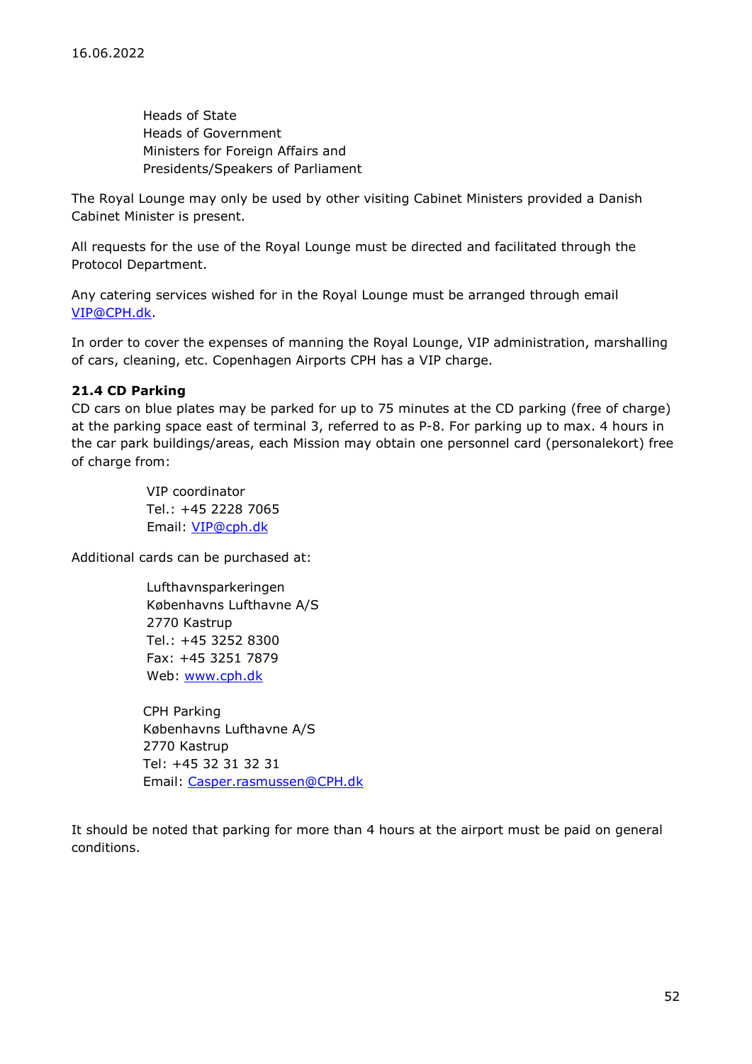16.06.2022

Heads of State
Heads of Government
Ministers for Foreign Affairs and
Presidents/Speakers of Parliament

The Royal Lounge may only be used by other visiting Cabinet Ministers provided a Danish Cabinet Minister is present.

All requests for the use of the Royal Lounge must be directed and facilitated through the Protocol Department.

Any catering services wished for in the Royal Lounge must be arranged through email VIP@CPH.dk.

In order to cover the expenses of manning the Royal Lounge, VIP administration, marshalling of cars, cleaning, etc. Copenhagen Airports CPH has a VIP charge.

### 21.4 CD Parking

CD cars on blue plates may be parked for up to 75 minutes at the CD parking (free of charge) at the parking space east of terminal 3, referred to as P-8. For parking up to max. 4 hours in the car park buildings/areas, each Mission may obtain one personnel card (personalekort) free of charge from:

VIP coordinator
Tel.: +45 2228 7065
Email: VIP@cph.dk

Additional cards can be purchased at:

Lufthavnsparkeringen
Københavns Lufthavne A/S
2770 Kastrup
Tel.: +45 3252 8300
Fax: +45 3251 7879
Web: www.cph.dk

CPH Parking
Københavns Lufthavne A/S
2770 Kastrup
Tel: +45 32 31 32 31
Email: Casper.rasmussen@CPH.dk

It should be noted that parking for more than 4 hours at the airport must be paid on general conditions.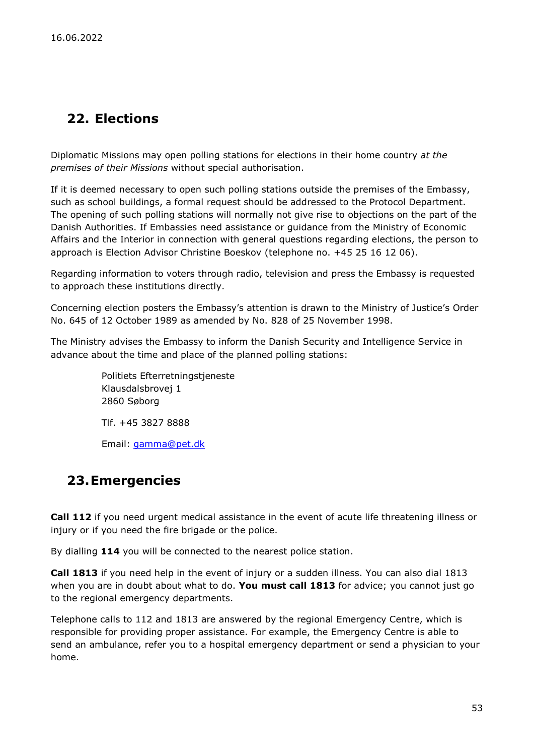16.06.2022

## 22. Elections

Diplomatic Missions may open polling stations for elections in their home country *at the premises of their Missions* without special authorisation.

If it is deemed necessary to open such polling stations outside the premises of the Embassy, such as school buildings, a formal request should be addressed to the Protocol Department. The opening of such polling stations will normally not give rise to objections on the part of the Danish Authorities. If Embassies need assistance or guidance from the Ministry of Economic Affairs and the Interior in connection with general questions regarding elections, the person to approach is Election Advisor Christine Boeskov (telephone no. +45 25 16 12 06).

Regarding information to voters through radio, television and press the Embassy is requested to approach these institutions directly.

Concerning election posters the Embassy's attention is drawn to the Ministry of Justice's Order No. 645 of 12 October 1989 as amended by No. 828 of 25 November 1998.

The Ministry advises the Embassy to inform the Danish Security and Intelligence Service in advance about the time and place of the planned polling stations:

> Politiets Efterretningstjeneste
> Klausdalsbrovej 1
> 2860 Søborg
>
> Tlf. +45 3827 8888
>
> Email: gamma@pet.dk

## 23. Emergencies

**Call 112** if you need urgent medical assistance in the event of acute life threatening illness or injury or if you need the fire brigade or the police.

By dialling **114** you will be connected to the nearest police station.

**Call 1813** if you need help in the event of injury or a sudden illness. You can also dial 1813 when you are in doubt about what to do. **You must call 1813** for advice; you cannot just go to the regional emergency departments.

Telephone calls to 112 and 1813 are answered by the regional Emergency Centre, which is responsible for providing proper assistance. For example, the Emergency Centre is able to send an ambulance, refer you to a hospital emergency department or send a physician to your home.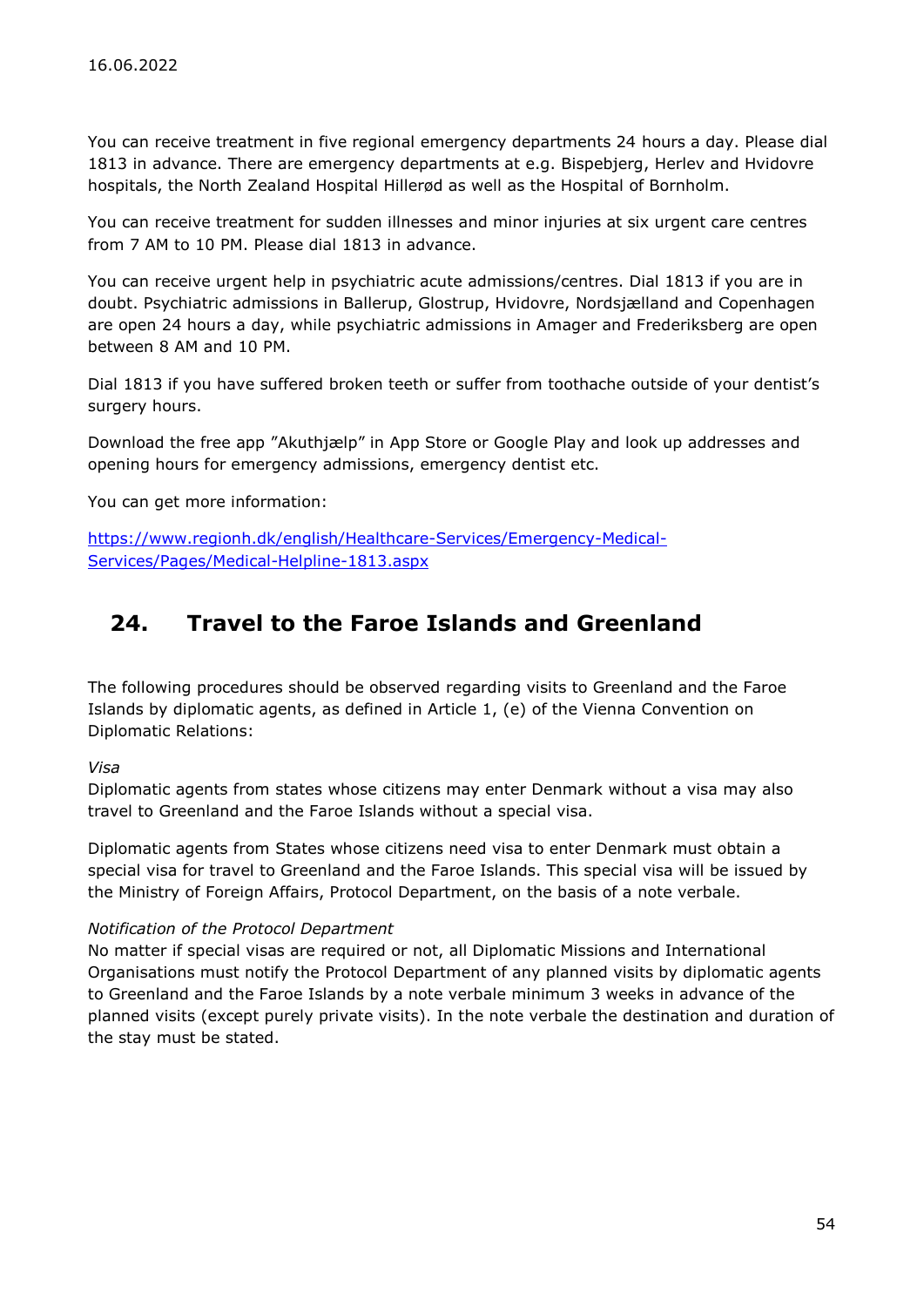You can receive treatment in five regional emergency departments 24 hours a day. Please dial 1813 in advance. There are emergency departments at e.g. Bispebjerg, Herlev and Hvidovre hospitals, the North Zealand Hospital Hillerød as well as the Hospital of Bornholm.

You can receive treatment for sudden illnesses and minor injuries at six urgent care centres from 7 AM to 10 PM. Please dial 1813 in advance.

You can receive urgent help in psychiatric acute admissions/centres. Dial 1813 if you are in doubt. Psychiatric admissions in Ballerup, Glostrup, Hvidovre, Nordsjælland and Copenhagen are open 24 hours a day, while psychiatric admissions in Amager and Frederiksberg are open between 8 AM and 10 PM.

Dial 1813 if you have suffered broken teeth or suffer from toothache outside of your dentist's surgery hours.

Download the free app "Akuthjælp" in App Store or Google Play and look up addresses and opening hours for emergency admissions, emergency dentist etc.

You can get more information:

[https://www.regionh.dk/english/Healthcare-Services/Emergency-Medical-Services/Pages/Medical-Helpline-1813.aspx](https://www.regionh.dk/english/Healthcare-Services/Emergency-Medical-Services/Pages/Medical-Helpline-1813.aspx)

## 24. Travel to the Faroe Islands and Greenland

The following procedures should be observed regarding visits to Greenland and the Faroe Islands by diplomatic agents, as defined in Article 1, (e) of the Vienna Convention on Diplomatic Relations:

*Visa*
Diplomatic agents from states whose citizens may enter Denmark without a visa may also travel to Greenland and the Faroe Islands without a special visa.

Diplomatic agents from States whose citizens need visa to enter Denmark must obtain a special visa for travel to Greenland and the Faroe Islands. This special visa will be issued by the Ministry of Foreign Affairs, Protocol Department, on the basis of a note verbale.

*Notification of the Protocol Department*
No matter if special visas are required or not, all Diplomatic Missions and International Organisations must notify the Protocol Department of any planned visits by diplomatic agents to Greenland and the Faroe Islands by a note verbale minimum 3 weeks in advance of the planned visits (except purely private visits). In the note verbale the destination and duration of the stay must be stated.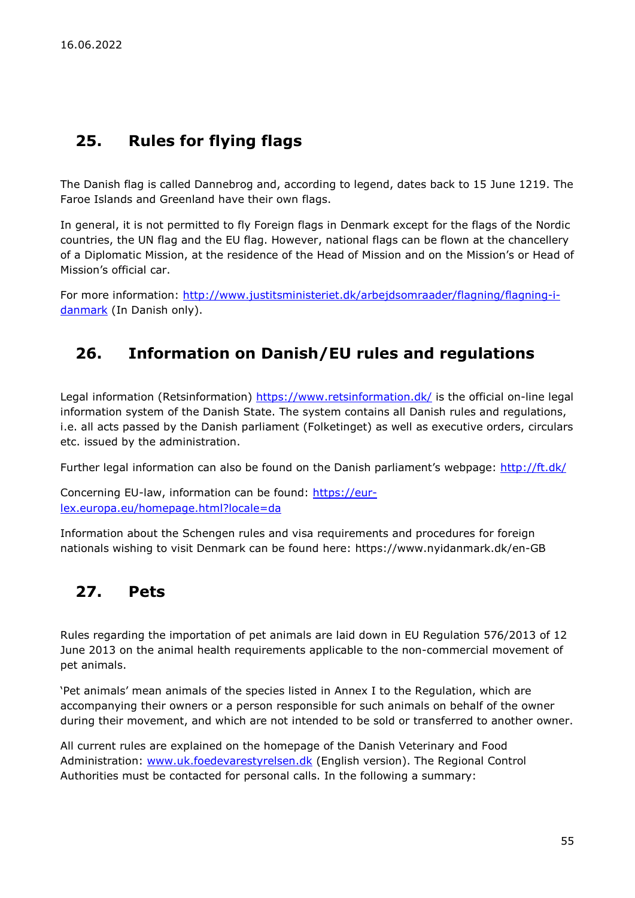16.06.2022

## 25. Rules for flying flags

The Danish flag is called Dannebrog and, according to legend, dates back to 15 June 1219. The Faroe Islands and Greenland have their own flags.

In general, it is not permitted to fly Foreign flags in Denmark except for the flags of the Nordic countries, the UN flag and the EU flag. However, national flags can be flown at the chancellery of a Diplomatic Mission, at the residence of the Head of Mission and on the Mission's or Head of Mission's official car.

For more information: [http://www.justitsministeriet.dk/arbejdsomraader/flagning/flagning-i-danmark](http://www.justitsministeriet.dk/arbejdsomraader/flagning/flagning-i-danmark) (In Danish only).

## 26. Information on Danish/EU rules and regulations

Legal information (Retsinformation) [https://www.retsinformation.dk/](https://www.retsinformation.dk/) is the official on-line legal information system of the Danish State. The system contains all Danish rules and regulations, i.e. all acts passed by the Danish parliament (Folketinget) as well as executive orders, circulars etc. issued by the administration.

Further legal information can also be found on the Danish parliament's webpage: [http://ft.dk/](http://ft.dk/)

Concerning EU-law, information can be found: [https://eur-lex.europa.eu/homepage.html?locale=da](https://eur-lex.europa.eu/homepage.html?locale=da)

Information about the Schengen rules and visa requirements and procedures for foreign nationals wishing to visit Denmark can be found here: https://www.nyidanmark.dk/en-GB

## 27. Pets

Rules regarding the importation of pet animals are laid down in EU Regulation 576/2013 of 12 June 2013 on the animal health requirements applicable to the non-commercial movement of pet animals.

'Pet animals' mean animals of the species listed in Annex I to the Regulation, which are accompanying their owners or a person responsible for such animals on behalf of the owner during their movement, and which are not intended to be sold or transferred to another owner.

All current rules are explained on the homepage of the Danish Veterinary and Food Administration: [www.uk.foedevarestyrelsen.dk](www.uk.foedevarestyrelsen.dk) (English version). The Regional Control Authorities must be contacted for personal calls. In the following a summary: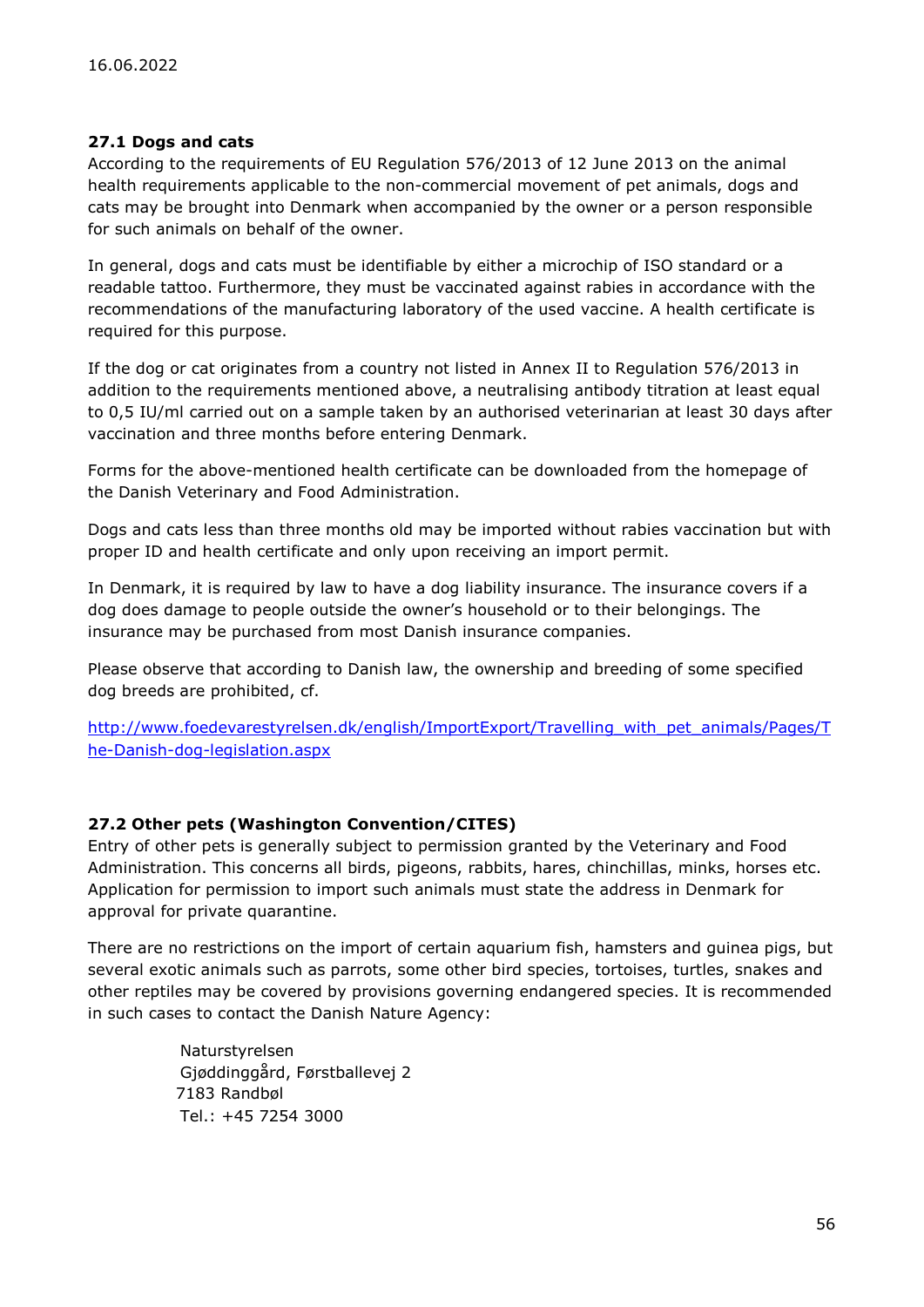16.06.2022

### 27.1 Dogs and cats

According to the requirements of EU Regulation 576/2013 of 12 June 2013 on the animal health requirements applicable to the non-commercial movement of pet animals, dogs and cats may be brought into Denmark when accompanied by the owner or a person responsible for such animals on behalf of the owner.

In general, dogs and cats must be identifiable by either a microchip of ISO standard or a readable tattoo. Furthermore, they must be vaccinated against rabies in accordance with the recommendations of the manufacturing laboratory of the used vaccine. A health certificate is required for this purpose.

If the dog or cat originates from a country not listed in Annex II to Regulation 576/2013 in addition to the requirements mentioned above, a neutralising antibody titration at least equal to 0,5 IU/ml carried out on a sample taken by an authorised veterinarian at least 30 days after vaccination and three months before entering Denmark.

Forms for the above-mentioned health certificate can be downloaded from the homepage of the Danish Veterinary and Food Administration.

Dogs and cats less than three months old may be imported without rabies vaccination but with proper ID and health certificate and only upon receiving an import permit.

In Denmark, it is required by law to have a dog liability insurance. The insurance covers if a dog does damage to people outside the owner's household or to their belongings. The insurance may be purchased from most Danish insurance companies.

Please observe that according to Danish law, the ownership and breeding of some specified dog breeds are prohibited, cf.

http://www.foedevarestyrelsen.dk/english/ImportExport/Travelling_with_pet_animals/Pages/The-Danish-dog-legislation.aspx

### 27.2 Other pets (Washington Convention/CITES)

Entry of other pets is generally subject to permission granted by the Veterinary and Food Administration. This concerns all birds, pigeons, rabbits, hares, chinchillas, minks, horses etc. Application for permission to import such animals must state the address in Denmark for approval for private quarantine.

There are no restrictions on the import of certain aquarium fish, hamsters and guinea pigs, but several exotic animals such as parrots, some other bird species, tortoises, turtles, snakes and other reptiles may be covered by provisions governing endangered species. It is recommended in such cases to contact the Danish Nature Agency:

Naturstyrelsen
Gjøddinggård, Førstballevej 2
7183 Randbøl
Tel.: +45 7254 3000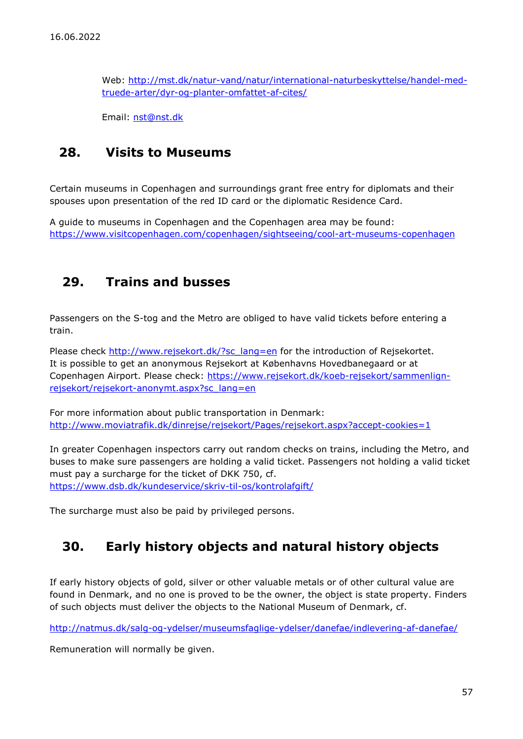Web: http://mst.dk/natur-vand/natur/international-naturbeskyttelse/handel-med-truede-arter/dyr-og-planter-omfattet-af-cites/

Email: nst@nst.dk

## 28. Visits to Museums

Certain museums in Copenhagen and surroundings grant free entry for diplomats and their spouses upon presentation of the red ID card or the diplomatic Residence Card.

A guide to museums in Copenhagen and the Copenhagen area may be found:
https://www.visitcopenhagen.com/copenhagen/sightseeing/cool-art-museums-copenhagen

## 29. Trains and busses

Passengers on the S-tog and the Metro are obliged to have valid tickets before entering a train.

Please check http://www.rejsekort.dk/?sc_lang=en for the introduction of Rejsekortet.
It is possible to get an anonymous Rejsekort at Københavns Hovedbanegaard or at Copenhagen Airport. Please check: https://www.rejsekort.dk/koeb-rejsekort/sammenlign-rejsekort/rejsekort-anonymt.aspx?sc_lang=en

For more information about public transportation in Denmark:
http://www.moviatrafik.dk/dinrejse/rejsekort/Pages/rejsekort.aspx?accept-cookies=1

In greater Copenhagen inspectors carry out random checks on trains, including the Metro, and buses to make sure passengers are holding a valid ticket. Passengers not holding a valid ticket must pay a surcharge for the ticket of DKK 750, cf.
https://www.dsb.dk/kundeservice/skriv-til-os/kontrolafgift/

The surcharge must also be paid by privileged persons.

## 30. Early history objects and natural history objects

If early history objects of gold, silver or other valuable metals or of other cultural value are found in Denmark, and no one is proved to be the owner, the object is state property. Finders of such objects must deliver the objects to the National Museum of Denmark, cf.

http://natmus.dk/salg-og-ydelser/museumsfaglige-ydelser/danefae/indlevering-af-danefae/

Remuneration will normally be given.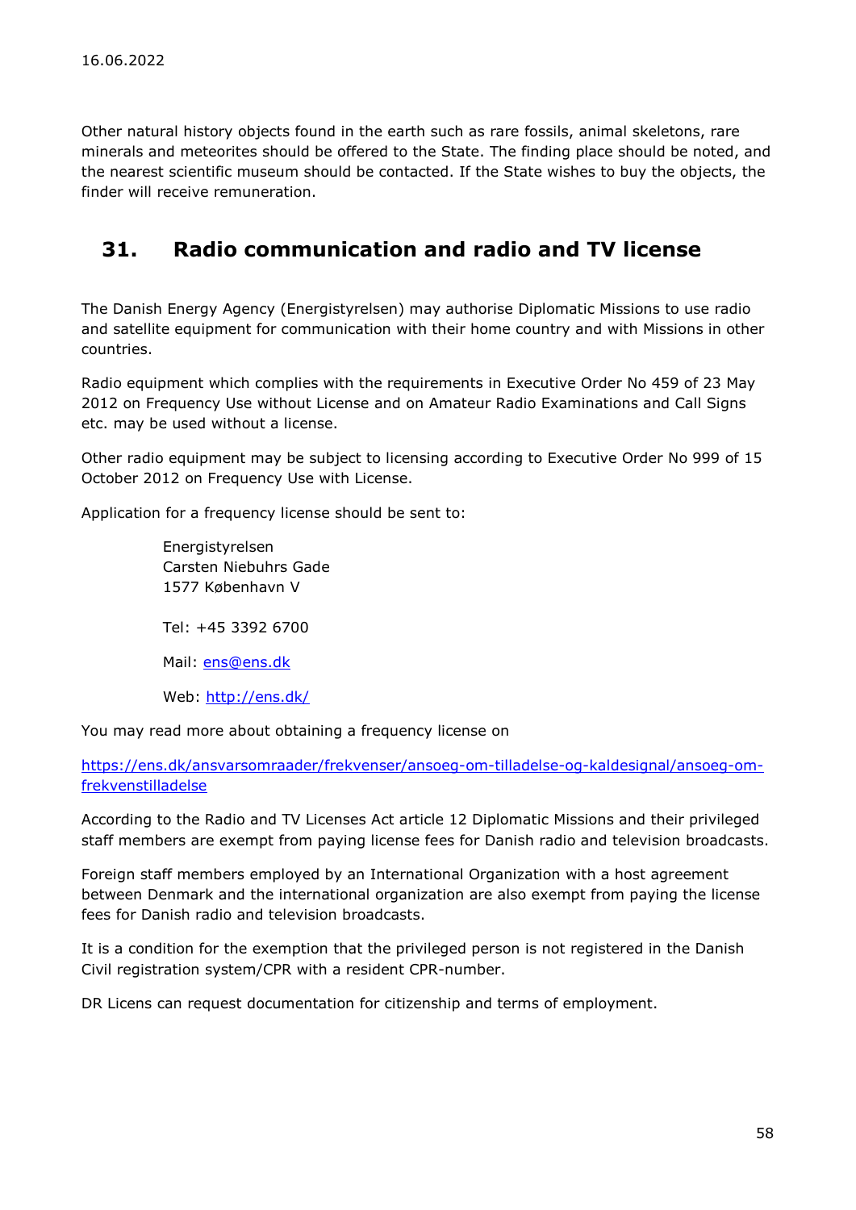Other natural history objects found in the earth such as rare fossils, animal skeletons, rare minerals and meteorites should be offered to the State. The finding place should be noted, and the nearest scientific museum should be contacted. If the State wishes to buy the objects, the finder will receive remuneration.

## 31. Radio communication and radio and TV license

The Danish Energy Agency (Energistyrelsen) may authorise Diplomatic Missions to use radio and satellite equipment for communication with their home country and with Missions in other countries.

Radio equipment which complies with the requirements in Executive Order No 459 of 23 May 2012 on Frequency Use without License and on Amateur Radio Examinations and Call Signs etc. may be used without a license.

Other radio equipment may be subject to licensing according to Executive Order No 999 of 15 October 2012 on Frequency Use with License.

Application for a frequency license should be sent to:

Energistyrelsen
Carsten Niebuhrs Gade
1577 København V

Tel: +45 3392 6700

Mail: ens@ens.dk

Web: http://ens.dk/

You may read more about obtaining a frequency license on

https://ens.dk/ansvarsomraader/frekvenser/ansoeg-om-tilladelse-og-kaldesignal/ansoeg-om-frekvenstilladelse

According to the Radio and TV Licenses Act article 12 Diplomatic Missions and their privileged staff members are exempt from paying license fees for Danish radio and television broadcasts.

Foreign staff members employed by an International Organization with a host agreement between Denmark and the international organization are also exempt from paying the license fees for Danish radio and television broadcasts.

It is a condition for the exemption that the privileged person is not registered in the Danish Civil registration system/CPR with a resident CPR-number.

DR Licens can request documentation for citizenship and terms of employment.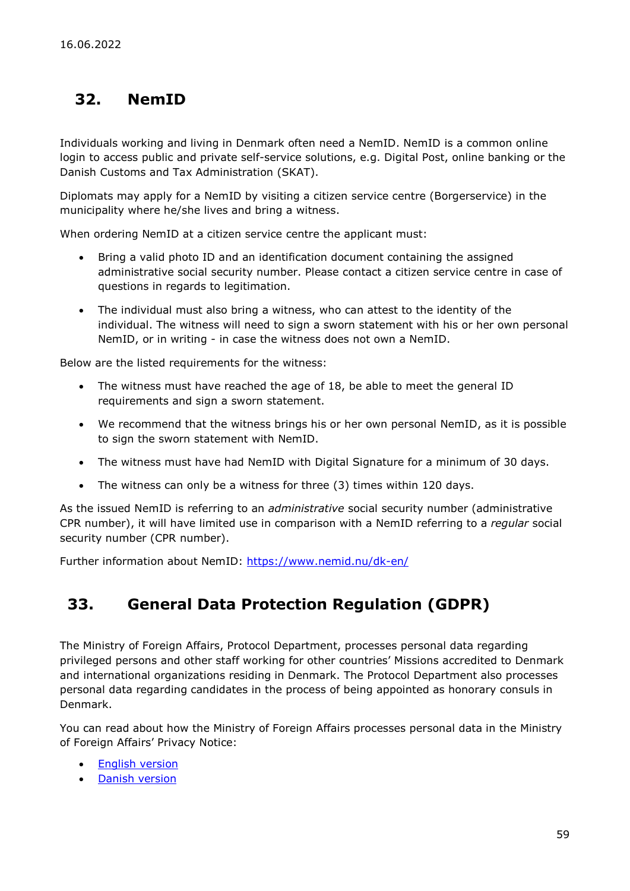16.06.2022

## 32. NemID

Individuals working and living in Denmark often need a NemID. NemID is a common online login to access public and private self-service solutions, e.g. Digital Post, online banking or the Danish Customs and Tax Administration (SKAT).

Diplomats may apply for a NemID by visiting a citizen service centre (Borgerservice) in the municipality where he/she lives and bring a witness.

When ordering NemID at a citizen service centre the applicant must:

- Bring a valid photo ID and an identification document containing the assigned administrative social security number. Please contact a citizen service centre in case of questions in regards to legitimation.
- The individual must also bring a witness, who can attest to the identity of the individual. The witness will need to sign a sworn statement with his or her own personal NemID, or in writing - in case the witness does not own a NemID.

Below are the listed requirements for the witness:

- The witness must have reached the age of 18, be able to meet the general ID requirements and sign a sworn statement.
- We recommend that the witness brings his or her own personal NemID, as it is possible to sign the sworn statement with NemID.
- The witness must have had NemID with Digital Signature for a minimum of 30 days.
- The witness can only be a witness for three (3) times within 120 days.

As the issued NemID is referring to an *administrative* social security number (administrative CPR number), it will have limited use in comparison with a NemID referring to a *regular* social security number (CPR number).

Further information about NemID: [https://www.nemid.nu/dk-en/](https://www.nemid.nu/dk-en/)

## 33. General Data Protection Regulation (GDPR)

The Ministry of Foreign Affairs, Protocol Department, processes personal data regarding privileged persons and other staff working for other countries' Missions accredited to Denmark and international organizations residing in Denmark. The Protocol Department also processes personal data regarding candidates in the process of being appointed as honorary consuls in Denmark.

You can read about how the Ministry of Foreign Affairs processes personal data in the Ministry of Foreign Affairs' Privacy Notice:

- English version
- Danish version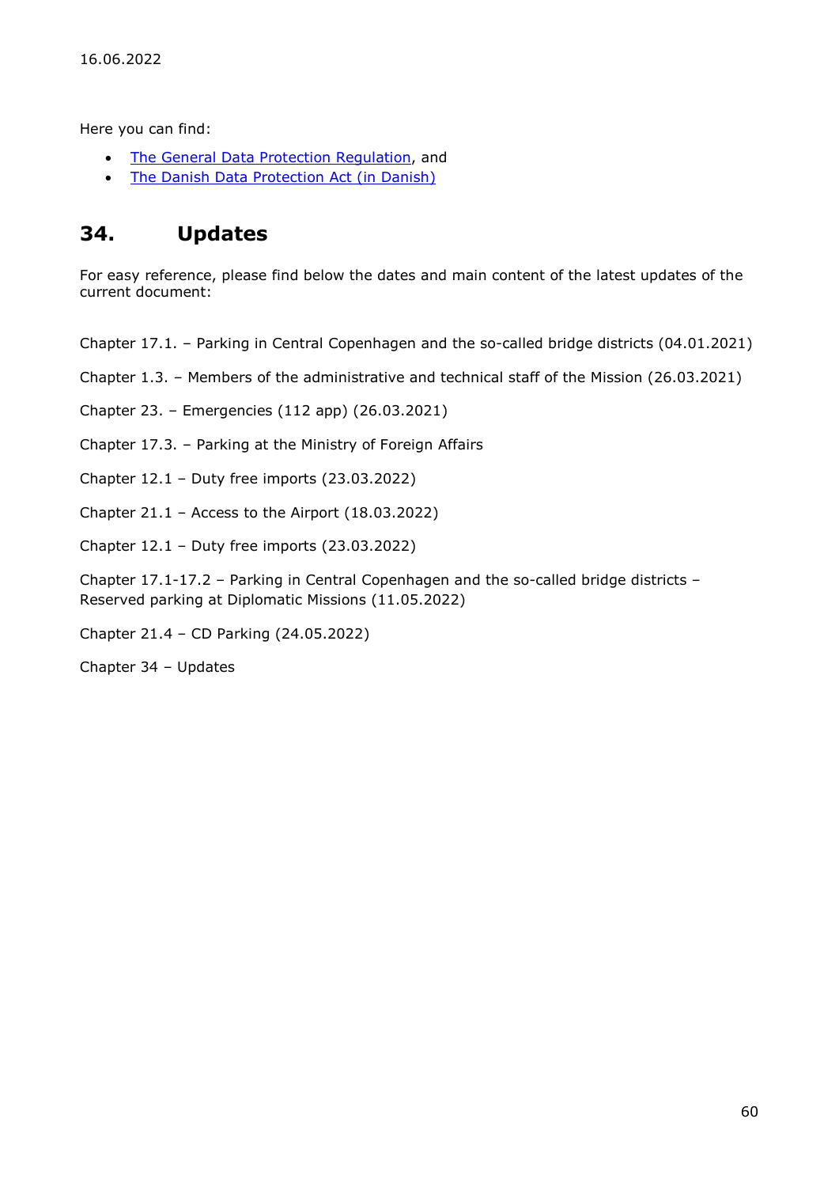16.06.2022

Here you can find:

- The General Data Protection Regulation, and
- The Danish Data Protection Act (in Danish)

## 34. Updates

For easy reference, please find below the dates and main content of the latest updates of the current document:

Chapter 17.1. – Parking in Central Copenhagen and the so-called bridge districts (04.01.2021)

Chapter 1.3. – Members of the administrative and technical staff of the Mission (26.03.2021)

Chapter 23. – Emergencies (112 app) (26.03.2021)

Chapter 17.3. – Parking at the Ministry of Foreign Affairs

Chapter 12.1 – Duty free imports (23.03.2022)

Chapter 21.1 – Access to the Airport (18.03.2022)

Chapter 12.1 – Duty free imports (23.03.2022)

Chapter 17.1-17.2 – Parking in Central Copenhagen and the so-called bridge districts – Reserved parking at Diplomatic Missions (11.05.2022)

Chapter 21.4 – CD Parking (24.05.2022)

Chapter 34 – Updates